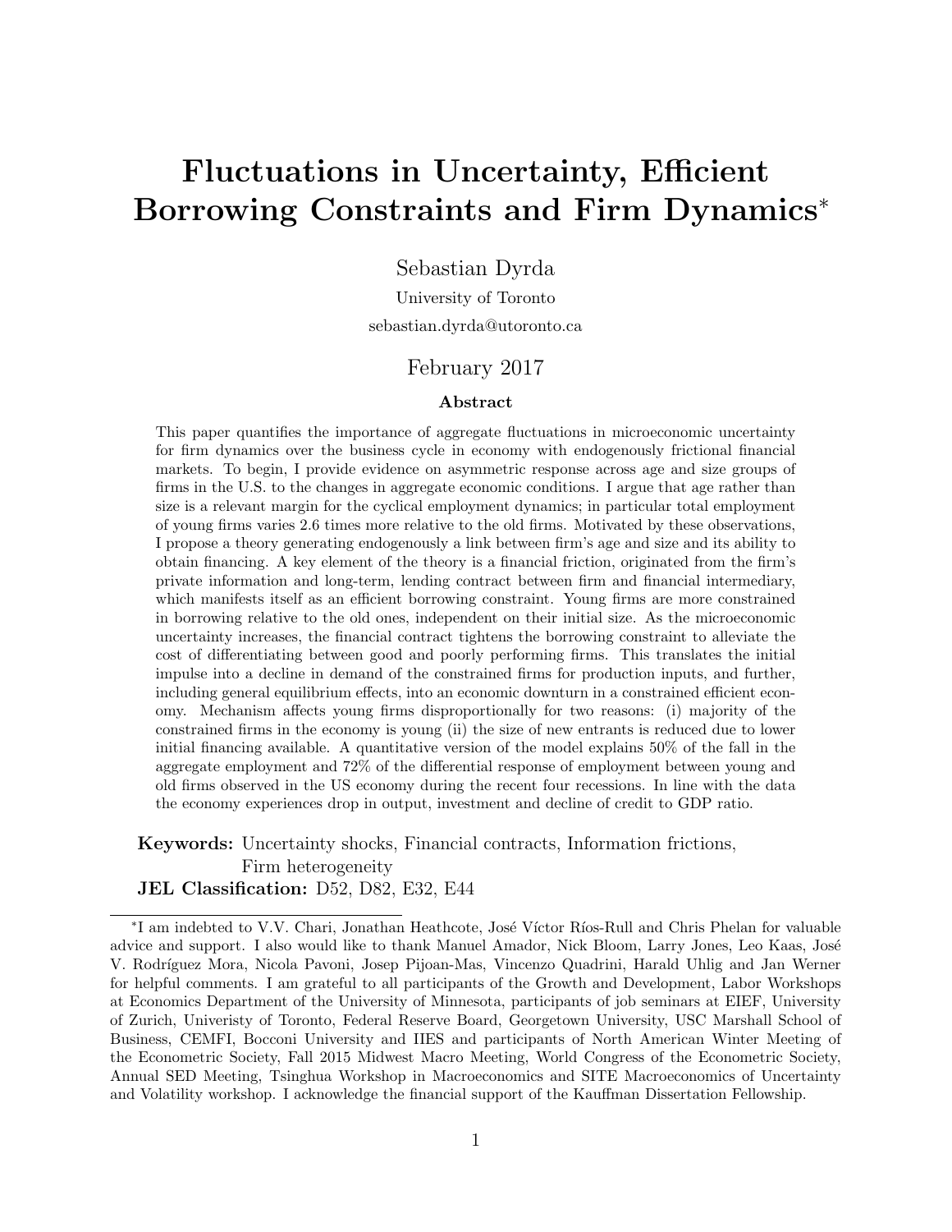# Fluctuations in Uncertainty, Efficient Borrowing Constraints and Firm Dynamics*

Sebastian Dyrda

University of Toronto

sebastian.dyrda@utoronto.ca

February 2017

### Abstract

This paper quantifies the importance of aggregate fluctuations in microeconomic uncertainty for firm dynamics over the business cycle in economy with endogenously frictional financial markets. To begin, I provide evidence on asymmetric response across age and size groups of firms in the U.S. to the changes in aggregate economic conditions. I argue that age rather than size is a relevant margin for the cyclical employment dynamics; in particular total employment of young firms varies 2.6 times more relative to the old firms. Motivated by these observations, I propose a theory generating endogenously a link between firm's age and size and its ability to obtain financing. A key element of the theory is a financial friction, originated from the firm's private information and long-term, lending contract between firm and financial intermediary, which manifests itself as an efficient borrowing constraint. Young firms are more constrained in borrowing relative to the old ones, independent on their initial size. As the microeconomic uncertainty increases, the financial contract tightens the borrowing constraint to alleviate the cost of differentiating between good and poorly performing firms. This translates the initial impulse into a decline in demand of the constrained firms for production inputs, and further, including general equilibrium effects, into an economic downturn in a constrained efficient economy. Mechanism affects young firms disproportionally for two reasons: (i) majority of the constrained firms in the economy is young (ii) the size of new entrants is reduced due to lower initial financing available. A quantitative version of the model explains 50% of the fall in the aggregate employment and 72% of the differential response of employment between young and old firms observed in the US economy during the recent four recessions. In line with the data the economy experiences drop in output, investment and decline of credit to GDP ratio.

**Keywords:** Uncertainty shocks, Financial contracts, Information frictions, Firm heterogeneity

**JEL Classification:** D52, D82, E32, E44

*I am indebted to V.V. Chari, Jonathan Heathcote, José Víctor Ríos-Rull and Chris Phelan for valuable advice and support. I also would like to thank Manuel Amador, Nick Bloom, Larry Jones, Leo Kaas, José V. Rodríguez Mora, Nicola Pavoni, Josep Pijoan-Mas, Vincenzo Quadrini, Harald Uhlig and Jan Werner for helpful comments. I am grateful to all participants of the Growth and Development, Labor Workshops at Economics Department of the University of Minnesota, participants of job seminars at EIEF, University of Zurich, Univeristy of Toronto, Federal Reserve Board, Georgetown University, USC Marshall School of Business, CEMFI, Bocconi University and IIES and participants of North American Winter Meeting of the Econometric Society, Fall 2015 Midwest Macro Meeting, World Congress of the Econometric Society, Annual SED Meeting, Tsinghua Workshop in Macroeconomics and SITE Macroeconomics of Uncertainty and Volatility workshop. I acknowledge the financial support of the Kauffman Dissertation Fellowship.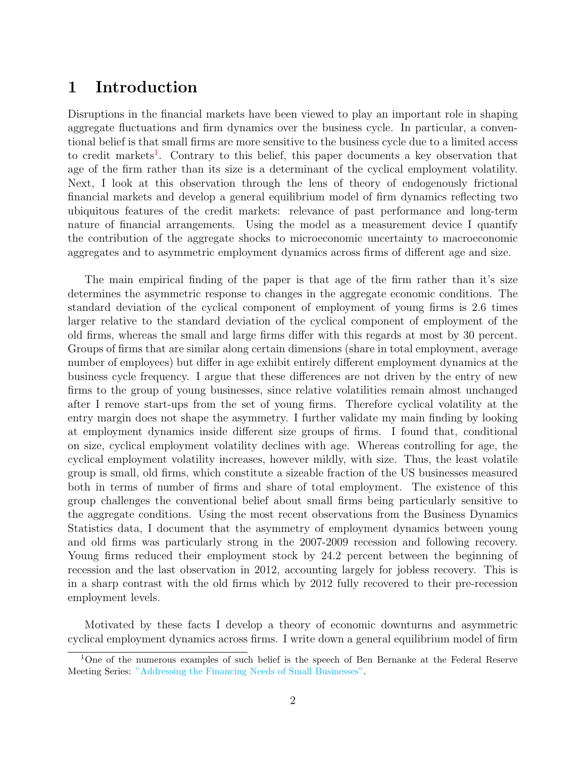# 1 Introduction

Disruptions in the financial markets have been viewed to play an important role in shaping aggregate fluctuations and firm dynamics over the business cycle. In particular, a conventional belief is that small firms are more sensitive to the business cycle due to a limited access to credit markets[1]. Contrary to this belief, this paper documents a key observation that age of the firm rather than its size is a determinant of the cyclical employment volatility. Next, I look at this observation through the lens of theory of endogenously frictional financial markets and develop a general equilibrium model of firm dynamics reflecting two ubiquitous features of the credit markets: relevance of past performance and long-term nature of financial arrangements. Using the model as a measurement device I quantify the contribution of the aggregate shocks to microeconomic uncertainty to macroeconomic aggregates and to asymmetric employment dynamics across firms of different age and size.

The main empirical finding of the paper is that age of the firm rather than it's size determines the asymmetric response to changes in the aggregate economic conditions. The standard deviation of the cyclical component of employment of young firms is 2.6 times larger relative to the standard deviation of the cyclical component of employment of the old firms, whereas the small and large firms differ with this regards at most by 30 percent. Groups of firms that are similar along certain dimensions (share in total employment, average number of employees) but differ in age exhibit entirely different employment dynamics at the business cycle frequency. I argue that these differences are not driven by the entry of new firms to the group of young businesses, since relative volatilities remain almost unchanged after I remove start-ups from the set of young firms. Therefore cyclical volatility at the entry margin does not shape the asymmetry. I further validate my main finding by looking at employment dynamics inside different size groups of firms. I found that, conditional on size, cyclical employment volatility declines with age. Whereas controlling for age, the cyclical employment volatility increases, however mildly, with size. Thus, the least volatile group is small, old firms, which constitute a sizeable fraction of the US businesses measured both in terms of number of firms and share of total employment. The existence of this group challenges the conventional belief about small firms being particularly sensitive to the aggregate conditions. Using the most recent observations from the Business Dynamics Statistics data, I document that the asymmetry of employment dynamics between young and old firms was particularly strong in the 2007-2009 recession and following recovery. Young firms reduced their employment stock by 24.2 percent between the beginning of recession and the last observation in 2012, accounting largely for jobless recovery. This is in a sharp contrast with the old firms which by 2012 fully recovered to their pre-recession employment levels.

Motivated by these facts I develop a theory of economic downturns and asymmetric cyclical employment dynamics across firms. I write down a general equilibrium model of firm

[1]One of the numerous examples of such belief is the speech of Ben Bernanke at the Federal Reserve Meeting Series: "Addressing the Financing Needs of Small Businesses".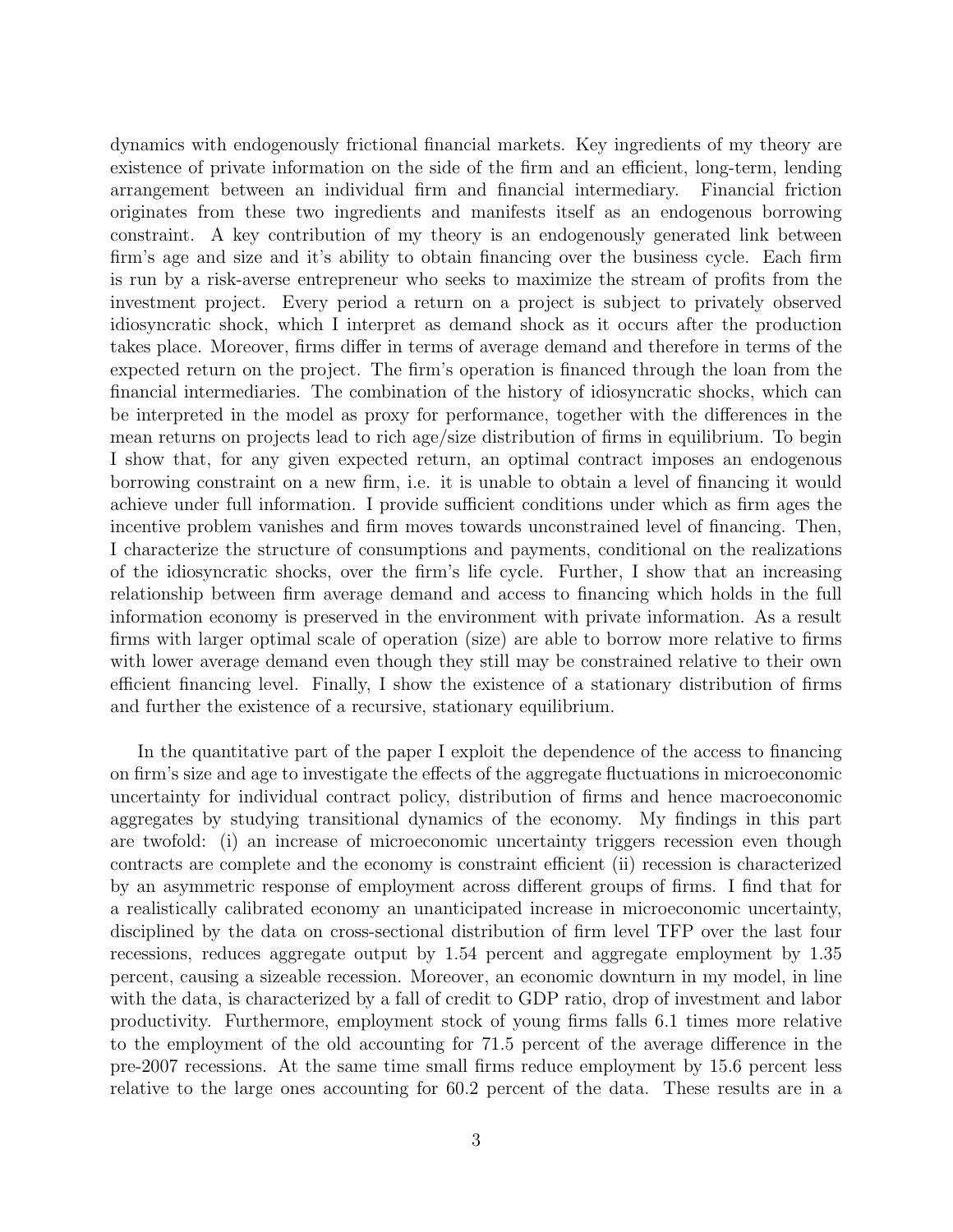dynamics with endogenously frictional financial markets. Key ingredients of my theory are existence of private information on the side of the firm and an efficient, long-term, lending arrangement between an individual firm and financial intermediary. Financial friction originates from these two ingredients and manifests itself as an endogenous borrowing constraint. A key contribution of my theory is an endogenously generated link between firm's age and size and it's ability to obtain financing over the business cycle. Each firm is run by a risk-averse entrepreneur who seeks to maximize the stream of profits from the investment project. Every period a return on a project is subject to privately observed idiosyncratic shock, which I interpret as demand shock as it occurs after the production takes place. Moreover, firms differ in terms of average demand and therefore in terms of the expected return on the project. The firm's operation is financed through the loan from the financial intermediaries. The combination of the history of idiosyncratic shocks, which can be interpreted in the model as proxy for performance, together with the differences in the mean returns on projects lead to rich age/size distribution of firms in equilibrium. To begin I show that, for any given expected return, an optimal contract imposes an endogenous borrowing constraint on a new firm, i.e. it is unable to obtain a level of financing it would achieve under full information. I provide sufficient conditions under which as firm ages the incentive problem vanishes and firm moves towards unconstrained level of financing. Then, I characterize the structure of consumptions and payments, conditional on the realizations of the idiosyncratic shocks, over the firm's life cycle. Further, I show that an increasing relationship between firm average demand and access to financing which holds in the full information economy is preserved in the environment with private information. As a result firms with larger optimal scale of operation (size) are able to borrow more relative to firms with lower average demand even though they still may be constrained relative to their own efficient financing level. Finally, I show the existence of a stationary distribution of firms and further the existence of a recursive, stationary equilibrium.

In the quantitative part of the paper I exploit the dependence of the access to financing on firm's size and age to investigate the effects of the aggregate fluctuations in microeconomic uncertainty for individual contract policy, distribution of firms and hence macroeconomic aggregates by studying transitional dynamics of the economy. My findings in this part are twofold: (i) an increase of microeconomic uncertainty triggers recession even though contracts are complete and the economy is constraint efficient (ii) recession is characterized by an asymmetric response of employment across different groups of firms. I find that for a realistically calibrated economy an unanticipated increase in microeconomic uncertainty, disciplined by the data on cross-sectional distribution of firm level TFP over the last four recessions, reduces aggregate output by 1.54 percent and aggregate employment by 1.35 percent, causing a sizeable recession. Moreover, an economic downturn in my model, in line with the data, is characterized by a fall of credit to GDP ratio, drop of investment and labor productivity. Furthermore, employment stock of young firms falls 6.1 times more relative to the employment of the old accounting for 71.5 percent of the average difference in the pre-2007 recessions. At the same time small firms reduce employment by 15.6 percent less relative to the large ones accounting for 60.2 percent of the data. These results are in a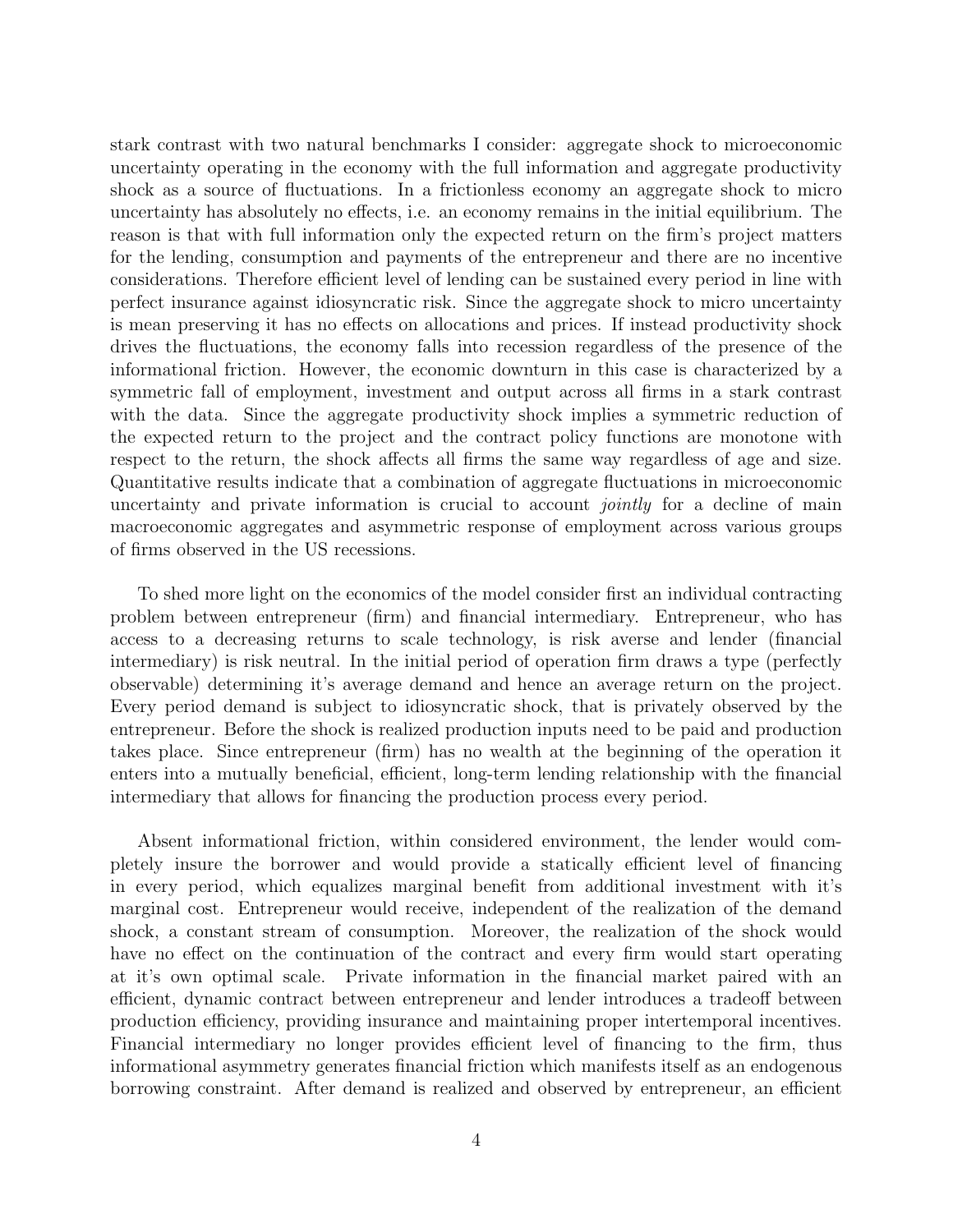stark contrast with two natural benchmarks I consider: aggregate shock to microeconomic uncertainty operating in the economy with the full information and aggregate productivity shock as a source of fluctuations. In a frictionless economy an aggregate shock to micro uncertainty has absolutely no effects, i.e. an economy remains in the initial equilibrium. The reason is that with full information only the expected return on the firm's project matters for the lending, consumption and payments of the entrepreneur and there are no incentive considerations. Therefore efficient level of lending can be sustained every period in line with perfect insurance against idiosyncratic risk. Since the aggregate shock to micro uncertainty is mean preserving it has no effects on allocations and prices. If instead productivity shock drives the fluctuations, the economy falls into recession regardless of the presence of the informational friction. However, the economic downturn in this case is characterized by a symmetric fall of employment, investment and output across all firms in a stark contrast with the data. Since the aggregate productivity shock implies a symmetric reduction of the expected return to the project and the contract policy functions are monotone with respect to the return, the shock affects all firms the same way regardless of age and size. Quantitative results indicate that a combination of aggregate fluctuations in microeconomic uncertainty and private information is crucial to account *jointly* for a decline of main macroeconomic aggregates and asymmetric response of employment across various groups of firms observed in the US recessions.

To shed more light on the economics of the model consider first an individual contracting problem between entrepreneur (firm) and financial intermediary. Entrepreneur, who has access to a decreasing returns to scale technology, is risk averse and lender (financial intermediary) is risk neutral. In the initial period of operation firm draws a type (perfectly observable) determining it's average demand and hence an average return on the project. Every period demand is subject to idiosyncratic shock, that is privately observed by the entrepreneur. Before the shock is realized production inputs need to be paid and production takes place. Since entrepreneur (firm) has no wealth at the beginning of the operation it enters into a mutually beneficial, efficient, long-term lending relationship with the financial intermediary that allows for financing the production process every period.

Absent informational friction, within considered environment, the lender would completely insure the borrower and would provide a statically efficient level of financing in every period, which equalizes marginal benefit from additional investment with it's marginal cost. Entrepreneur would receive, independent of the realization of the demand shock, a constant stream of consumption. Moreover, the realization of the shock would have no effect on the continuation of the contract and every firm would start operating at it's own optimal scale. Private information in the financial market paired with an efficient, dynamic contract between entrepreneur and lender introduces a tradeoff between production efficiency, providing insurance and maintaining proper intertemporal incentives. Financial intermediary no longer provides efficient level of financing to the firm, thus informational asymmetry generates financial friction which manifests itself as an endogenous borrowing constraint. After demand is realized and observed by entrepreneur, an efficient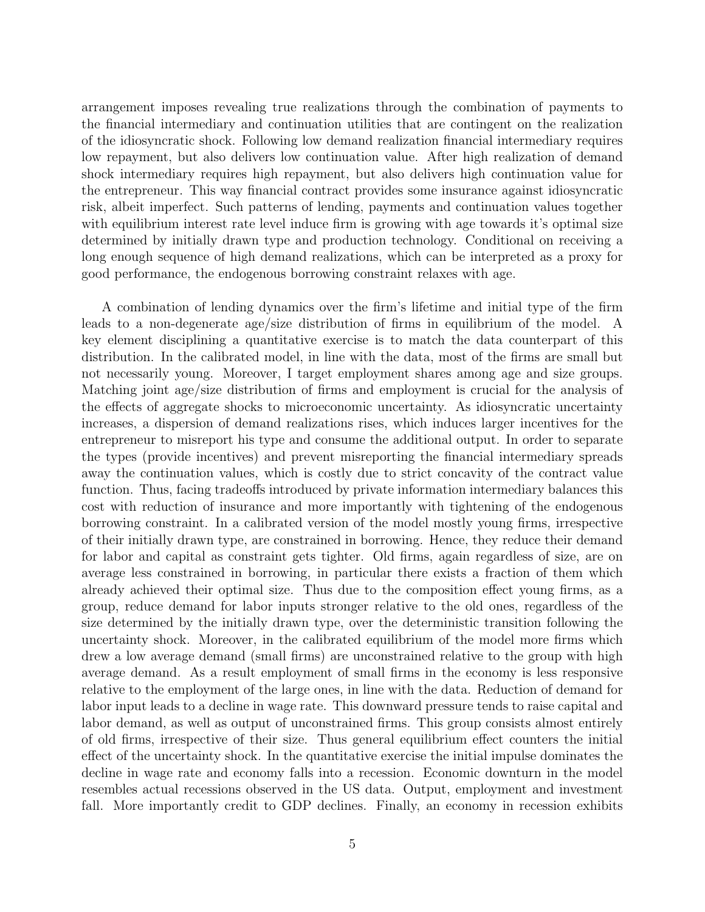arrangement imposes revealing true realizations through the combination of payments to the financial intermediary and continuation utilities that are contingent on the realization of the idiosyncratic shock. Following low demand realization financial intermediary requires low repayment, but also delivers low continuation value. After high realization of demand shock intermediary requires high repayment, but also delivers high continuation value for the entrepreneur. This way financial contract provides some insurance against idiosyncratic risk, albeit imperfect. Such patterns of lending, payments and continuation values together with equilibrium interest rate level induce firm is growing with age towards it's optimal size determined by initially drawn type and production technology. Conditional on receiving a long enough sequence of high demand realizations, which can be interpreted as a proxy for good performance, the endogenous borrowing constraint relaxes with age.

A combination of lending dynamics over the firm's lifetime and initial type of the firm leads to a non-degenerate age/size distribution of firms in equilibrium of the model. A key element disciplining a quantitative exercise is to match the data counterpart of this distribution. In the calibrated model, in line with the data, most of the firms are small but not necessarily young. Moreover, I target employment shares among age and size groups. Matching joint age/size distribution of firms and employment is crucial for the analysis of the effects of aggregate shocks to microeconomic uncertainty. As idiosyncratic uncertainty increases, a dispersion of demand realizations rises, which induces larger incentives for the entrepreneur to misreport his type and consume the additional output. In order to separate the types (provide incentives) and prevent misreporting the financial intermediary spreads away the continuation values, which is costly due to strict concavity of the contract value function. Thus, facing tradeoffs introduced by private information intermediary balances this cost with reduction of insurance and more importantly with tightening of the endogenous borrowing constraint. In a calibrated version of the model mostly young firms, irrespective of their initially drawn type, are constrained in borrowing. Hence, they reduce their demand for labor and capital as constraint gets tighter. Old firms, again regardless of size, are on average less constrained in borrowing, in particular there exists a fraction of them which already achieved their optimal size. Thus due to the composition effect young firms, as a group, reduce demand for labor inputs stronger relative to the old ones, regardless of the size determined by the initially drawn type, over the deterministic transition following the uncertainty shock. Moreover, in the calibrated equilibrium of the model more firms which drew a low average demand (small firms) are unconstrained relative to the group with high average demand. As a result employment of small firms in the economy is less responsive relative to the employment of the large ones, in line with the data. Reduction of demand for labor input leads to a decline in wage rate. This downward pressure tends to raise capital and labor demand, as well as output of unconstrained firms. This group consists almost entirely of old firms, irrespective of their size. Thus general equilibrium effect counters the initial effect of the uncertainty shock. In the quantitative exercise the initial impulse dominates the decline in wage rate and economy falls into a recession. Economic downturn in the model resembles actual recessions observed in the US data. Output, employment and investment fall. More importantly credit to GDP declines. Finally, an economy in recession exhibits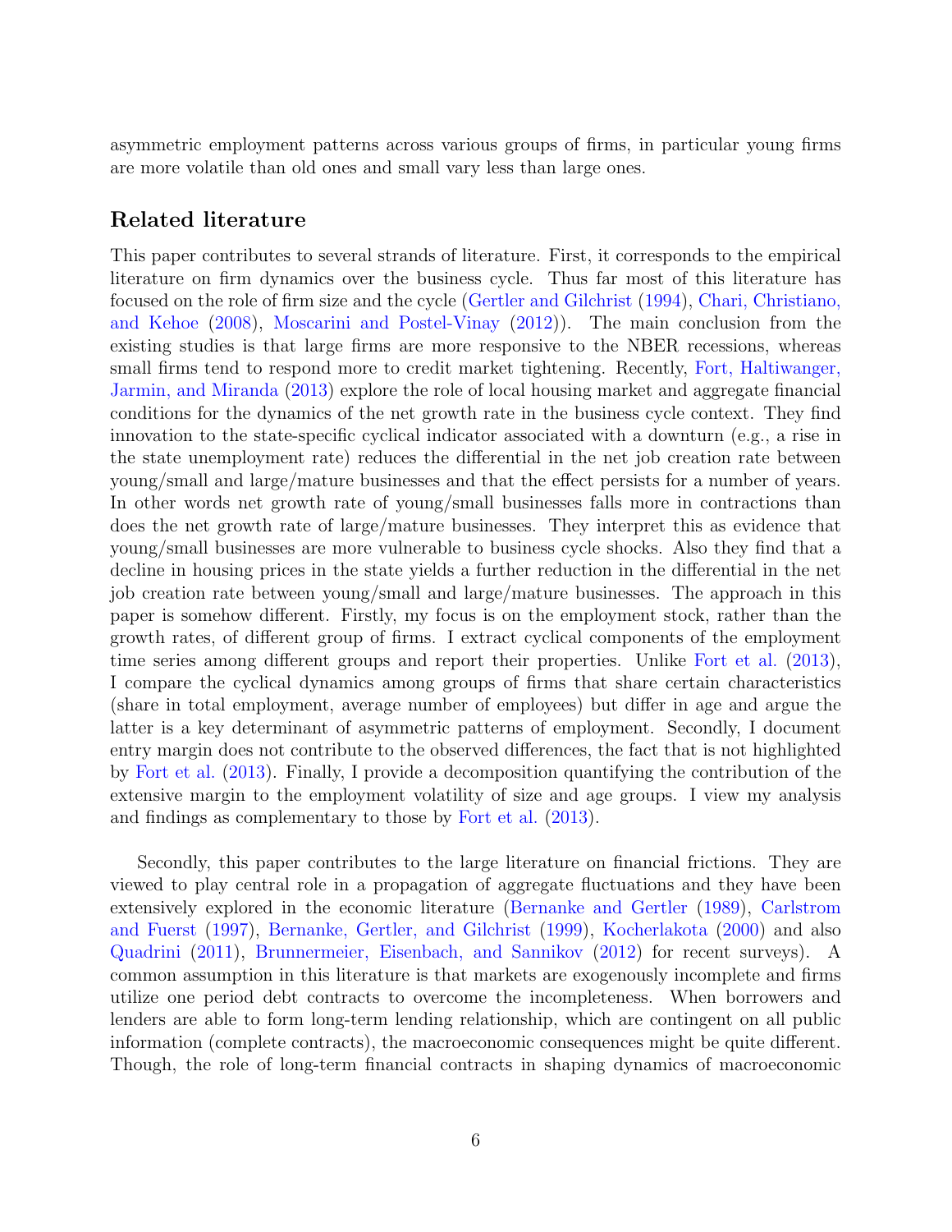asymmetric employment patterns across various groups of firms, in particular young firms are more volatile than old ones and small vary less than large ones.

## Related literature

This paper contributes to several strands of literature. First, it corresponds to the empirical literature on firm dynamics over the business cycle. Thus far most of this literature has focused on the role of firm size and the cycle (Gertler and Gilchrist (1994), Chari, Christiano, and Kehoe (2008), Moscarini and Postel-Vinay (2012)). The main conclusion from the existing studies is that large firms are more responsive to the NBER recessions, whereas small firms tend to respond more to credit market tightening. Recently, Fort, Haltiwanger, Jarmin, and Miranda (2013) explore the role of local housing market and aggregate financial conditions for the dynamics of the net growth rate in the business cycle context. They find innovation to the state-specific cyclical indicator associated with a downturn (e.g., a rise in the state unemployment rate) reduces the differential in the net job creation rate between young/small and large/mature businesses and that the effect persists for a number of years. In other words net growth rate of young/small businesses falls more in contractions than does the net growth rate of large/mature businesses. They interpret this as evidence that young/small businesses are more vulnerable to business cycle shocks. Also they find that a decline in housing prices in the state yields a further reduction in the differential in the net job creation rate between young/small and large/mature businesses. The approach in this paper is somehow different. Firstly, my focus is on the employment stock, rather than the growth rates, of different group of firms. I extract cyclical components of the employment time series among different groups and report their properties. Unlike Fort et al. (2013), I compare the cyclical dynamics among groups of firms that share certain characteristics (share in total employment, average number of employees) but differ in age and argue the latter is a key determinant of asymmetric patterns of employment. Secondly, I document entry margin does not contribute to the observed differences, the fact that is not highlighted by Fort et al. (2013). Finally, I provide a decomposition quantifying the contribution of the extensive margin to the employment volatility of size and age groups. I view my analysis and findings as complementary to those by Fort et al. (2013).

Secondly, this paper contributes to the large literature on financial frictions. They are viewed to play central role in a propagation of aggregate fluctuations and they have been extensively explored in the economic literature (Bernanke and Gertler (1989), Carlstrom and Fuerst (1997), Bernanke, Gertler, and Gilchrist (1999), Kocherlakota (2000) and also Quadrini (2011), Brunnermeier, Eisenbach, and Sannikov (2012) for recent surveys). A common assumption in this literature is that markets are exogenously incomplete and firms utilize one period debt contracts to overcome the incompleteness. When borrowers and lenders are able to form long-term lending relationship, which are contingent on all public information (complete contracts), the macroeconomic consequences might be quite different. Though, the role of long-term financial contracts in shaping dynamics of macroeconomic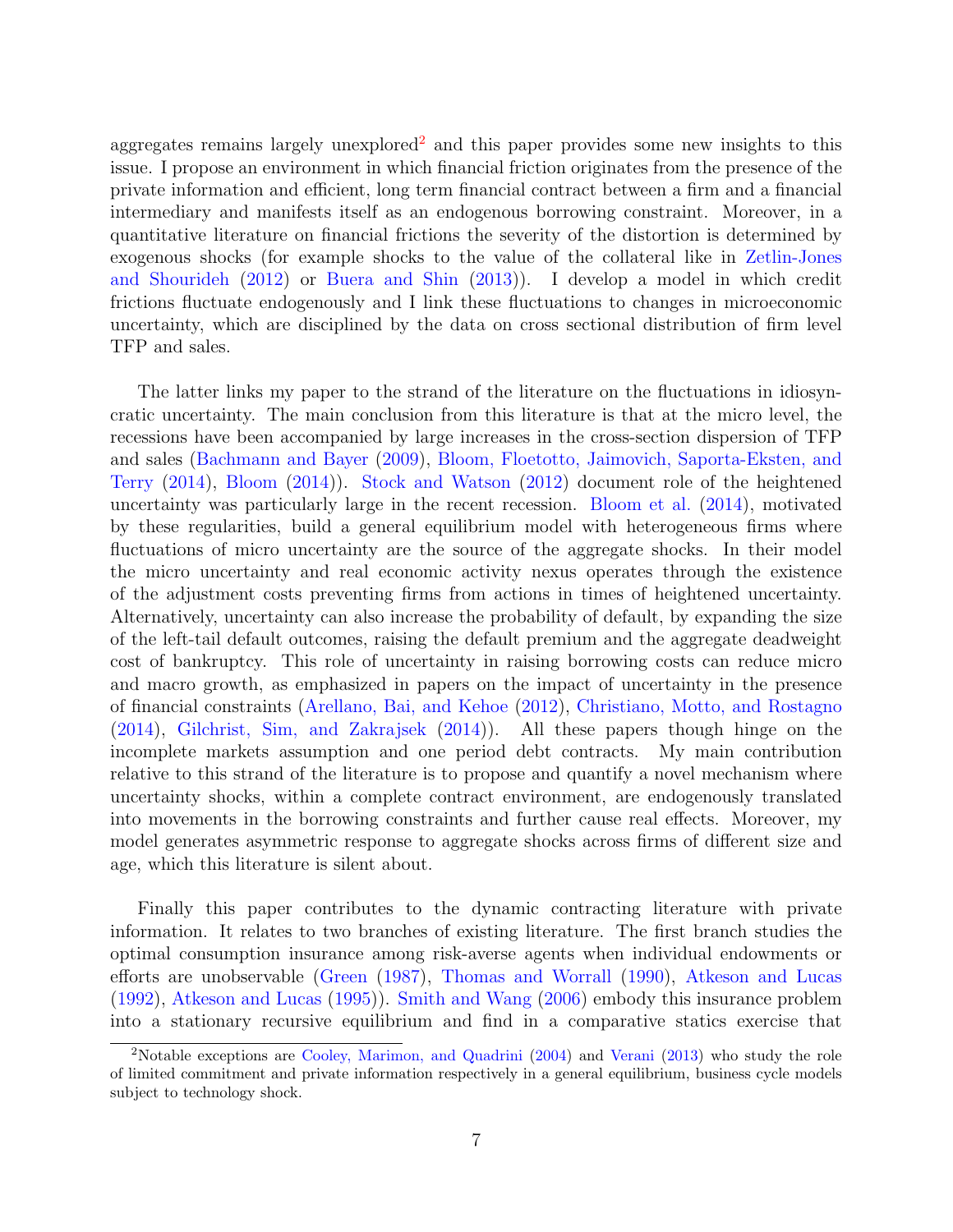aggregates remains largely unexplored[2] and this paper provides some new insights to this issue. I propose an environment in which financial friction originates from the presence of the private information and efficient, long term financial contract between a firm and a financial intermediary and manifests itself as an endogenous borrowing constraint. Moreover, in a quantitative literature on financial frictions the severity of the distortion is determined by exogenous shocks (for example shocks to the value of the collateral like in Zetlin-Jones and Shourideh (2012) or Buera and Shin (2013)). I develop a model in which credit frictions fluctuate endogenously and I link these fluctuations to changes in microeconomic uncertainty, which are disciplined by the data on cross sectional distribution of firm level TFP and sales.

The latter links my paper to the strand of the literature on the fluctuations in idiosyncratic uncertainty. The main conclusion from this literature is that at the micro level, the recessions have been accompanied by large increases in the cross-section dispersion of TFP and sales (Bachmann and Bayer (2009), Bloom, Floetotto, Jaimovich, Saporta-Eksten, and Terry (2014), Bloom (2014)). Stock and Watson (2012) document role of the heightened uncertainty was particularly large in the recent recession. Bloom et al. (2014), motivated by these regularities, build a general equilibrium model with heterogeneous firms where fluctuations of micro uncertainty are the source of the aggregate shocks. In their model the micro uncertainty and real economic activity nexus operates through the existence of the adjustment costs preventing firms from actions in times of heightened uncertainty. Alternatively, uncertainty can also increase the probability of default, by expanding the size of the left-tail default outcomes, raising the default premium and the aggregate deadweight cost of bankruptcy. This role of uncertainty in raising borrowing costs can reduce micro and macro growth, as emphasized in papers on the impact of uncertainty in the presence of financial constraints (Arellano, Bai, and Kehoe (2012), Christiano, Motto, and Rostagno (2014), Gilchrist, Sim, and Zakrajsek (2014)). All these papers though hinge on the incomplete markets assumption and one period debt contracts. My main contribution relative to this strand of the literature is to propose and quantify a novel mechanism where uncertainty shocks, within a complete contract environment, are endogenously translated into movements in the borrowing constraints and further cause real effects. Moreover, my model generates asymmetric response to aggregate shocks across firms of different size and age, which this literature is silent about.

Finally this paper contributes to the dynamic contracting literature with private information. It relates to two branches of existing literature. The first branch studies the optimal consumption insurance among risk-averse agents when individual endowments or efforts are unobservable (Green (1987), Thomas and Worrall (1990), Atkeson and Lucas (1992), Atkeson and Lucas (1995)). Smith and Wang (2006) embody this insurance problem into a stationary recursive equilibrium and find in a comparative statics exercise that

[2] Notable exceptions are Cooley, Marimon, and Quadrini (2004) and Verani (2013) who study the role of limited commitment and private information respectively in a general equilibrium, business cycle models subject to technology shock.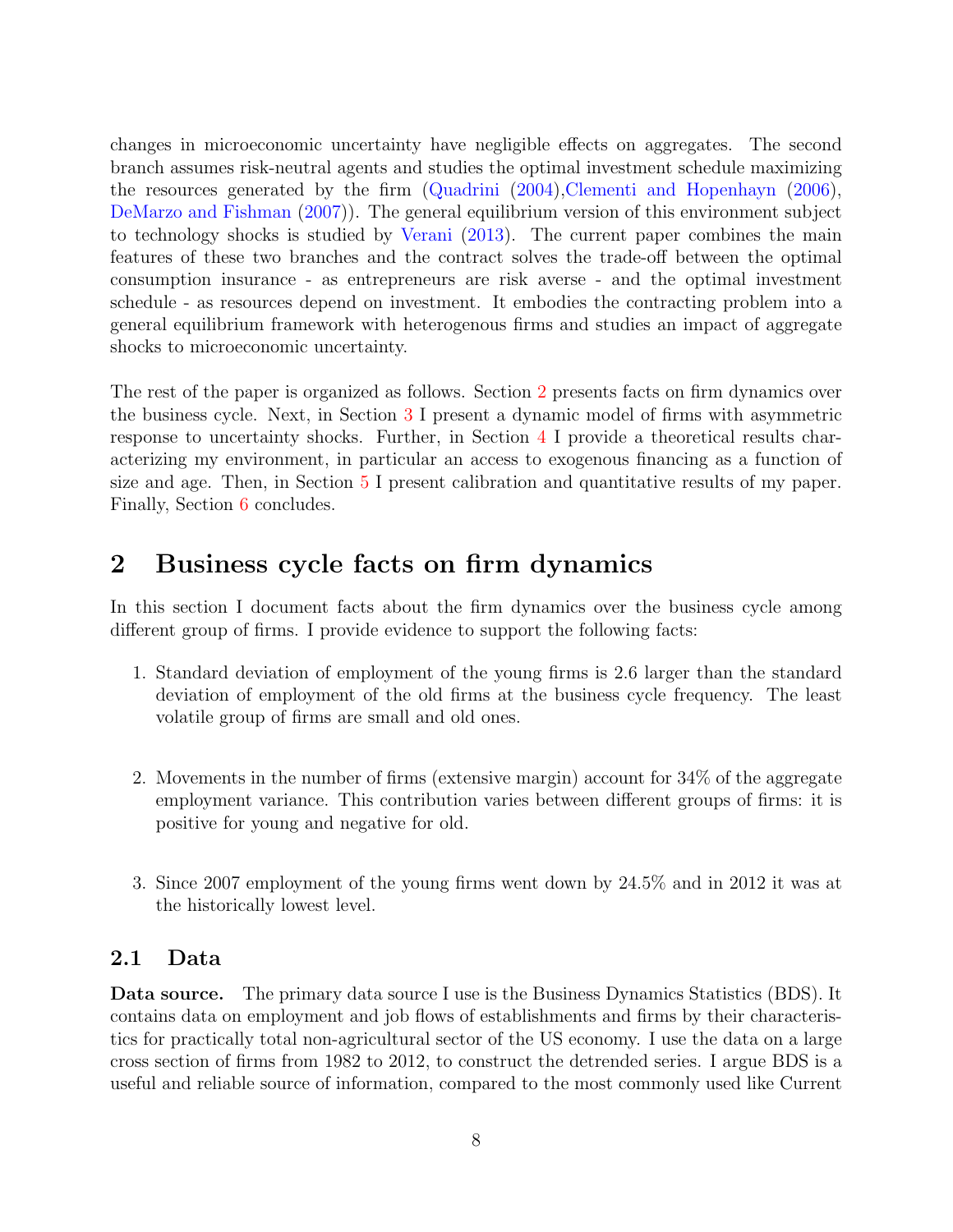changes in microeconomic uncertainty have negligible effects on aggregates. The second branch assumes risk-neutral agents and studies the optimal investment schedule maximizing the resources generated by the firm (Quadrini (2004),Clementi and Hopenhayn (2006), DeMarzo and Fishman (2007)). The general equilibrium version of this environment subject to technology shocks is studied by Verani (2013). The current paper combines the main features of these two branches and the contract solves the trade-off between the optimal consumption insurance - as entrepreneurs are risk averse - and the optimal investment schedule - as resources depend on investment. It embodies the contracting problem into a general equilibrium framework with heterogenous firms and studies an impact of aggregate shocks to microeconomic uncertainty.

The rest of the paper is organized as follows. Section 2 presents facts on firm dynamics over the business cycle. Next, in Section 3 I present a dynamic model of firms with asymmetric response to uncertainty shocks. Further, in Section 4 I provide a theoretical results characterizing my environment, in particular an access to exogenous financing as a function of size and age. Then, in Section 5 I present calibration and quantitative results of my paper. Finally, Section 6 concludes.

# 2 Business cycle facts on firm dynamics

In this section I document facts about the firm dynamics over the business cycle among different group of firms. I provide evidence to support the following facts:

1. Standard deviation of employment of the young firms is 2.6 larger than the standard deviation of employment of the old firms at the business cycle frequency. The least volatile group of firms are small and old ones.

2. Movements in the number of firms (extensive margin) account for 34% of the aggregate employment variance. This contribution varies between different groups of firms: it is positive for young and negative for old.

3. Since 2007 employment of the young firms went down by 24.5% and in 2012 it was at the historically lowest level.

## 2.1 Data

**Data source.** The primary data source I use is the Business Dynamics Statistics (BDS). It contains data on employment and job flows of establishments and firms by their characteristics for practically total non-agricultural sector of the US economy. I use the data on a large cross section of firms from 1982 to 2012, to construct the detrended series. I argue BDS is a useful and reliable source of information, compared to the most commonly used like Current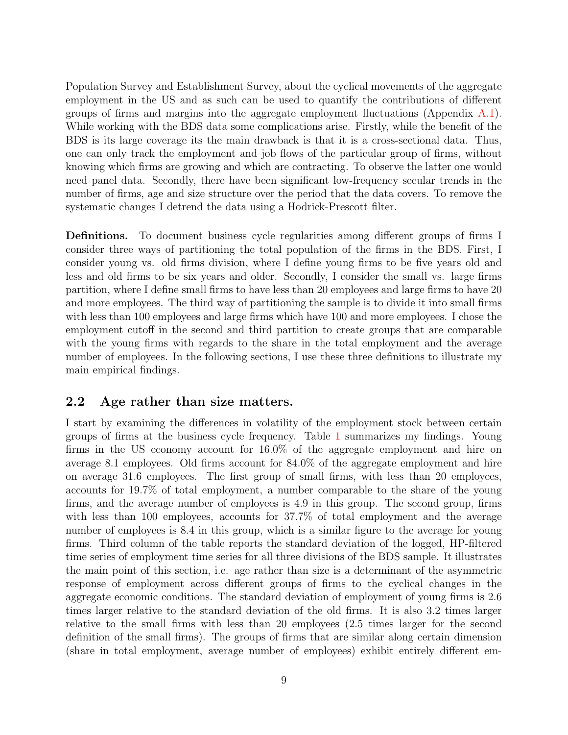Population Survey and Establishment Survey, about the cyclical movements of the aggregate employment in the US and as such can be used to quantify the contributions of different groups of firms and margins into the aggregate employment fluctuations (Appendix A.1). While working with the BDS data some complications arise. Firstly, while the benefit of the BDS is its large coverage its the main drawback is that it is a cross-sectional data. Thus, one can only track the employment and job flows of the particular group of firms, without knowing which firms are growing and which are contracting. To observe the latter one would need panel data. Secondly, there have been significant low-frequency secular trends in the number of firms, age and size structure over the period that the data covers. To remove the systematic changes I detrend the data using a Hodrick-Prescott filter.

**Definitions.** To document business cycle regularities among different groups of firms I consider three ways of partitioning the total population of the firms in the BDS. First, I consider young vs. old firms division, where I define young firms to be five years old and less and old firms to be six years and older. Secondly, I consider the small vs. large firms partition, where I define small firms to have less than 20 employees and large firms to have 20 and more employees. The third way of partitioning the sample is to divide it into small firms with less than 100 employees and large firms which have 100 and more employees. I chose the employment cutoff in the second and third partition to create groups that are comparable with the young firms with regards to the share in the total employment and the average number of employees. In the following sections, I use these three definitions to illustrate my main empirical findings.

## 2.2 Age rather than size matters.

I start by examining the differences in volatility of the employment stock between certain groups of firms at the business cycle frequency. Table 1 summarizes my findings. Young firms in the US economy account for 16.0% of the aggregate employment and hire on average 8.1 employees. Old firms account for 84.0% of the aggregate employment and hire on average 31.6 employees. The first group of small firms, with less than 20 employees, accounts for 19.7% of total employment, a number comparable to the share of the young firms, and the average number of employees is 4.9 in this group. The second group, firms with less than 100 employees, accounts for 37.7% of total employment and the average number of employees is 8.4 in this group, which is a similar figure to the average for young firms. Third column of the table reports the standard deviation of the logged, HP-filtered time series of employment time series for all three divisions of the BDS sample. It illustrates the main point of this section, i.e. age rather than size is a determinant of the asymmetric response of employment across different groups of firms to the cyclical changes in the aggregate economic conditions. The standard deviation of employment of young firms is 2.6 times larger relative to the standard deviation of the old firms. It is also 3.2 times larger relative to the small firms with less than 20 employees (2.5 times larger for the second definition of the small firms). The groups of firms that are similar along certain dimension (share in total employment, average number of employees) exhibit entirely different em-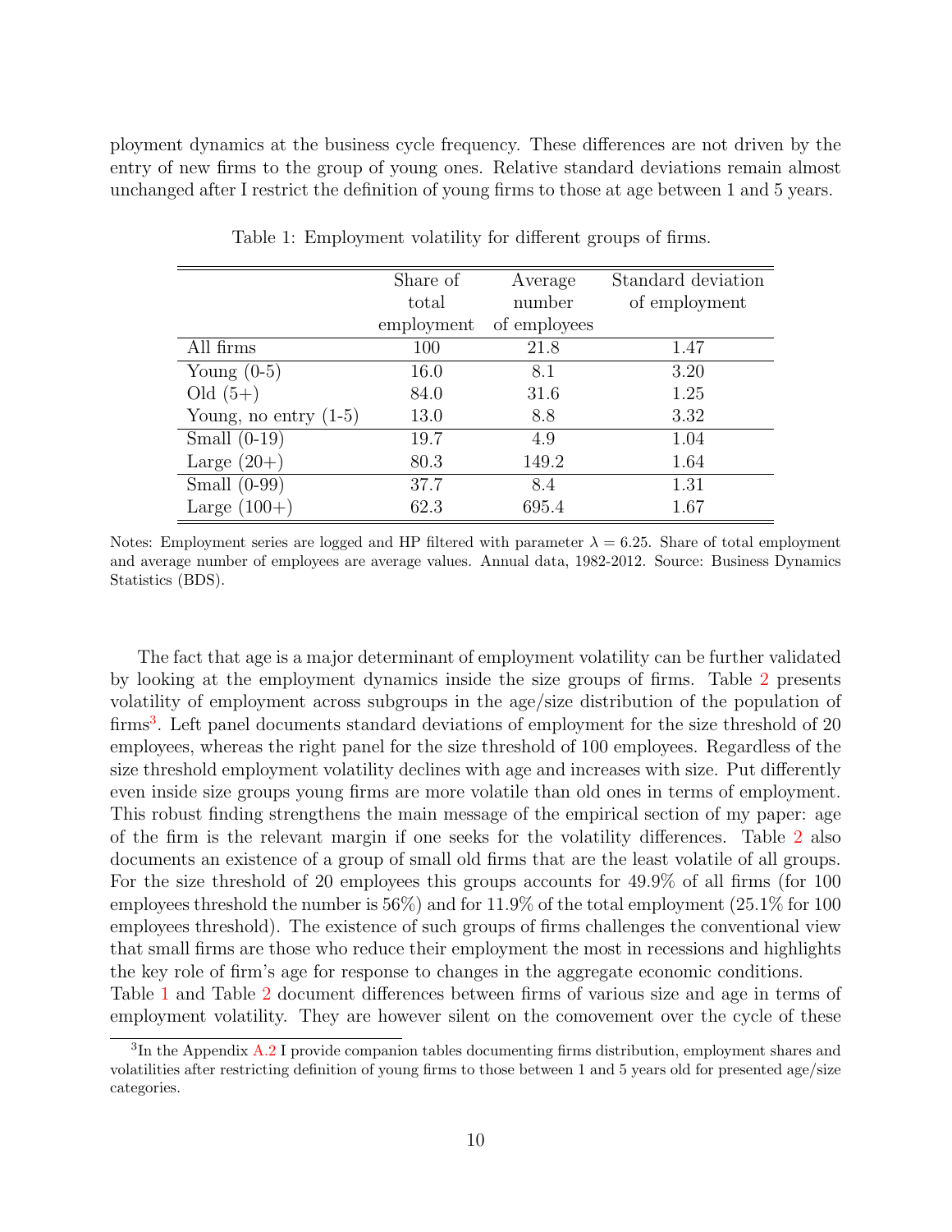ployment dynamics at the business cycle frequency. These differences are not driven by the entry of new firms to the group of young ones. Relative standard deviations remain almost unchanged after I restrict the definition of young firms to those at age between 1 and 5 years.

Table 1: Employment volatility for different groups of firms.

| | Share of total employment | Average number of employees | Standard deviation of employment |
|---|---|---|---|
| All firms | 100 | 21.8 | 1.47 |
| Young (0-5) | 16.0 | 8.1 | 3.20 |
| Old (5+) | 84.0 | 31.6 | 1.25 |
| Young, no entry (1-5) | 13.0 | 8.8 | 3.32 |
| Small (0-19) | 19.7 | 4.9 | 1.04 |
| Large (20+) | 80.3 | 149.2 | 1.64 |
| Small (0-99) | 37.7 | 8.4 | 1.31 |
| Large (100+) | 62.3 | 695.4 | 1.67 |

Notes: Employment series are logged and HP filtered with parameter $\lambda = 6.25$. Share of total employment and average number of employees are average values. Annual data, 1982-2012. Source: Business Dynamics Statistics (BDS).

The fact that age is a major determinant of employment volatility can be further validated by looking at the employment dynamics inside the size groups of firms. Table 2 presents volatility of employment across subgroups in the age/size distribution of the population of firms[3]. Left panel documents standard deviations of employment for the size threshold of 20 employees, whereas the right panel for the size threshold of 100 employees. Regardless of the size threshold employment volatility declines with age and increases with size. Put differently even inside size groups young firms are more volatile than old ones in terms of employment. This robust finding strengthens the main message of the empirical section of my paper: age of the firm is the relevant margin if one seeks for the volatility differences. Table 2 also documents an existence of a group of small old firms that are the least volatile of all groups. For the size threshold of 20 employees this groups accounts for 49.9% of all firms (for 100 employees threshold the number is 56%) and for 11.9% of the total employment (25.1% for 100 employees threshold). The existence of such groups of firms challenges the conventional view that small firms are those who reduce their employment the most in recessions and highlights the key role of firm's age for response to changes in the aggregate economic conditions.
Table 1 and Table 2 document differences between firms of various size and age in terms of employment volatility. They are however silent on the comovement over the cycle of these

[3] In the Appendix A.2 I provide companion tables documenting firms distribution, employment shares and volatilities after restricting definition of young firms to those between 1 and 5 years old for presented age/size categories.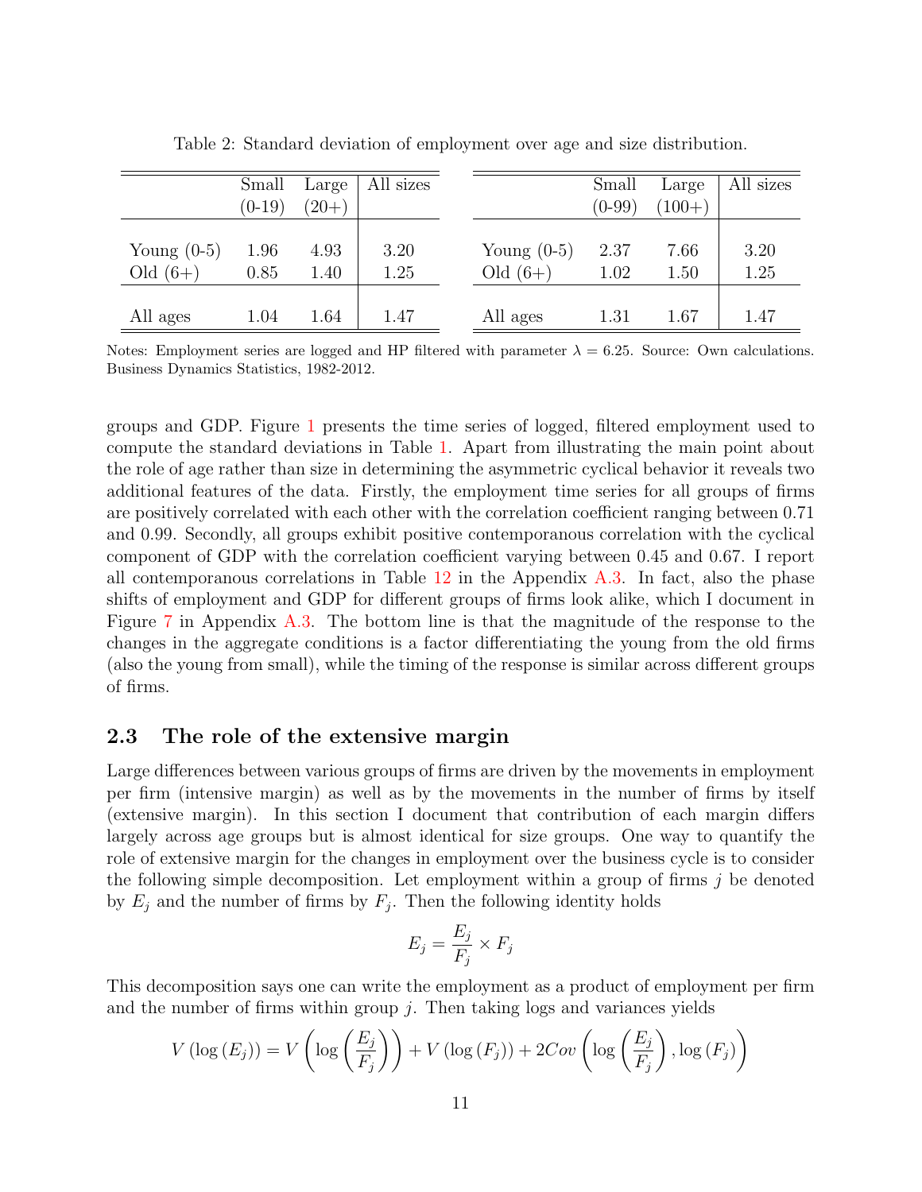Table 2: Standard deviation of employment over age and size distribution.

|  | Small (0-19) | Large (20+) | All sizes |
|---|---|---|---|
| Young (0-5) | 1.96 | 4.93 | 3.20 |
| Old (6+) | 0.85 | 1.40 | 1.25 |
| All ages | 1.04 | 1.64 | 1.47 |

|  | Small (0-99) | Large (100+) | All sizes |
|---|---|---|---|
| Young (0-5) | 2.37 | 7.66 | 3.20 |
| Old (6+) | 1.02 | 1.50 | 1.25 |
| All ages | 1.31 | 1.67 | 1.47 |

Notes: Employment series are logged and HP filtered with parameter $\lambda = 6.25$. Source: Own calculations. Business Dynamics Statistics, 1982-2012.

groups and GDP. Figure 1 presents the time series of logged, filtered employment used to compute the standard deviations in Table 1. Apart from illustrating the main point about the role of age rather than size in determining the asymmetric cyclical behavior it reveals two additional features of the data. Firstly, the employment time series for all groups of firms are positively correlated with each other with the correlation coefficient ranging between 0.71 and 0.99. Secondly, all groups exhibit positive contemporanous correlation with the cyclical component of GDP with the correlation coefficient varying between 0.45 and 0.67. I report all contemporanous correlations in Table 12 in the Appendix A.3. In fact, also the phase shifts of employment and GDP for different groups of firms look alike, which I document in Figure 7 in Appendix A.3. The bottom line is that the magnitude of the response to the changes in the aggregate conditions is a factor differentiating the young from the old firms (also the young from small), while the timing of the response is similar across different groups of firms.

## 2.3 The role of the extensive margin

Large differences between various groups of firms are driven by the movements in employment per firm (intensive margin) as well as by the movements in the number of firms by itself (extensive margin). In this section I document that contribution of each margin differs largely across age groups but is almost identical for size groups. One way to quantify the role of extensive margin for the changes in employment over the business cycle is to consider the following simple decomposition. Let employment within a group of firms $j$ be denoted by $E_j$ and the number of firms by $F_j$. Then the following identity holds

$$E_j = \frac{E_j}{F_j} \times F_j$$

This decomposition says one can write the employment as a product of employment per firm and the number of firms within group $j$. Then taking logs and variances yields

$$V\left(\log\left(E_j\right)\right) = V\left(\log\left(\frac{E_j}{F_j}\right)\right) + V\left(\log\left(F_j\right)\right) + 2Cov\left(\log\left(\frac{E_j}{F_j}\right), \log\left(F_j\right)\right)$$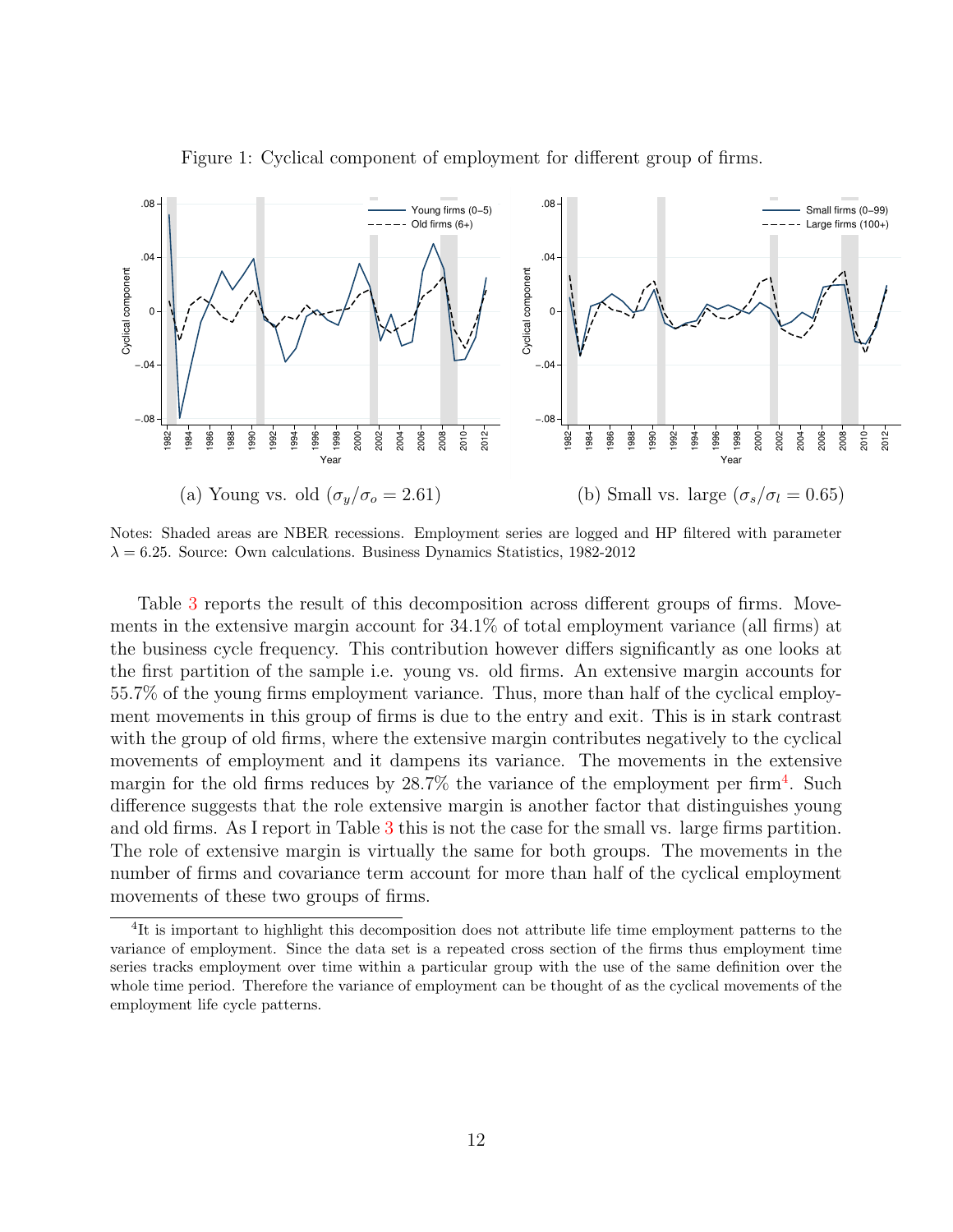Figure 1: Cyclical component of employment for different group of firms.

(a) Young vs. old ($\sigma_y/\sigma_o = 2.61$)

(b) Small vs. large ($\sigma_s/\sigma_l = 0.65$)

Notes: Shaded areas are NBER recessions. Employment series are logged and HP filtered with parameter $\lambda = 6.25$. Source: Own calculations. Business Dynamics Statistics, 1982-2012

Table 3 reports the result of this decomposition across different groups of firms. Movements in the extensive margin account for 34.1% of total employment variance (all firms) at the business cycle frequency. This contribution however differs significantly as one looks at the first partition of the sample i.e. young vs. old firms. An extensive margin accounts for 55.7% of the young firms employment variance. Thus, more than half of the cyclical employment movements in this group of firms is due to the entry and exit. This is in stark contrast with the group of old firms, where the extensive margin contributes negatively to the cyclical movements of employment and it dampens its variance. The movements in the extensive margin for the old firms reduces by 28.7% the variance of the employment per firm[4]. Such difference suggests that the role extensive margin is another factor that distinguishes young and old firms. As I report in Table 3 this is not the case for the small vs. large firms partition. The role of extensive margin is virtually the same for both groups. The movements in the number of firms and covariance term account for more than half of the cyclical employment movements of these two groups of firms.

[4] It is important to highlight this decomposition does not attribute life time employment patterns to the variance of employment. Since the data set is a repeated cross section of the firms thus employment time series tracks employment over time within a particular group with the use of the same definition over the whole time period. Therefore the variance of employment can be thought of as the cyclical movements of the employment life cycle patterns.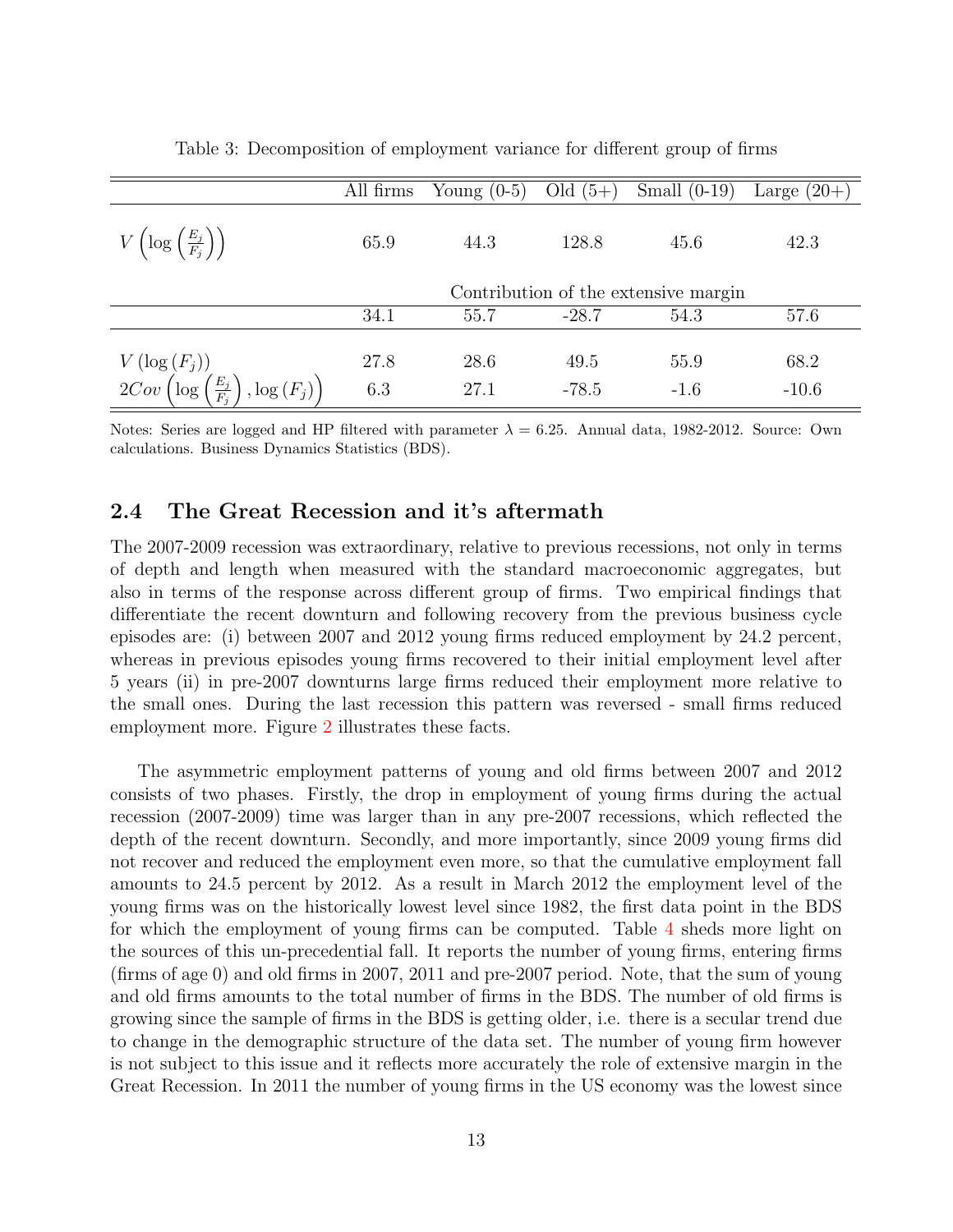Table 3: Decomposition of employment variance for different group of firms

| | All firms | Young (0-5) | Old (5+) | Small (0-19) | Large (20+) |
|---|---|---|---|---|---|
| $V\left(\log\left(\frac{E_j}{F_j}\right)\right)$ | 65.9 | 44.3 | 128.8 | 45.6 | 42.3 |
| | Contribution of the extensive margin | | | | |
| | 34.1 | 55.7 | -28.7 | 54.3 | 57.6 |
| $V\left(\log\left(F_j\right)\right)$ | 27.8 | 28.6 | 49.5 | 55.9 | 68.2 |
| $2Cov\left(\log\left(\frac{E_j}{F_j}\right), \log\left(F_j\right)\right)$ | 6.3 | 27.1 | -78.5 | -1.6 | -10.6 |

Notes: Series are logged and HP filtered with parameter $\lambda = 6.25$. Annual data, 1982-2012. Source: Own calculations. Business Dynamics Statistics (BDS).

## 2.4 The Great Recession and it's aftermath

The 2007-2009 recession was extraordinary, relative to previous recessions, not only in terms of depth and length when measured with the standard macroeconomic aggregates, but also in terms of the response across different group of firms. Two empirical findings that differentiate the recent downturn and following recovery from the previous business cycle episodes are: (i) between 2007 and 2012 young firms reduced employment by 24.2 percent, whereas in previous episodes young firms recovered to their initial employment level after 5 years (ii) in pre-2007 downturns large firms reduced their employment more relative to the small ones. During the last recession this pattern was reversed - small firms reduced employment more. Figure 2 illustrates these facts.

The asymmetric employment patterns of young and old firms between 2007 and 2012 consists of two phases. Firstly, the drop in employment of young firms during the actual recession (2007-2009) time was larger than in any pre-2007 recessions, which reflected the depth of the recent downturn. Secondly, and more importantly, since 2009 young firms did not recover and reduced the employment even more, so that the cumulative employment fall amounts to 24.5 percent by 2012. As a result in March 2012 the employment level of the young firms was on the historically lowest level since 1982, the first data point in the BDS for which the employment of young firms can be computed. Table 4 sheds more light on the sources of this un-precedential fall. It reports the number of young firms, entering firms (firms of age 0) and old firms in 2007, 2011 and pre-2007 period. Note, that the sum of young and old firms amounts to the total number of firms in the BDS. The number of old firms is growing since the sample of firms in the BDS is getting older, i.e. there is a secular trend due to change in the demographic structure of the data set. The number of young firm however is not subject to this issue and it reflects more accurately the role of extensive margin in the Great Recession. In 2011 the number of young firms in the US economy was the lowest since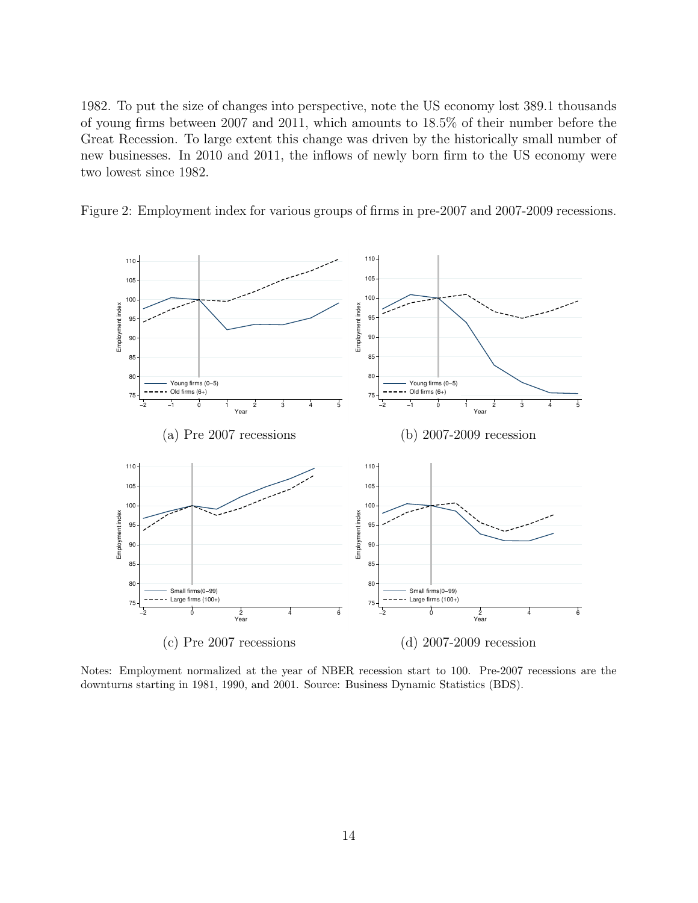1982. To put the size of changes into perspective, note the US economy lost 389.1 thousands of young firms between 2007 and 2011, which amounts to 18.5% of their number before the Great Recession. To large extent this change was driven by the historically small number of new businesses. In 2010 and 2011, the inflows of newly born firm to the US economy were two lowest since 1982.

Figure 2: Employment index for various groups of firms in pre-2007 and 2007-2009 recessions.

(a) Pre 2007 recessions

(b) 2007-2009 recession

(c) Pre 2007 recessions

(d) 2007-2009 recession

Notes: Employment normalized at the year of NBER recession start to 100. Pre-2007 recessions are the downturns starting in 1981, 1990, and 2001. Source: Business Dynamic Statistics (BDS).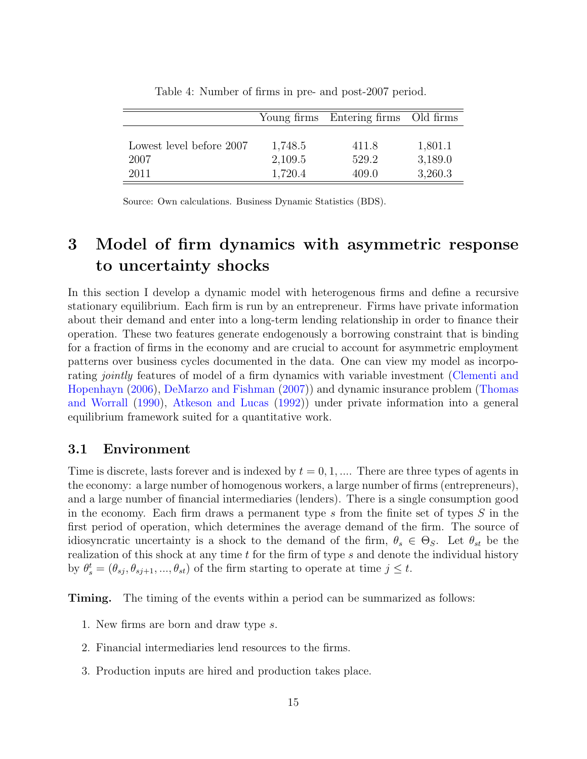Table 4: Number of firms in pre- and post-2007 period.

| | Young firms | Entering firms | Old firms |
|---|---|---|---|
| Lowest level before 2007 | 1,748.5 | 411.8 | 1,801.1 |
| 2007 | 2,109.5 | 529.2 | 3,189.0 |
| 2011 | 1,720.4 | 409.0 | 3,260.3 |

Source: Own calculations. Business Dynamic Statistics (BDS).

# 3 Model of firm dynamics with asymmetric response to uncertainty shocks

In this section I develop a dynamic model with heterogenous firms and define a recursive stationary equilibrium. Each firm is run by an entrepreneur. Firms have private information about their demand and enter into a long-term lending relationship in order to finance their operation. These two features generate endogenously a borrowing constraint that is binding for a fraction of firms in the economy and are crucial to account for asymmetric employment patterns over business cycles documented in the data. One can view my model as incorporating *jointly* features of model of a firm dynamics with variable investment (Clementi and Hopenhayn (2006), DeMarzo and Fishman (2007)) and dynamic insurance problem (Thomas and Worrall (1990), Atkeson and Lucas (1992)) under private information into a general equilibrium framework suited for a quantitative work.

## 3.1 Environment

Time is discrete, lasts forever and is indexed by $t = 0, 1, ...$. There are three types of agents in the economy: a large number of homogenous workers, a large number of firms (entrepreneurs), and a large number of financial intermediaries (lenders). There is a single consumption good in the economy. Each firm draws a permanent type $s$ from the finite set of types $S$ in the first period of operation, which determines the average demand of the firm. The source of idiosyncratic uncertainty is a shock to the demand of the firm, $\theta_s \in \Theta_S$. Let $\theta_{st}$ be the realization of this shock at any time $t$ for the firm of type $s$ and denote the individual history by $\theta_s^t = (\theta_{sj}, \theta_{sj+1}, ..., \theta_{st})$ of the firm starting to operate at time $j \leq t$.

**Timing.** The timing of the events within a period can be summarized as follows:

1. New firms are born and draw type $s$.
2. Financial intermediaries lend resources to the firms.
3. Production inputs are hired and production takes place.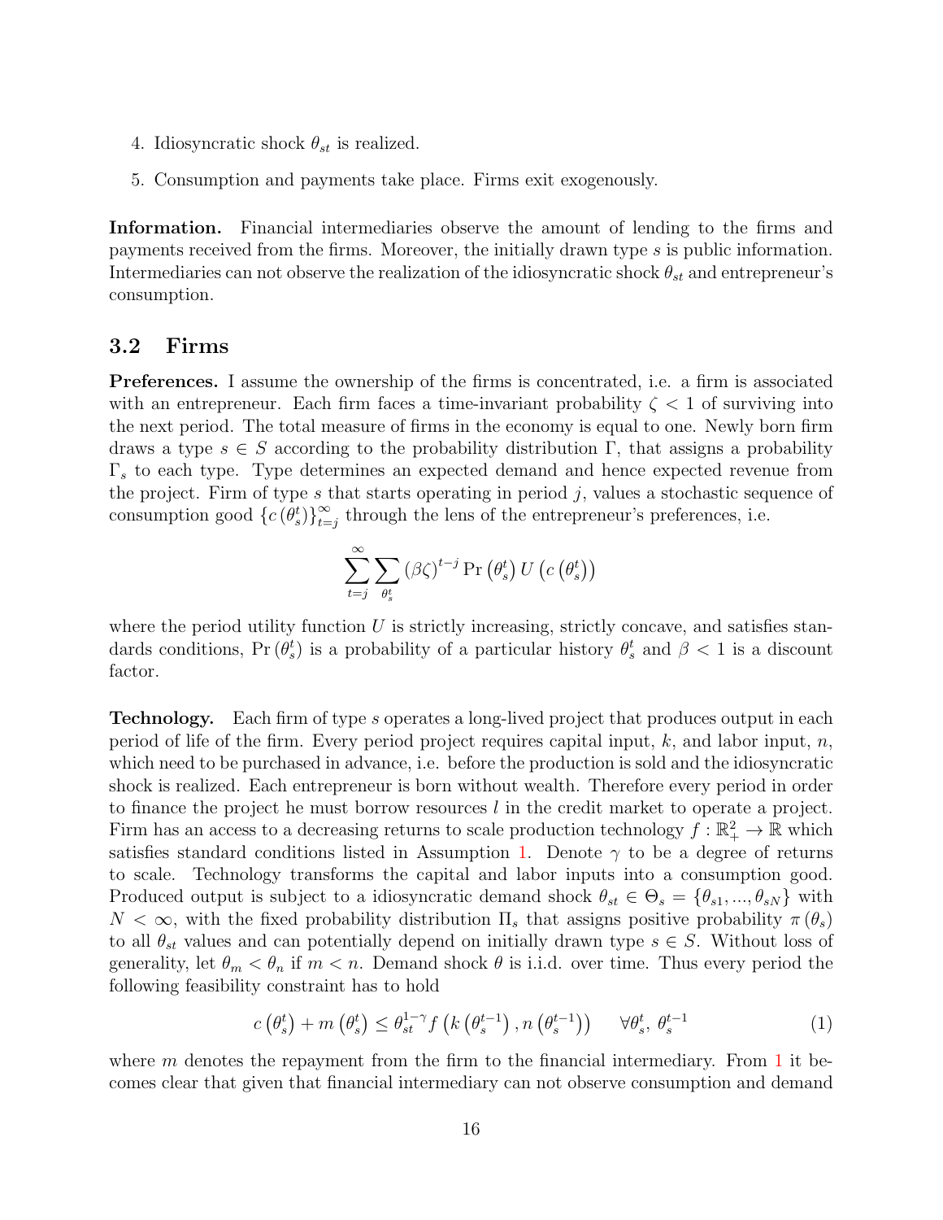4. Idiosyncratic shock $\theta_{st}$ is realized.

5. Consumption and payments take place. Firms exit exogenously.

**Information.** Financial intermediaries observe the amount of lending to the firms and payments received from the firms. Moreover, the initially drawn type $s$ is public information. Intermediaries can not observe the realization of the idiosyncratic shock $\theta_{st}$ and entrepreneur's consumption.

## 3.2 Firms

**Preferences.** I assume the ownership of the firms is concentrated, i.e. a firm is associated with an entrepreneur. Each firm faces a time-invariant probability $\zeta < 1$ of surviving into the next period. The total measure of firms in the economy is equal to one. Newly born firm draws a type $s \in S$ according to the probability distribution $\Gamma$, that assigns a probability $\Gamma_s$ to each type. Type determines an expected demand and hence expected revenue from the project. Firm of type $s$ that starts operating in period $j$, values a stochastic sequence of consumption good $\{c(\theta_s^t)\}_{t=j}^{\infty}$ through the lens of the entrepreneur's preferences, i.e.

$$\sum_{t=j}^{\infty} \sum_{\theta_s^t} (\beta\zeta)^{t-j} \Pr\left(\theta_s^t\right) U\left(c\left(\theta_s^t\right)\right)$$

where the period utility function $U$ is strictly increasing, strictly concave, and satisfies standards conditions, $\Pr\left(\theta_s^t\right)$ is a probability of a particular history $\theta_s^t$ and $\beta < 1$ is a discount factor.

**Technology.** Each firm of type $s$ operates a long-lived project that produces output in each period of life of the firm. Every period project requires capital input, $k$, and labor input, $n$, which need to be purchased in advance, i.e. before the production is sold and the idiosyncratic shock is realized. Each entrepreneur is born without wealth. Therefore every period in order to finance the project he must borrow resources $l$ in the credit market to operate a project. Firm has an access to a decreasing returns to scale production technology $f : \mathbb{R}_+^2 \rightarrow \mathbb{R}$ which satisfies standard conditions listed in Assumption 1. Denote $\gamma$ to be a degree of returns to scale. Technology transforms the capital and labor inputs into a consumption good. Produced output is subject to a idiosyncratic demand shock $\theta_{st} \in \Theta_s = \{\theta_{s1}, ..., \theta_{sN}\}$ with $N < \infty$, with the fixed probability distribution $\Pi_s$ that assigns positive probability $\pi(\theta_s)$ to all $\theta_{st}$ values and can potentially depend on initially drawn type $s \in S$. Without loss of generality, let $\theta_m < \theta_n$ if $m < n$. Demand shock $\theta$ is i.i.d. over time. Thus every period the following feasibility constraint has to hold

$$c\left(\theta_s^t\right) + m\left(\theta_s^t\right) \leq \theta_{st}^{1-\gamma} f\left(k\left(\theta_s^{t-1}\right), n\left(\theta_s^{t-1}\right)\right) \qquad \forall \theta_s^t,\ \theta_s^{t-1} \tag{1}$$

where $m$ denotes the repayment from the firm to the financial intermediary. From 1 it becomes clear that given that financial intermediary can not observe consumption and demand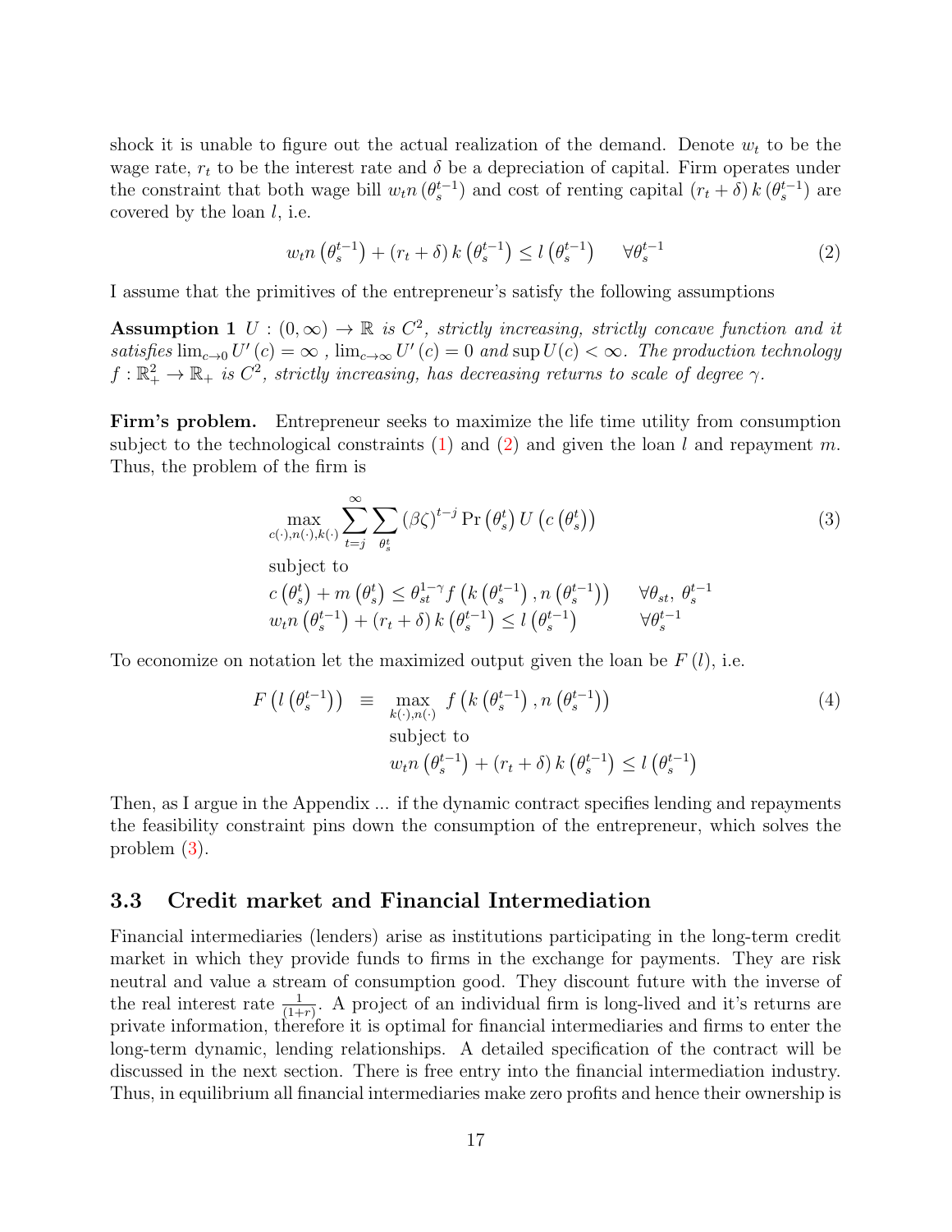shock it is unable to figure out the actual realization of the demand. Denote $w_t$ to be the wage rate, $r_t$ to be the interest rate and $\delta$ be a depreciation of capital. Firm operates under the constraint that both wage bill $w_t n\left(\theta_s^{t-1}\right)$ and cost of renting capital $\left(r_t+\delta\right) k\left(\theta_s^{t-1}\right)$ are covered by the loan $l$, i.e.

$$
w_t n\left(\theta_s^{t-1}\right)+\left(r_t+\delta\right) k\left(\theta_s^{t-1}\right) \leq l\left(\theta_s^{t-1}\right) \qquad \forall \theta_s^{t-1} \tag{2}
$$

I assume that the primitives of the entrepreneur's satisfy the following assumptions

**Assumption 1** *$U:(0, \infty) \rightarrow \mathbb{R}$ is $C^2$, strictly increasing, strictly concave function and it satisfies $\lim_{c \rightarrow 0} U^{\prime}(c)=\infty$ , $\lim_{c \rightarrow \infty} U^{\prime}(c)=0$ and $\sup U(c)<\infty$. The production technology $f: \mathbb{R}_{+}^2 \rightarrow \mathbb{R}_{+}$ is $C^2$, strictly increasing, has decreasing returns to scale of degree $\gamma$.*

**Firm's problem.** Entrepreneur seeks to maximize the life time utility from consumption subject to the technological constraints (1) and (2) and given the loan $l$ and repayment $m$. Thus, the problem of the firm is

$$
\begin{aligned}
& \max_{c(\cdot), n(\cdot), k(\cdot)} \sum_{t=j}^{\infty} \sum_{\theta_s^t}(\beta \zeta)^{t-j} \operatorname{Pr}\left(\theta_s^t\right) U\left(c\left(\theta_s^t\right)\right) \\
& \text{subject to} \\
& c\left(\theta_s^t\right)+m\left(\theta_s^t\right) \leq \theta_{st}^{1-\gamma} f\left(k\left(\theta_s^{t-1}\right), n\left(\theta_s^{t-1}\right)\right) \qquad \forall \theta_{st},\ \theta_s^{t-1} \\
& w_t n\left(\theta_s^{t-1}\right)+\left(r_t+\delta\right) k\left(\theta_s^{t-1}\right) \leq l\left(\theta_s^{t-1}\right) \qquad \forall \theta_s^{t-1}
\end{aligned} \tag{3}
$$

To economize on notation let the maximized output given the loan be $F(l)$, i.e.

$$
\begin{aligned}
F\left(l\left(\theta_s^{t-1}\right)\right) \equiv\ & \max_{k(\cdot), n(\cdot)} f\left(k\left(\theta_s^{t-1}\right), n\left(\theta_s^{t-1}\right)\right) \\
& \text{subject to} \\
& w_t n\left(\theta_s^{t-1}\right)+\left(r_t+\delta\right) k\left(\theta_s^{t-1}\right) \leq l\left(\theta_s^{t-1}\right)
\end{aligned} \tag{4}
$$

Then, as I argue in the Appendix ... if the dynamic contract specifies lending and repayments the feasibility constraint pins down the consumption of the entrepreneur, which solves the problem (3).

### 3.3 Credit market and Financial Intermediation

Financial intermediaries (lenders) arise as institutions participating in the long-term credit market in which they provide funds to firms in the exchange for payments. They are risk neutral and value a stream of consumption good. They discount future with the inverse of the real interest rate $\frac{1}{(1+r)}$. A project of an individual firm is long-lived and it's returns are private information, therefore it is optimal for financial intermediaries and firms to enter the long-term dynamic, lending relationships. A detailed specification of the contract will be discussed in the next section. There is free entry into the financial intermediation industry. Thus, in equilibrium all financial intermediaries make zero profits and hence their ownership is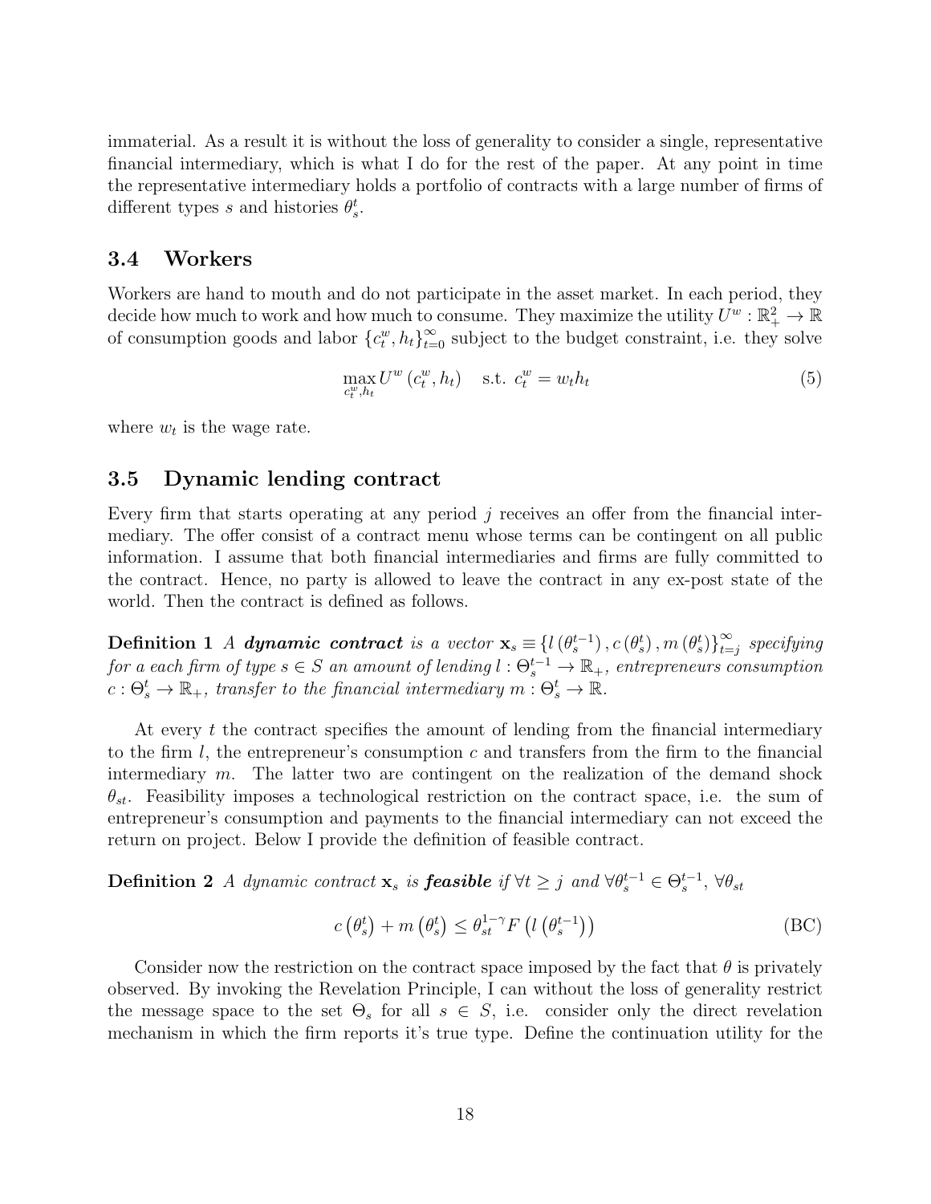immaterial. As a result it is without the loss of generality to consider a single, representative financial intermediary, which is what I do for the rest of the paper. At any point in time the representative intermediary holds a portfolio of contracts with a large number of firms of different types $s$ and histories $\theta_s^t$.

### 3.4 Workers

Workers are hand to mouth and do not participate in the asset market. In each period, they decide how much to work and how much to consume. They maximize the utility $U^w : \mathbb{R}_+^2 \to \mathbb{R}$ of consumption goods and labor $\{c_t^w, h_t\}_{t=0}^\infty$ subject to the budget constraint, i.e. they solve

$$\max_{c_t^w, h_t} U^w\left(c_t^w, h_t\right) \quad \text{s.t. } c_t^w = w_t h_t \tag{5}$$

where $w_t$ is the wage rate.

### 3.5 Dynamic lending contract

Every firm that starts operating at any period $j$ receives an offer from the financial intermediary. The offer consist of a contract menu whose terms can be contingent on all public information. I assume that both financial intermediaries and firms are fully committed to the contract. Hence, no party is allowed to leave the contract in any ex-post state of the world. Then the contract is defined as follows.

**Definition 1** *A* ***dynamic contract*** *is a vector $\mathbf{x}_s \equiv \{l(\theta_s^{t-1}), c(\theta_s^t), m(\theta_s^t)\}_{t=j}^\infty$ specifying for a each firm of type $s \in S$ an amount of lending $l : \Theta_s^{t-1} \to \mathbb{R}_+$, entrepreneurs consumption $c : \Theta_s^t \to \mathbb{R}_+$, transfer to the financial intermediary $m : \Theta_s^t \to \mathbb{R}$.*

At every $t$ the contract specifies the amount of lending from the financial intermediary to the firm $l$, the entrepreneur's consumption $c$ and transfers from the firm to the financial intermediary $m$. The latter two are contingent on the realization of the demand shock $\theta_{st}$. Feasibility imposes a technological restriction on the contract space, i.e. the sum of entrepreneur's consumption and payments to the financial intermediary can not exceed the return on project. Below I provide the definition of feasible contract.

**Definition 2** *A dynamic contract $\mathbf{x}_s$ is* ***feasible*** *if $\forall t \geq j$ and $\forall \theta_s^{t-1} \in \Theta_s^{t-1}$, $\forall \theta_{st}$*

$$c\left(\theta_s^t\right) + m\left(\theta_s^t\right) \leq \theta_{st}^{1-\gamma} F\left(l\left(\theta_s^{t-1}\right)\right) \tag{BC}$$

Consider now the restriction on the contract space imposed by the fact that $\theta$ is privately observed. By invoking the Revelation Principle, I can without the loss of generality restrict the message space to the set $\Theta_s$ for all $s \in S$, i.e. consider only the direct revelation mechanism in which the firm reports it's true type. Define the continuation utility for the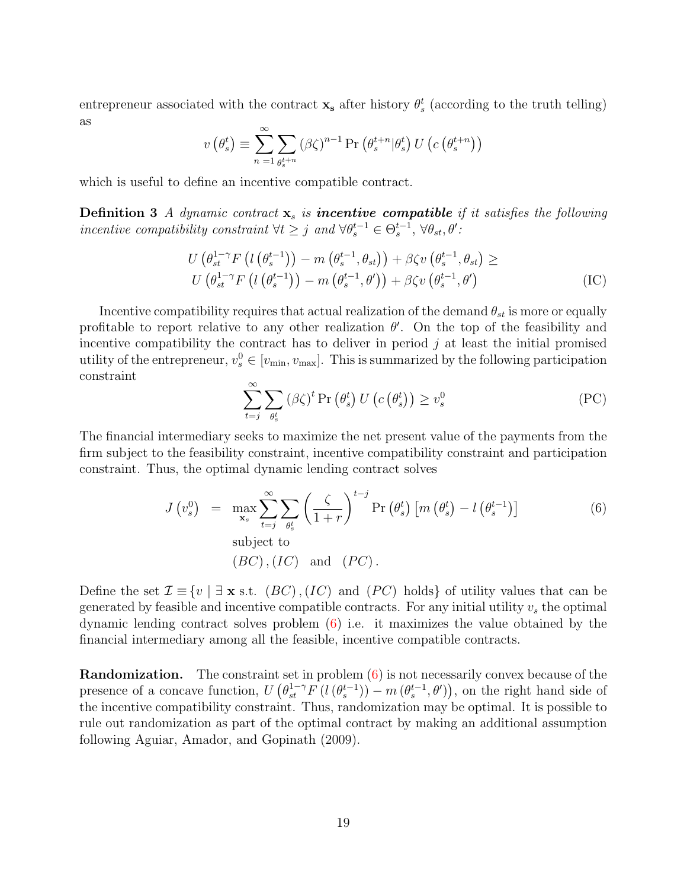entrepreneur associated with the contract $\mathbf{x_s}$ after history $\theta_s^t$ (according to the truth telling) as

$$v\left(\theta_s^t\right) \equiv \sum_{n=1}^{\infty} \sum_{\theta_s^{t+n}} (\beta\zeta)^{n-1} \Pr\left(\theta_s^{t+n} | \theta_s^t\right) U\left(c\left(\theta_s^{t+n}\right)\right)$$

which is useful to define an incentive compatible contract.

**Definition 3** *A dynamic contract $\mathbf{x}_s$ is* ***incentive compatible*** *if it satisfies the following incentive compatibility constraint $\forall t \geq j$ and $\forall \theta_s^{t-1} \in \Theta_s^{t-1}$, $\forall \theta_{st}, \theta'$:*

$$\begin{aligned} U\left(\theta_{st}^{1-\gamma} F\left(l\left(\theta_s^{t-1}\right)\right) - m\left(\theta_s^{t-1}, \theta_{st}\right)\right) + \beta\zeta v\left(\theta_s^{t-1}, \theta_{st}\right) \geq \\ U\left(\theta_{st}^{1-\gamma} F\left(l\left(\theta_s^{t-1}\right)\right) - m\left(\theta_s^{t-1}, \theta'\right)\right) + \beta\zeta v\left(\theta_s^{t-1}, \theta'\right) \end{aligned} \tag{IC}$$

Incentive compatibility requires that actual realization of the demand $\theta_{st}$ is more or equally profitable to report relative to any other realization $\theta'$. On the top of the feasibility and incentive compatibility the contract has to deliver in period $j$ at least the initial promised utility of the entrepreneur, $v_s^0 \in [v_{\min}, v_{\max}]$. This is summarized by the following participation constraint

$$\sum_{t=j}^{\infty} \sum_{\theta_s^t} (\beta\zeta)^t \Pr\left(\theta_s^t\right) U\left(c\left(\theta_s^t\right)\right) \geq v_s^0 \tag{PC}$$

The financial intermediary seeks to maximize the net present value of the payments from the firm subject to the feasibility constraint, incentive compatibility constraint and participation constraint. Thus, the optimal dynamic lending contract solves

$$\begin{aligned} J\left(v_s^0\right) &= \max_{\mathbf{x}_s} \sum_{t=j}^{\infty} \sum_{\theta_s^t} \left(\frac{\zeta}{1+r}\right)^{t-j} \Pr\left(\theta_s^t\right) \left[m\left(\theta_s^t\right) - l\left(\theta_s^{t-1}\right)\right] \\ &\quad \text{subject to} \\ &\quad (BC), (IC) \quad \text{and} \quad (PC). \end{aligned} \tag{6}$$

Define the set $\mathcal{I} \equiv \{v \mid \exists\, \mathbf{x} \text{ s.t. } (BC), (IC) \text{ and } (PC) \text{ holds}\}$ of utility values that can be generated by feasible and incentive compatible contracts. For any initial utility $v_s$ the optimal dynamic lending contract solves problem (6) i.e. it maximizes the value obtained by the financial intermediary among all the feasible, incentive compatible contracts.

**Randomization.** The constraint set in problem (6) is not necessarily convex because of the presence of a concave function, $U\left(\theta_{st}^{1-\gamma} F\left(l\left(\theta_s^{t-1}\right)\right) - m\left(\theta_s^{t-1}, \theta'\right)\right)$, on the right hand side of the incentive compatibility constraint. Thus, randomization may be optimal. It is possible to rule out randomization as part of the optimal contract by making an additional assumption following Aguiar, Amador, and Gopinath (2009).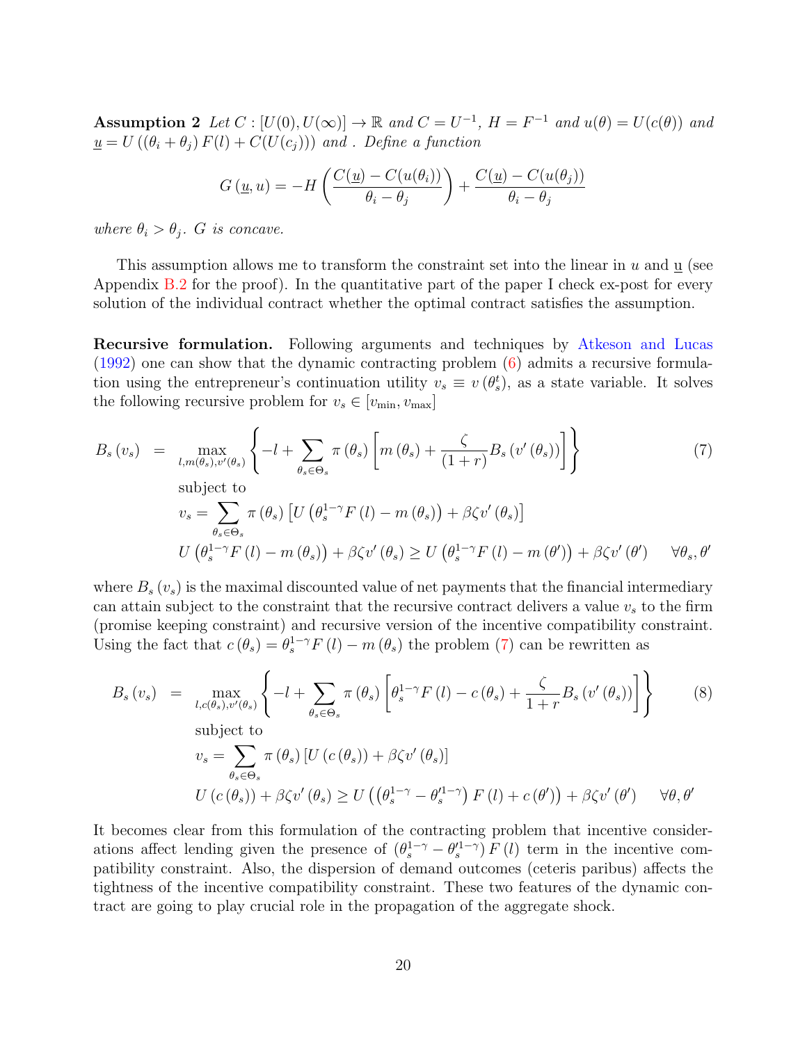**Assumption 2** *Let $C : [U(0), U(\infty)] \to \mathbb{R}$ and $C = U^{-1}$, $H = F^{-1}$ and $u(\theta) = U(c(\theta))$ and $\underline{u} = U\left((\theta_i + \theta_j) F(l) + C(U(c_j))\right)$ and . Define a function*

$$G(\underline{u}, u) = -H\left(\frac{C(\underline{u}) - C(u(\theta_i))}{\theta_i - \theta_j}\right) + \frac{C(\underline{u}) - C(u(\theta_j))}{\theta_i - \theta_j}$$

*where $\theta_i > \theta_j$. $G$ is concave.*

This assumption allows me to transform the constraint set into the linear in $u$ and $\underline{u}$ (see Appendix B.2 for the proof). In the quantitative part of the paper I check ex-post for every solution of the individual contract whether the optimal contract satisfies the assumption.

**Recursive formulation.** Following arguments and techniques by Atkeson and Lucas (1992) one can show that the dynamic contracting problem (6) admits a recursive formulation using the entrepreneur's continuation utility $v_s \equiv v(\theta_s^t)$, as a state variable. It solves the following recursive problem for $v_s \in [v_{\min}, v_{\max}]$

$$\begin{aligned} B_s(v_s) &= \max_{l, m(\theta_s), v'(\theta_s)} \left\{ -l + \sum_{\theta_s \in \Theta_s} \pi(\theta_s) \left[ m(\theta_s) + \frac{\zeta}{(1+r)} B_s(v'(\theta_s)) \right] \right\} \\ &\quad \text{subject to} \\ &\quad v_s = \sum_{\theta_s \in \Theta_s} \pi(\theta_s) \left[ U\left(\theta_s^{1-\gamma} F(l) - m(\theta_s)\right) + \beta \zeta v'(\theta_s) \right] \\ &\quad U\left(\theta_s^{1-\gamma} F(l) - m(\theta_s)\right) + \beta \zeta v'(\theta_s) \geq U\left(\theta_s^{1-\gamma} F(l) - m(\theta')\right) + \beta \zeta v'(\theta') \quad \forall \theta_s, \theta' \end{aligned} \tag{7}$$

where $B_s(v_s)$ is the maximal discounted value of net payments that the financial intermediary can attain subject to the constraint that the recursive contract delivers a value $v_s$ to the firm (promise keeping constraint) and recursive version of the incentive compatibility constraint. Using the fact that $c(\theta_s) = \theta_s^{1-\gamma} F(l) - m(\theta_s)$ the problem (7) can be rewritten as

$$\begin{aligned} B_s(v_s) &= \max_{l, c(\theta_s), v'(\theta_s)} \left\{ -l + \sum_{\theta_s \in \Theta_s} \pi(\theta_s) \left[ \theta_s^{1-\gamma} F(l) - c(\theta_s) + \frac{\zeta}{1+r} B_s(v'(\theta_s)) \right] \right\} \\ &\quad \text{subject to} \\ &\quad v_s = \sum_{\theta_s \in \Theta_s} \pi(\theta_s) \left[ U(c(\theta_s)) + \beta \zeta v'(\theta_s) \right] \\ &\quad U(c(\theta_s)) + \beta \zeta v'(\theta_s) \geq U\left(\left(\theta_s^{1-\gamma} - \theta_s'^{1-\gamma}\right) F(l) + c(\theta')\right) + \beta \zeta v'(\theta') \quad \forall \theta, \theta' \end{aligned} \tag{8}$$

It becomes clear from this formulation of the contracting problem that incentive considerations affect lending given the presence of $\left(\theta_s^{1-\gamma} - \theta_s'^{1-\gamma}\right) F(l)$ term in the incentive compatibility constraint. Also, the dispersion of demand outcomes (ceteris paribus) affects the tightness of the incentive compatibility constraint. These two features of the dynamic contract are going to play crucial role in the propagation of the aggregate shock.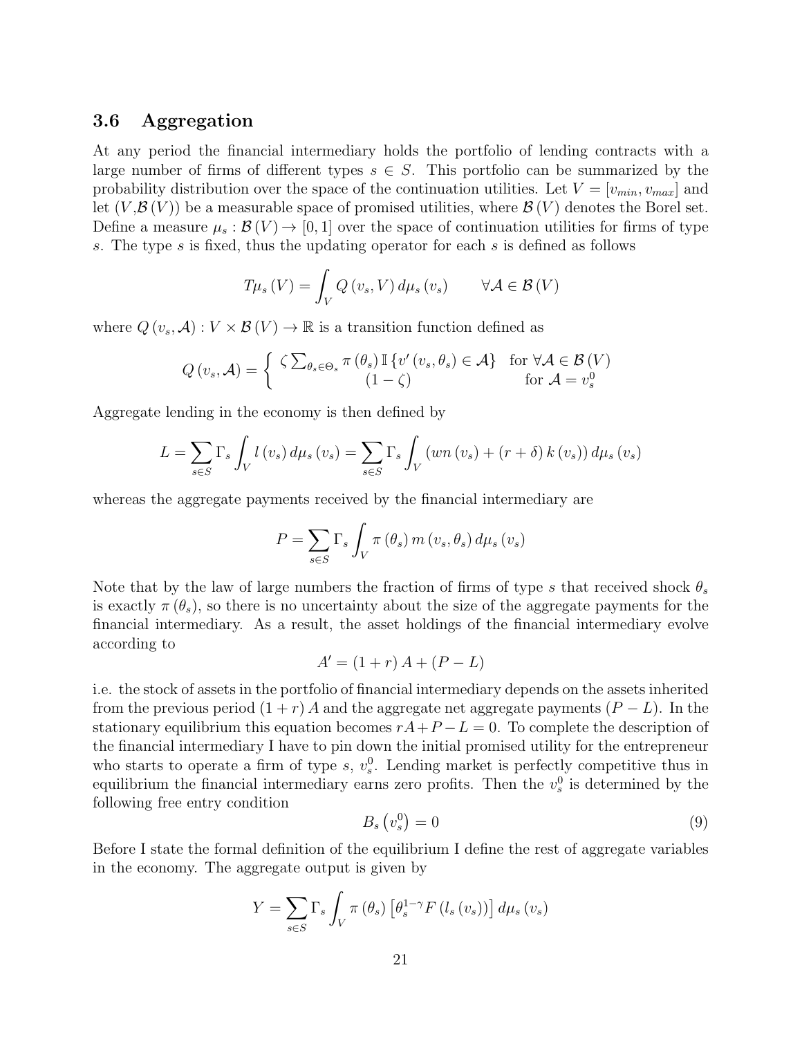### 3.6 Aggregation

At any period the financial intermediary holds the portfolio of lending contracts with a large number of firms of different types $s \in S$. This portfolio can be summarized by the probability distribution over the space of the continuation utilities. Let $V = [v_{min}, v_{max}]$ and let $(V, \mathcal{B}(V))$ be a measurable space of promised utilities, where $\mathcal{B}(V)$ denotes the Borel set. Define a measure $\mu_s : \mathcal{B}(V) \to [0,1]$ over the space of continuation utilities for firms of type $s$. The type $s$ is fixed, thus the updating operator for each $s$ is defined as follows

$$T\mu_s(V) = \int_V Q(v_s, V)\, d\mu_s(v_s) \qquad \forall \mathcal{A} \in \mathcal{B}(V)$$

where $Q(v_s, \mathcal{A}) : V \times \mathcal{B}(V) \to \mathbb{R}$ is a transition function defined as

$$Q(v_s, \mathcal{A}) = \begin{cases} \zeta \sum_{\theta_s \in \Theta_s} \pi(\theta_s)\, \mathbb{I}\{v'(v_s, \theta_s) \in \mathcal{A}\} & \text{for } \forall \mathcal{A} \in \mathcal{B}(V) \\ (1-\zeta) & \text{for } \mathcal{A} = v_s^0 \end{cases}$$

Aggregate lending in the economy is then defined by

$$L = \sum_{s \in S} \Gamma_s \int_V l(v_s)\, d\mu_s(v_s) = \sum_{s \in S} \Gamma_s \int_V (wn(v_s) + (r+\delta)\, k(v_s))\, d\mu_s(v_s)$$

whereas the aggregate payments received by the financial intermediary are

$$P = \sum_{s \in S} \Gamma_s \int_V \pi(\theta_s)\, m(v_s, \theta_s)\, d\mu_s(v_s)$$

Note that by the law of large numbers the fraction of firms of type $s$ that received shock $\theta_s$ is exactly $\pi(\theta_s)$, so there is no uncertainty about the size of the aggregate payments for the financial intermediary. As a result, the asset holdings of the financial intermediary evolve according to

$$A' = (1+r)\, A + (P - L)$$

i.e. the stock of assets in the portfolio of financial intermediary depends on the assets inherited from the previous period $(1+r)\, A$ and the aggregate net aggregate payments $(P - L)$. In the stationary equilibrium this equation becomes $rA + P - L = 0$. To complete the description of the financial intermediary I have to pin down the initial promised utility for the entrepreneur who starts to operate a firm of type $s$, $v_s^0$. Lending market is perfectly competitive thus in equilibrium the financial intermediary earns zero profits. Then the $v_s^0$ is determined by the following free entry condition

$$B_s(v_s^0) = 0 \tag{9}$$

Before I state the formal definition of the equilibrium I define the rest of aggregate variables in the economy. The aggregate output is given by

$$Y = \sum_{s \in S} \Gamma_s \int_V \pi(\theta_s) \left[\theta_s^{1-\gamma} F(l_s(v_s))\right] d\mu_s(v_s)$$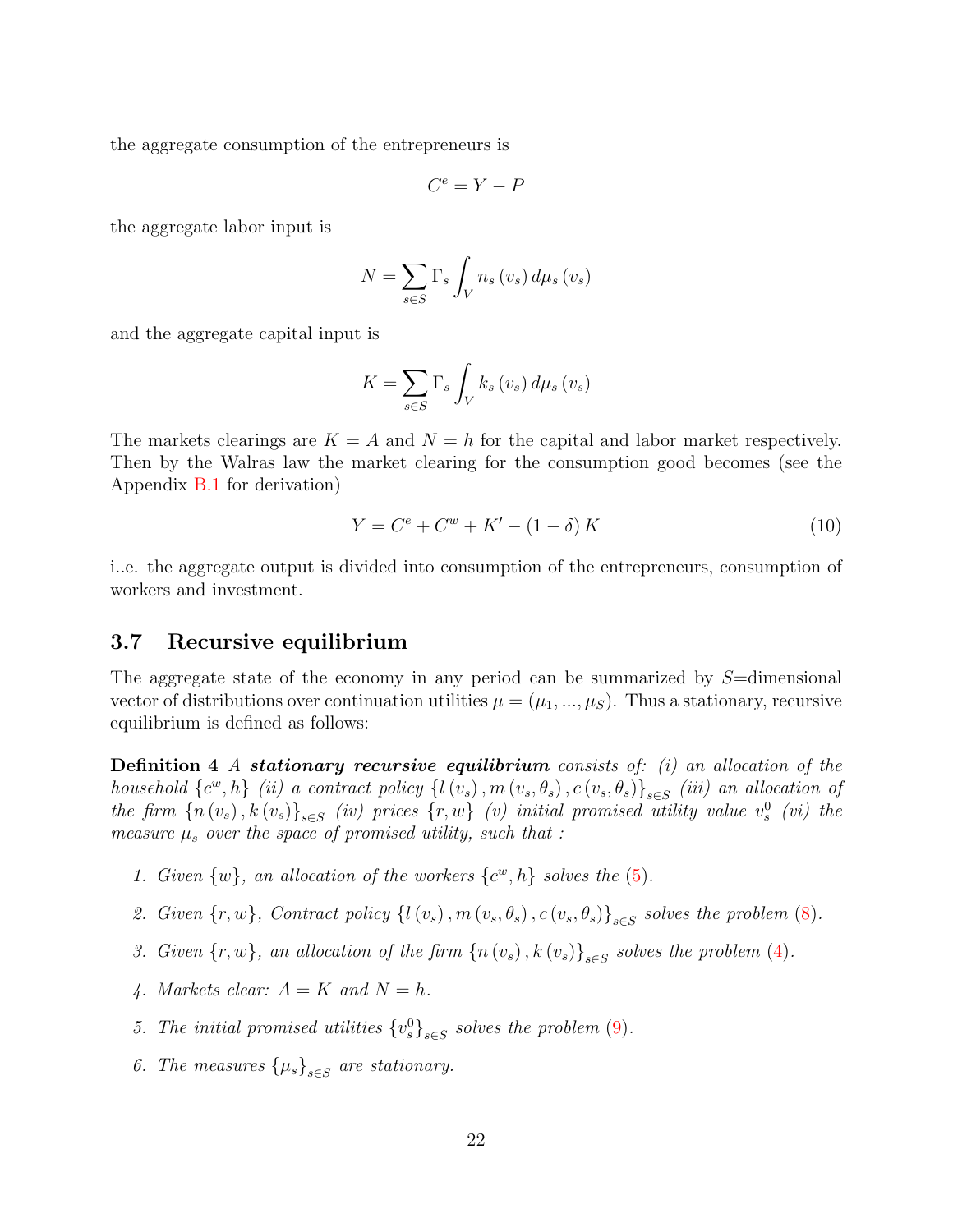the aggregate consumption of the entrepreneurs is

$$C^e = Y - P$$

the aggregate labor input is

$$N = \sum_{s \in S} \Gamma_s \int_V n_s(v_s)\, d\mu_s(v_s)$$

and the aggregate capital input is

$$K = \sum_{s \in S} \Gamma_s \int_V k_s(v_s)\, d\mu_s(v_s)$$

The markets clearings are $K = A$ and $N = h$ for the capital and labor market respectively. Then by the Walras law the market clearing for the consumption good becomes (see the Appendix B.1 for derivation)

$$Y = C^e + C^w + K' - (1 - \delta) K \tag{10}$$

i..e. the aggregate output is divided into consumption of the entrepreneurs, consumption of workers and investment.

### 3.7 Recursive equilibrium

The aggregate state of the economy in any period can be summarized by $S$=dimensional vector of distributions over continuation utilities $\mu = (\mu_1, ..., \mu_S)$. Thus a stationary, recursive equilibrium is defined as follows:

**Definition 4** *A* ***stationary recursive equilibrium*** *consists of: (i) an allocation of the household* $\{c^w, h\}$ *(ii) a contract policy* $\{l(v_s), m(v_s, \theta_s), c(v_s, \theta_s)\}_{s \in S}$ *(iii) an allocation of the firm* $\{n(v_s), k(v_s)\}_{s \in S}$ *(iv) prices* $\{r, w\}$ *(v) initial promised utility value* $v_s^0$ *(vi) the measure* $\mu_s$ *over the space of promised utility, such that :*

1. *Given* $\{w\}$, *an allocation of the workers* $\{c^w, h\}$ *solves the (5).*
2. *Given* $\{r, w\}$, *Contract policy* $\{l(v_s), m(v_s, \theta_s), c(v_s, \theta_s)\}_{s \in S}$ *solves the problem (8).*
3. *Given* $\{r, w\}$, *an allocation of the firm* $\{n(v_s), k(v_s)\}_{s \in S}$ *solves the problem (4).*
4. *Markets clear:* $A = K$ *and* $N = h$.
5. *The initial promised utilities* $\{v_s^0\}_{s \in S}$ *solves the problem (9).*
6. *The measures* $\{\mu_s\}_{s \in S}$ *are stationary.*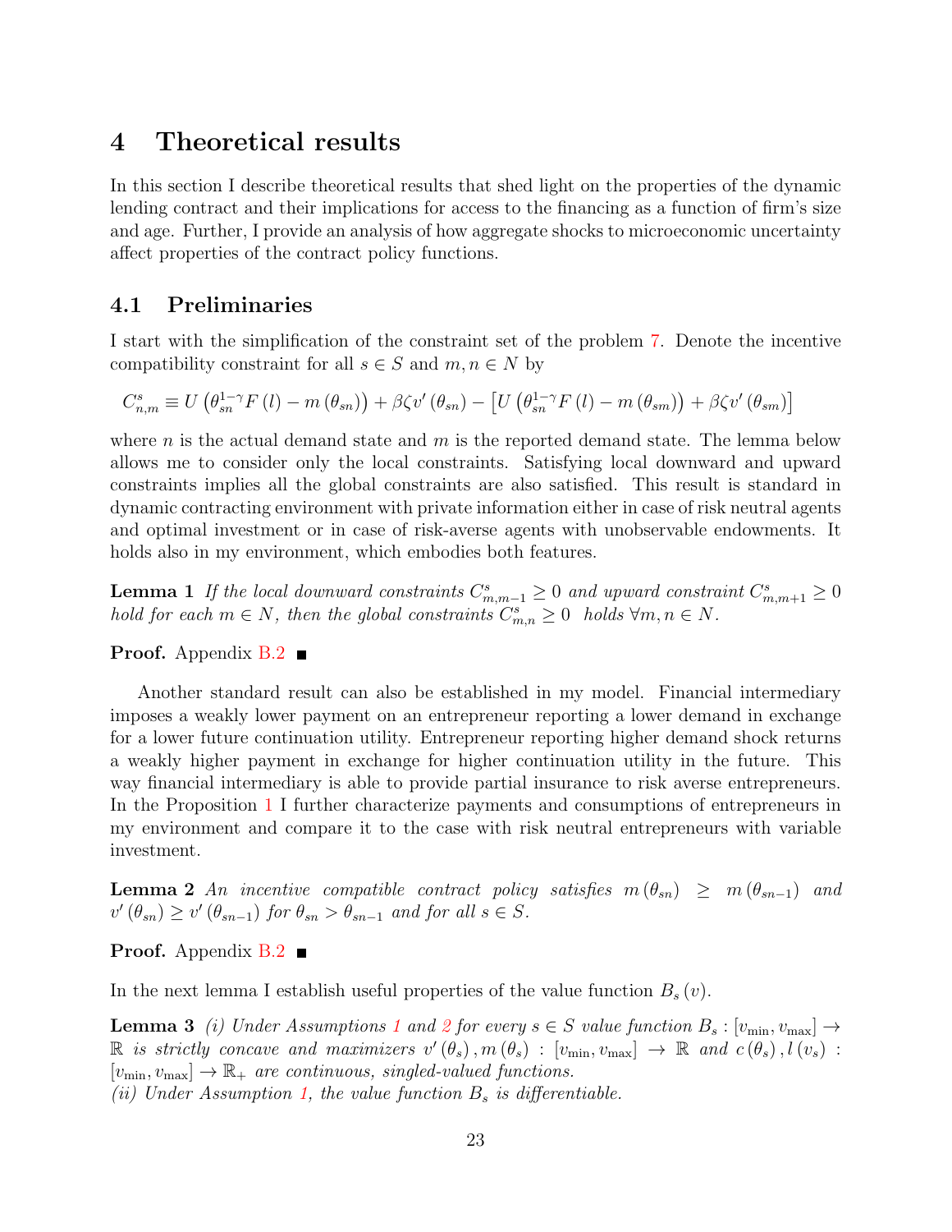# 4 Theoretical results

In this section I describe theoretical results that shed light on the properties of the dynamic lending contract and their implications for access to the financing as a function of firm's size and age. Further, I provide an analysis of how aggregate shocks to microeconomic uncertainty affect properties of the contract policy functions.

## 4.1 Preliminaries

I start with the simplification of the constraint set of the problem 7. Denote the incentive compatibility constraint for all $s \in S$ and $m, n \in N$ by

$$C^s_{n,m} \equiv U\left(\theta_{sn}^{1-\gamma} F(l) - m(\theta_{sn})\right) + \beta\zeta v'(\theta_{sn}) - \left[U\left(\theta_{sn}^{1-\gamma} F(l) - m(\theta_{sm})\right) + \beta\zeta v'(\theta_{sm})\right]$$

where $n$ is the actual demand state and $m$ is the reported demand state. The lemma below allows me to consider only the local constraints. Satisfying local downward and upward constraints implies all the global constraints are also satisfied. This result is standard in dynamic contracting environment with private information either in case of risk neutral agents and optimal investment or in case of risk-averse agents with unobservable endowments. It holds also in my environment, which embodies both features.

**Lemma 1** *If the local downward constraints $C^s_{m,m-1} \geq 0$ and upward constraint $C^s_{m,m+1} \geq 0$ hold for each $m \in N$, then the global constraints $C^s_{m,n} \geq 0$ holds $\forall m, n \in N$.*

**Proof.** Appendix B.2 ■

Another standard result can also be established in my model. Financial intermediary imposes a weakly lower payment on an entrepreneur reporting a lower demand in exchange for a lower future continuation utility. Entrepreneur reporting higher demand shock returns a weakly higher payment in exchange for higher continuation utility in the future. This way financial intermediary is able to provide partial insurance to risk averse entrepreneurs. In the Proposition 1 I further characterize payments and consumptions of entrepreneurs in my environment and compare it to the case with risk neutral entrepreneurs with variable investment.

**Lemma 2** *An incentive compatible contract policy satisfies $m(\theta_{sn}) \geq m(\theta_{sn-1})$ and $v'(\theta_{sn}) \geq v'(\theta_{sn-1})$ for $\theta_{sn} > \theta_{sn-1}$ and for all $s \in S$.*

**Proof.** Appendix B.2 ■

In the next lemma I establish useful properties of the value function $B_s(v)$.

**Lemma 3** *(i) Under Assumptions 1 and 2 for every $s \in S$ value function $B_s : [v_{\min}, v_{\max}] \to \mathbb{R}$ is strictly concave and maximizers $v'(\theta_s), m(\theta_s) : [v_{\min}, v_{\max}] \to \mathbb{R}$ and $c(\theta_s), l(v_s) : [v_{\min}, v_{\max}] \to \mathbb{R}_+$ are continuous, singled-valued functions.*
*(ii) Under Assumption 1, the value function $B_s$ is differentiable.*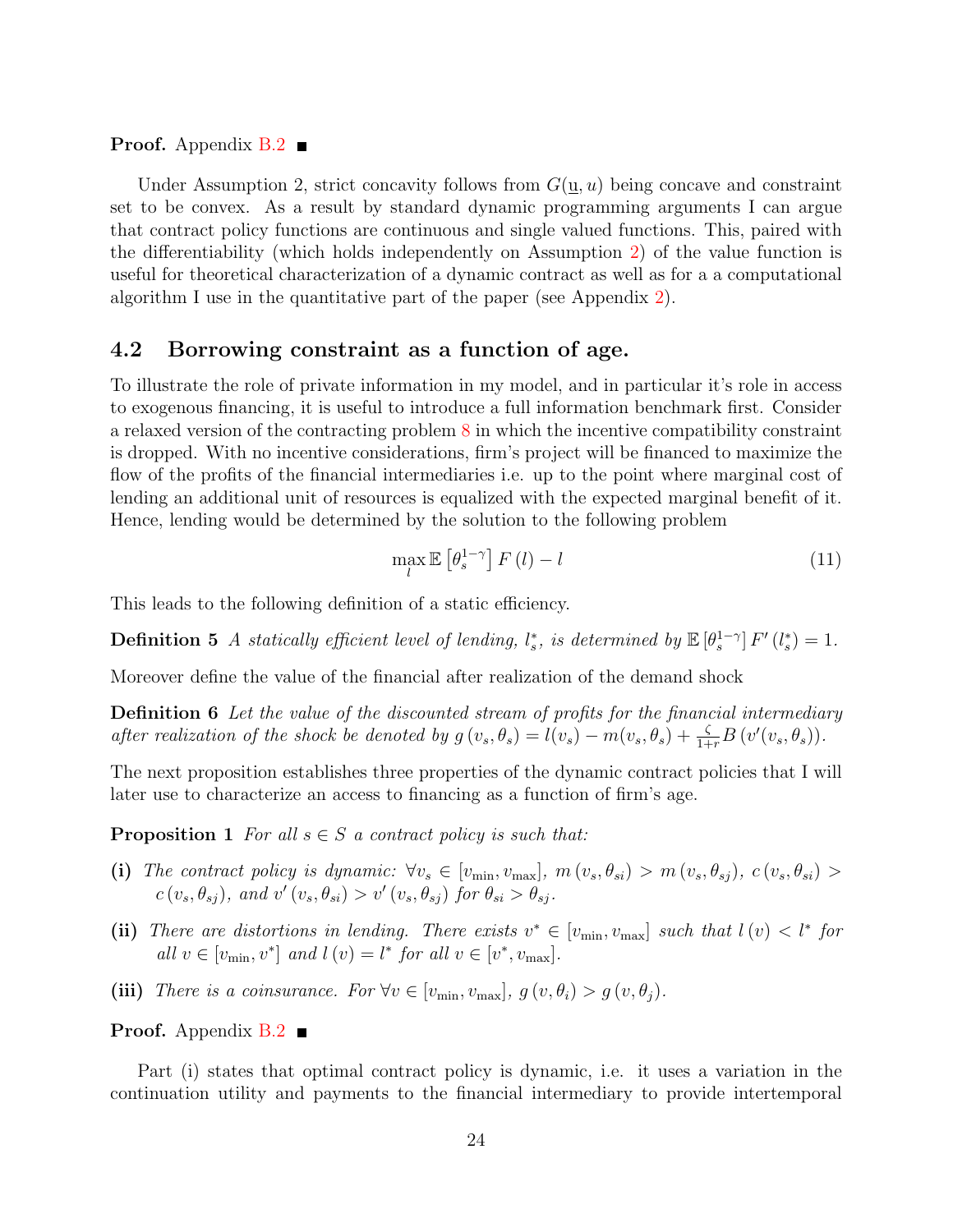**Proof.** Appendix B.2 ■

Under Assumption 2, strict concavity follows from $G(\underline{u}, u)$ being concave and constraint set to be convex. As a result by standard dynamic programming arguments I can argue that contract policy functions are continuous and single valued functions. This, paired with the differentiability (which holds independently on Assumption 2) of the value function is useful for theoretical characterization of a dynamic contract as well as for a a computational algorithm I use in the quantitative part of the paper (see Appendix 2).

## 4.2 Borrowing constraint as a function of age.

To illustrate the role of private information in my model, and in particular it's role in access to exogenous financing, it is useful to introduce a full information benchmark first. Consider a relaxed version of the contracting problem 8 in which the incentive compatibility constraint is dropped. With no incentive considerations, firm's project will be financed to maximize the flow of the profits of the financial intermediaries i.e. up to the point where marginal cost of lending an additional unit of resources is equalized with the expected marginal benefit of it. Hence, lending would be determined by the solution to the following problem

$$\max_{l} \mathbb{E}\left[\theta_s^{1-\gamma}\right] F\left(l\right) - l \tag{11}$$

This leads to the following definition of a static efficiency.

**Definition 5** *A statically efficient level of lending, $l_s^*$, is determined by $\mathbb{E}\left[\theta_s^{1-\gamma}\right] F'\left(l_s^*\right) = 1$.*

Moreover define the value of the financial after realization of the demand shock

**Definition 6** *Let the value of the discounted stream of profits for the financial intermediary after realization of the shock be denoted by $g\left(v_s, \theta_s\right) = l(v_s) - m(v_s, \theta_s) + \frac{\zeta}{1+r} B\left(v'(v_s, \theta_s)\right)$.*

The next proposition establishes three properties of the dynamic contract policies that I will later use to characterize an access to financing as a function of firm's age.

**Proposition 1** *For all $s \in S$ a contract policy is such that:*

**(i)** *The contract policy is dynamic: $\forall v_s \in [v_{\min}, v_{\max}]$, $m\left(v_s, \theta_{si}\right) > m\left(v_s, \theta_{sj}\right)$, $c\left(v_s, \theta_{si}\right) > c\left(v_s, \theta_{sj}\right)$, and $v'\left(v_s, \theta_{si}\right) > v'\left(v_s, \theta_{sj}\right)$ for $\theta_{si} > \theta_{sj}$.*

**(ii)** *There are distortions in lending. There exists $v^* \in [v_{\min}, v_{\max}]$ such that $l\left(v\right) < l^*$ for all $v \in [v_{\min}, v^*]$ and $l\left(v\right) = l^*$ for all $v \in [v^*, v_{\max}]$.*

**(iii)** *There is a coinsurance. For $\forall v \in [v_{\min}, v_{\max}]$, $g\left(v, \theta_i\right) > g\left(v, \theta_j\right)$.*

**Proof.** Appendix B.2 ■

Part (i) states that optimal contract policy is dynamic, i.e. it uses a variation in the continuation utility and payments to the financial intermediary to provide intertemporal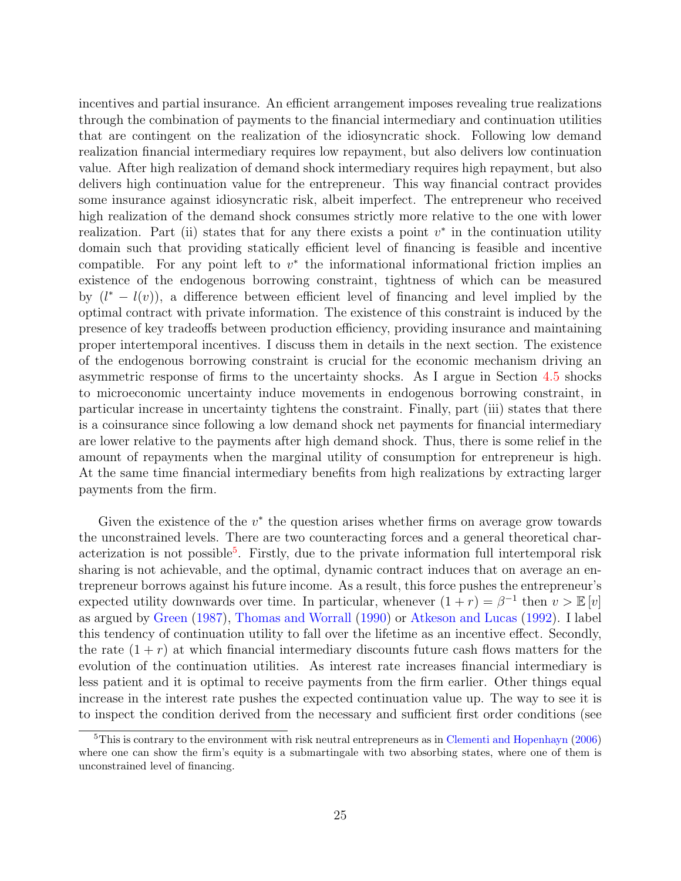incentives and partial insurance. An efficient arrangement imposes revealing true realizations through the combination of payments to the financial intermediary and continuation utilities that are contingent on the realization of the idiosyncratic shock. Following low demand realization financial intermediary requires low repayment, but also delivers low continuation value. After high realization of demand shock intermediary requires high repayment, but also delivers high continuation value for the entrepreneur. This way financial contract provides some insurance against idiosyncratic risk, albeit imperfect. The entrepreneur who received high realization of the demand shock consumes strictly more relative to the one with lower realization. Part (ii) states that for any there exists a point $v^*$ in the continuation utility domain such that providing statically efficient level of financing is feasible and incentive compatible. For any point left to $v^*$ the informational informational friction implies an existence of the endogenous borrowing constraint, tightness of which can be measured by $(l^* - l(v))$, a difference between efficient level of financing and level implied by the optimal contract with private information. The existence of this constraint is induced by the presence of key tradeoffs between production efficiency, providing insurance and maintaining proper intertemporal incentives. I discuss them in details in the next section. The existence of the endogenous borrowing constraint is crucial for the economic mechanism driving an asymmetric response of firms to the uncertainty shocks. As I argue in Section 4.5 shocks to microeconomic uncertainty induce movements in endogenous borrowing constraint, in particular increase in uncertainty tightens the constraint. Finally, part (iii) states that there is a coinsurance since following a low demand shock net payments for financial intermediary are lower relative to the payments after high demand shock. Thus, there is some relief in the amount of repayments when the marginal utility of consumption for entrepreneur is high. At the same time financial intermediary benefits from high realizations by extracting larger payments from the firm.

Given the existence of the $v^*$ the question arises whether firms on average grow towards the unconstrained levels. There are two counteracting forces and a general theoretical characterization is not possible[5]. Firstly, due to the private information full intertemporal risk sharing is not achievable, and the optimal, dynamic contract induces that on average an entrepreneur borrows against his future income. As a result, this force pushes the entrepreneur's expected utility downwards over time. In particular, whenever $(1 + r) = \beta^{-1}$ then $v > \mathbb{E}[v]$ as argued by Green (1987), Thomas and Worrall (1990) or Atkeson and Lucas (1992). I label this tendency of continuation utility to fall over the lifetime as an incentive effect. Secondly, the rate $(1 + r)$ at which financial intermediary discounts future cash flows matters for the evolution of the continuation utilities. As interest rate increases financial intermediary is less patient and it is optimal to receive payments from the firm earlier. Other things equal increase in the interest rate pushes the expected continuation value up. The way to see it is to inspect the condition derived from the necessary and sufficient first order conditions (see

[5]This is contrary to the environment with risk neutral entrepreneurs as in Clementi and Hopenhayn (2006) where one can show the firm's equity is a submartingale with two absorbing states, where one of them is unconstrained level of financing.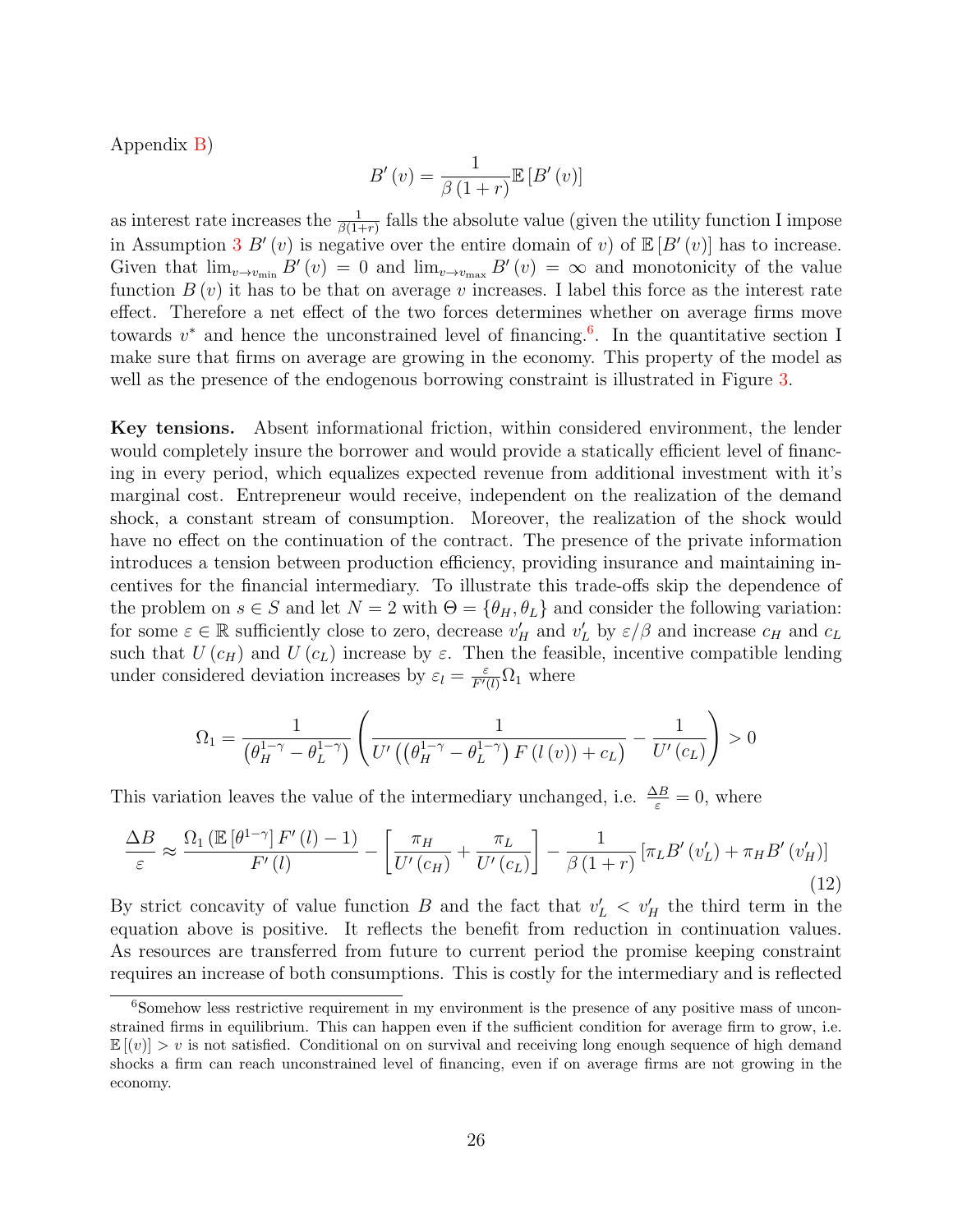Appendix B)

$$B'(v) = \frac{1}{\beta(1+r)} \mathbb{E}[B'(v)]$$

as interest rate increases the $\frac{1}{\beta(1+r)}$ falls the absolute value (given the utility function I impose in Assumption 3 $B'(v)$ is negative over the entire domain of $v$) of $\mathbb{E}[B'(v)]$ has to increase. Given that $\lim_{v \to v_{\min}} B'(v) = 0$ and $\lim_{v \to v_{\max}} B'(v) = \infty$ and monotonicity of the value function $B(v)$ it has to be that on average $v$ increases. I label this force as the interest rate effect. Therefore a net effect of the two forces determines whether on average firms move towards $v^*$ and hence the unconstrained level of financing.[6]. In the quantitative section I make sure that firms on average are growing in the economy. This property of the model as well as the presence of the endogenous borrowing constraint is illustrated in Figure 3.

**Key tensions.** Absent informational friction, within considered environment, the lender would completely insure the borrower and would provide a statically efficient level of financing in every period, which equalizes expected revenue from additional investment with it's marginal cost. Entrepreneur would receive, independent on the realization of the demand shock, a constant stream of consumption. Moreover, the realization of the shock would have no effect on the continuation of the contract. The presence of the private information introduces a tension between production efficiency, providing insurance and maintaining incentives for the financial intermediary. To illustrate this trade-offs skip the dependence of the problem on $s \in S$ and let $N = 2$ with $\Theta = \{\theta_H, \theta_L\}$ and consider the following variation: for some $\varepsilon \in \mathbb{R}$ sufficiently close to zero, decrease $v'_H$ and $v'_L$ by $\varepsilon/\beta$ and increase $c_H$ and $c_L$ such that $U(c_H)$ and $U(c_L)$ increase by $\varepsilon$. Then the feasible, incentive compatible lending under considered deviation increases by $\varepsilon_l = \frac{\varepsilon}{F'(l)} \Omega_1$ where

$$\Omega_1 = \frac{1}{\left(\theta_H^{1-\gamma} - \theta_L^{1-\gamma}\right)} \left( \frac{1}{U'\left(\left(\theta_H^{1-\gamma} - \theta_L^{1-\gamma}\right) F(l(v)) + c_L\right)} - \frac{1}{U'(c_L)} \right) > 0$$

This variation leaves the value of the intermediary unchanged, i.e. $\frac{\Delta B}{\varepsilon} = 0$, where

$$\frac{\Delta B}{\varepsilon} \approx \frac{\Omega_1 \left(\mathbb{E}\left[\theta^{1-\gamma}\right] F'(l) - 1\right)}{F'(l)} - \left[\frac{\pi_H}{U'(c_H)} + \frac{\pi_L}{U'(c_L)}\right] - \frac{1}{\beta(1+r)} \left[\pi_L B'(v'_L) + \pi_H B'(v'_H)\right] \tag{12}$$

By strict concavity of value function $B$ and the fact that $v'_L < v'_H$ the third term in the equation above is positive. It reflects the benefit from reduction in continuation values. As resources are transferred from future to current period the promise keeping constraint requires an increase of both consumptions. This is costly for the intermediary and is reflected

[6] Somehow less restrictive requirement in my environment is the presence of any positive mass of unconstrained firms in equilibrium. This can happen even if the sufficient condition for average firm to grow, i.e. $\mathbb{E}[(v)] > v$ is not satisfied. Conditional on on survival and receiving long enough sequence of high demand shocks a firm can reach unconstrained level of financing, even if on average firms are not growing in the economy.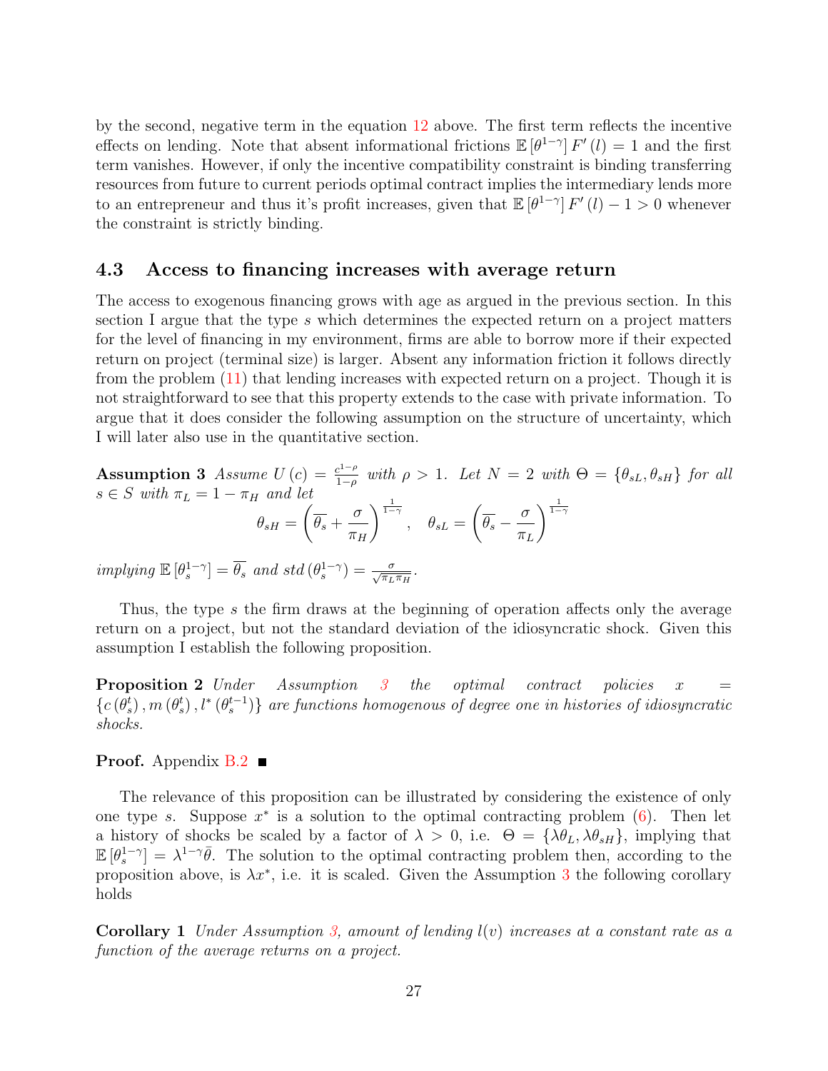by the second, negative term in the equation 12 above. The first term reflects the incentive effects on lending. Note that absent informational frictions $\mathbb{E}\left[\theta^{1-\gamma}\right] F'(l) = 1$ and the first term vanishes. However, if only the incentive compatibility constraint is binding transferring resources from future to current periods optimal contract implies the intermediary lends more to an entrepreneur and thus it's profit increases, given that $\mathbb{E}\left[\theta^{1-\gamma}\right] F'(l) - 1 > 0$ whenever the constraint is strictly binding.

### 4.3 Access to financing increases with average return

The access to exogenous financing grows with age as argued in the previous section. In this section I argue that the type $s$ which determines the expected return on a project matters for the level of financing in my environment, firms are able to borrow more if their expected return on project (terminal size) is larger. Absent any information friction it follows directly from the problem (11) that lending increases with expected return on a project. Though it is not straightforward to see that this property extends to the case with private information. To argue that it does consider the following assumption on the structure of uncertainty, which I will later also use in the quantitative section.

**Assumption 3** *Assume $U(c) = \frac{c^{1-\rho}}{1-\rho}$ with $\rho > 1$. Let $N = 2$ with $\Theta = \{\theta_{sL}, \theta_{sH}\}$ for all $s \in S$ with $\pi_L = 1 - \pi_H$ and let*

$$\theta_{sH} = \left(\overline{\theta_s} + \frac{\sigma}{\pi_H}\right)^{\frac{1}{1-\gamma}}, \quad \theta_{sL} = \left(\overline{\theta_s} - \frac{\sigma}{\pi_L}\right)^{\frac{1}{1-\gamma}}$$

*implying $\mathbb{E}\left[\theta_s^{1-\gamma}\right] = \overline{\theta_s}$ and $std\left(\theta_s^{1-\gamma}\right) = \frac{\sigma}{\sqrt{\pi_L \pi_H}}$.*

Thus, the type $s$ the firm draws at the beginning of operation affects only the average return on a project, but not the standard deviation of the idiosyncratic shock. Given this assumption I establish the following proposition.

**Proposition 2** *Under Assumption 3 the optimal contract policies $x = \left\{c\left(\theta_s^t\right), m\left(\theta_s^t\right), l^*\left(\theta_s^{t-1}\right)\right\}$ are functions homogenous of degree one in histories of idiosyncratic shocks.*

**Proof.** Appendix B.2 ■

The relevance of this proposition can be illustrated by considering the existence of only one type $s$. Suppose $x^*$ is a solution to the optimal contracting problem (6). Then let a history of shocks be scaled by a factor of $\lambda > 0$, i.e. $\Theta = \{\lambda\theta_L, \lambda\theta_{sH}\}$, implying that $\mathbb{E}\left[\theta_s^{1-\gamma}\right] = \lambda^{1-\gamma}\bar{\theta}$. The solution to the optimal contracting problem then, according to the proposition above, is $\lambda x^*$, i.e. it is scaled. Given the Assumption 3 the following corollary holds

**Corollary 1** *Under Assumption 3, amount of lending $l(v)$ increases at a constant rate as a function of the average returns on a project.*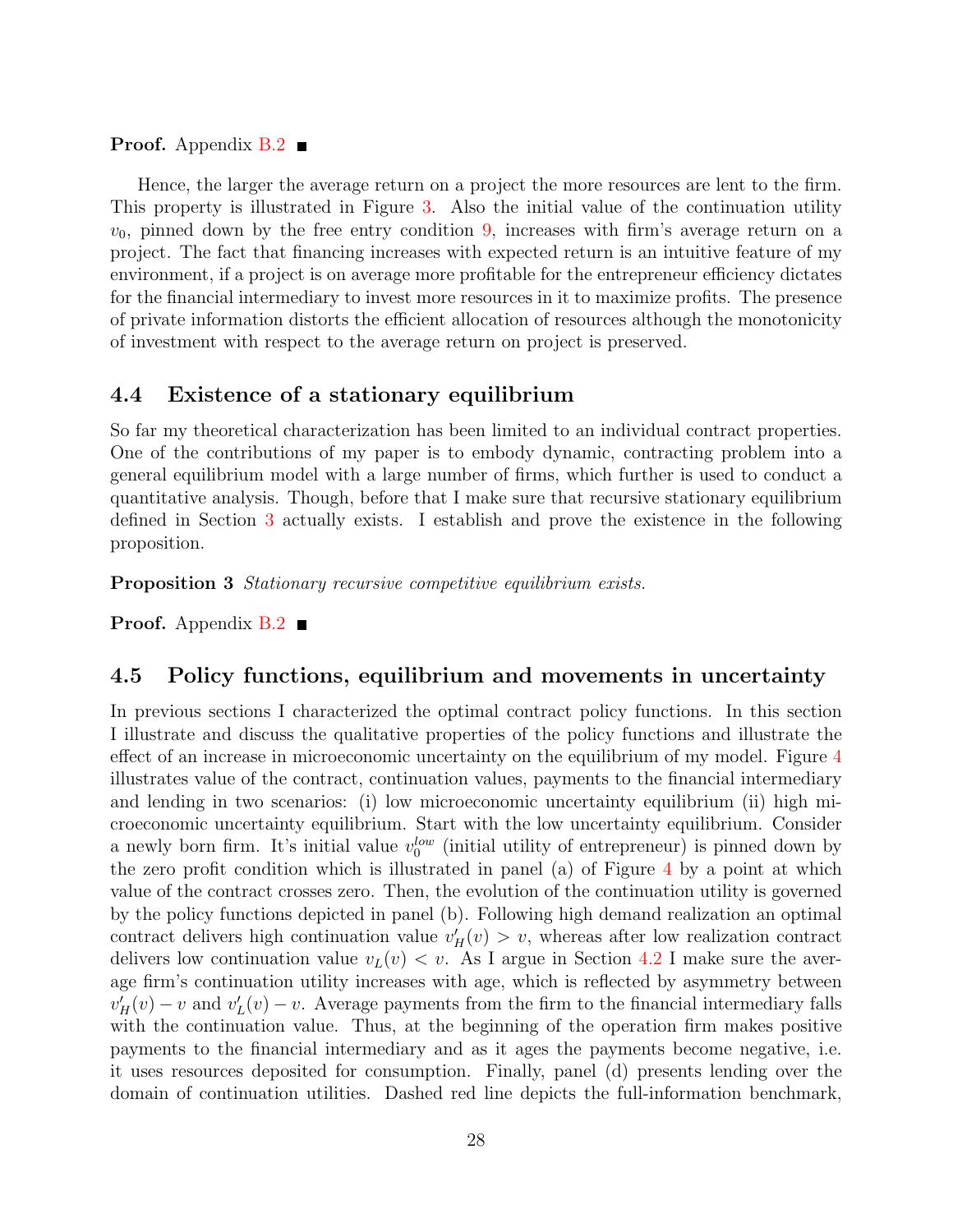**Proof.** Appendix B.2 ■

Hence, the larger the average return on a project the more resources are lent to the firm. This property is illustrated in Figure 3. Also the initial value of the continuation utility $v_0$, pinned down by the free entry condition 9, increases with firm's average return on a project. The fact that financing increases with expected return is an intuitive feature of my environment, if a project is on average more profitable for the entrepreneur efficiency dictates for the financial intermediary to invest more resources in it to maximize profits. The presence of private information distorts the efficient allocation of resources although the monotonicity of investment with respect to the average return on project is preserved.

### 4.4 Existence of a stationary equilibrium

So far my theoretical characterization has been limited to an individual contract properties. One of the contributions of my paper is to embody dynamic, contracting problem into a general equilibrium model with a large number of firms, which further is used to conduct a quantitative analysis. Though, before that I make sure that recursive stationary equilibrium defined in Section 3 actually exists. I establish and prove the existence in the following proposition.

**Proposition 3** *Stationary recursive competitive equilibrium exists.*

**Proof.** Appendix B.2 ■

### 4.5 Policy functions, equilibrium and movements in uncertainty

In previous sections I characterized the optimal contract policy functions. In this section I illustrate and discuss the qualitative properties of the policy functions and illustrate the effect of an increase in microeconomic uncertainty on the equilibrium of my model. Figure 4 illustrates value of the contract, continuation values, payments to the financial intermediary and lending in two scenarios: (i) low microeconomic uncertainty equilibrium (ii) high microeconomic uncertainty equilibrium. Start with the low uncertainty equilibrium. Consider a newly born firm. It's initial value $v_0^{low}$ (initial utility of entrepreneur) is pinned down by the zero profit condition which is illustrated in panel (a) of Figure 4 by a point at which value of the contract crosses zero. Then, the evolution of the continuation utility is governed by the policy functions depicted in panel (b). Following high demand realization an optimal contract delivers high continuation value $v_H'(v) > v$, whereas after low realization contract delivers low continuation value $v_L(v) < v$. As I argue in Section 4.2 I make sure the average firm's continuation utility increases with age, which is reflected by asymmetry between $v_H'(v) - v$ and $v_L'(v) - v$. Average payments from the firm to the financial intermediary falls with the continuation value. Thus, at the beginning of the operation firm makes positive payments to the financial intermediary and as it ages the payments become negative, i.e. it uses resources deposited for consumption. Finally, panel (d) presents lending over the domain of continuation utilities. Dashed red line depicts the full-information benchmark,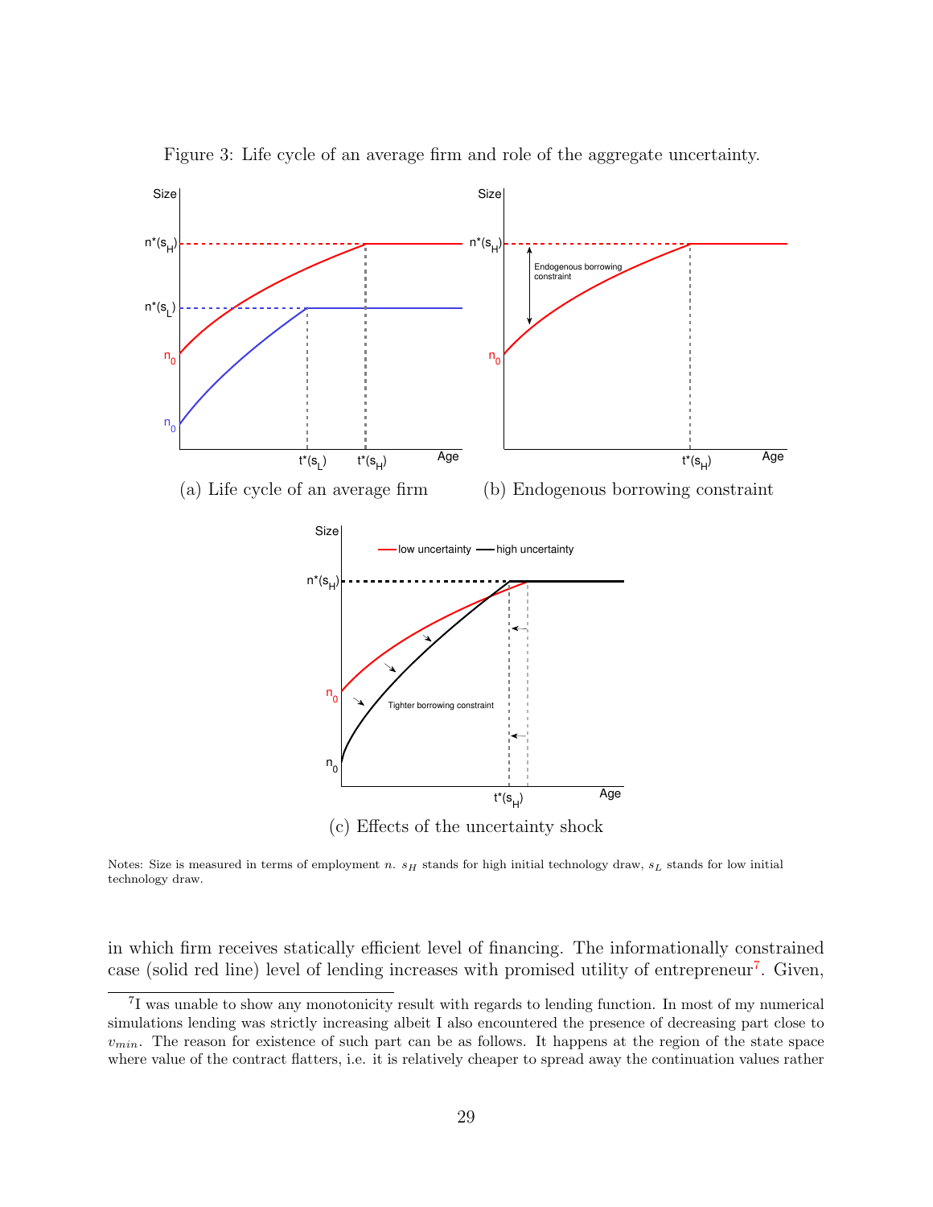Figure 3: Life cycle of an average firm and role of the aggregate uncertainty.

(a) Life cycle of an average firm

(b) Endogenous borrowing constraint

(c) Effects of the uncertainty shock

Notes: Size is measured in terms of employment $n$. $s_H$ stands for high initial technology draw, $s_L$ stands for low initial technology draw.

in which firm receives statically efficient level of financing. The informationally constrained case (solid red line) level of lending increases with promised utility of entrepreneur[7]. Given,

[7] I was unable to show any monotonicity result with regards to lending function. In most of my numerical simulations lending was strictly increasing albeit I also encountered the presence of decreasing part close to $v_{min}$. The reason for existence of such part can be as follows. It happens at the region of the state space where value of the contract flatters, i.e. it is relatively cheaper to spread away the continuation values rather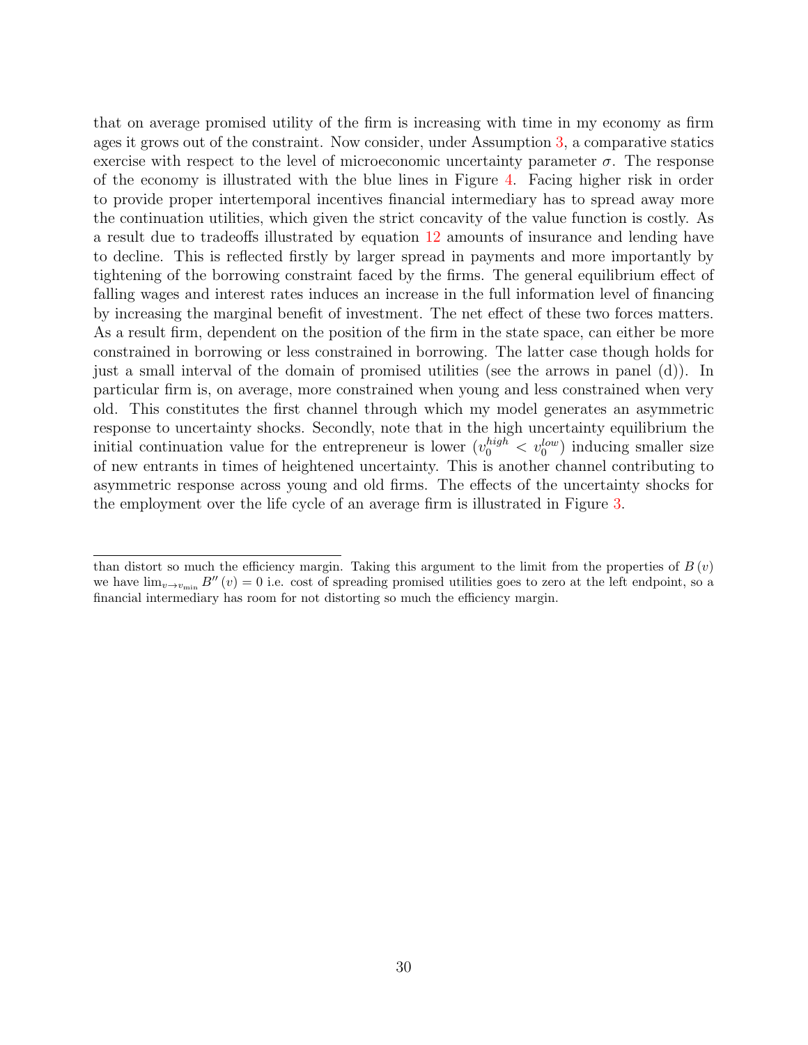that on average promised utility of the firm is increasing with time in my economy as firm ages it grows out of the constraint. Now consider, under Assumption 3, a comparative statics exercise with respect to the level of microeconomic uncertainty parameter $\sigma$. The response of the economy is illustrated with the blue lines in Figure 4. Facing higher risk in order to provide proper intertemporal incentives financial intermediary has to spread away more the continuation utilities, which given the strict concavity of the value function is costly. As a result due to tradeoffs illustrated by equation 12 amounts of insurance and lending have to decline. This is reflected firstly by larger spread in payments and more importantly by tightening of the borrowing constraint faced by the firms. The general equilibrium effect of falling wages and interest rates induces an increase in the full information level of financing by increasing the marginal benefit of investment. The net effect of these two forces matters. As a result firm, dependent on the position of the firm in the state space, can either be more constrained in borrowing or less constrained in borrowing. The latter case though holds for just a small interval of the domain of promised utilities (see the arrows in panel (d)). In particular firm is, on average, more constrained when young and less constrained when very old. This constitutes the first channel through which my model generates an asymmetric response to uncertainty shocks. Secondly, note that in the high uncertainty equilibrium the initial continuation value for the entrepreneur is lower ($v_0^{high} < v_0^{low}$) inducing smaller size of new entrants in times of heightened uncertainty. This is another channel contributing to asymmetric response across young and old firms. The effects of the uncertainty shocks for the employment over the life cycle of an average firm is illustrated in Figure 3.

than distort so much the efficiency margin. Taking this argument to the limit from the properties of $B(v)$ we have $\lim_{v \to v_{\min}} B''(v) = 0$ i.e. cost of spreading promised utilities goes to zero at the left endpoint, so a financial intermediary has room for not distorting so much the efficiency margin.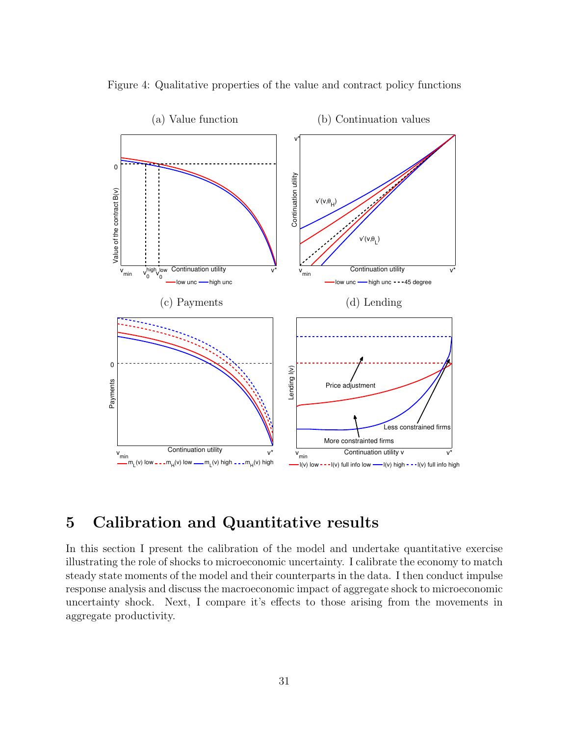Figure 4: Qualitative properties of the value and contract policy functions

(a) Value function

(b) Continuation values

(c) Payments

(d) Lending

# 5 Calibration and Quantitative results

In this section I present the calibration of the model and undertake quantitative exercise illustrating the role of shocks to microeconomic uncertainty. I calibrate the economy to match steady state moments of the model and their counterparts in the data. I then conduct impulse response analysis and discuss the macroeconomic impact of aggregate shock to microeconomic uncertainty shock. Next, I compare it's effects to those arising from the movements in aggregate productivity.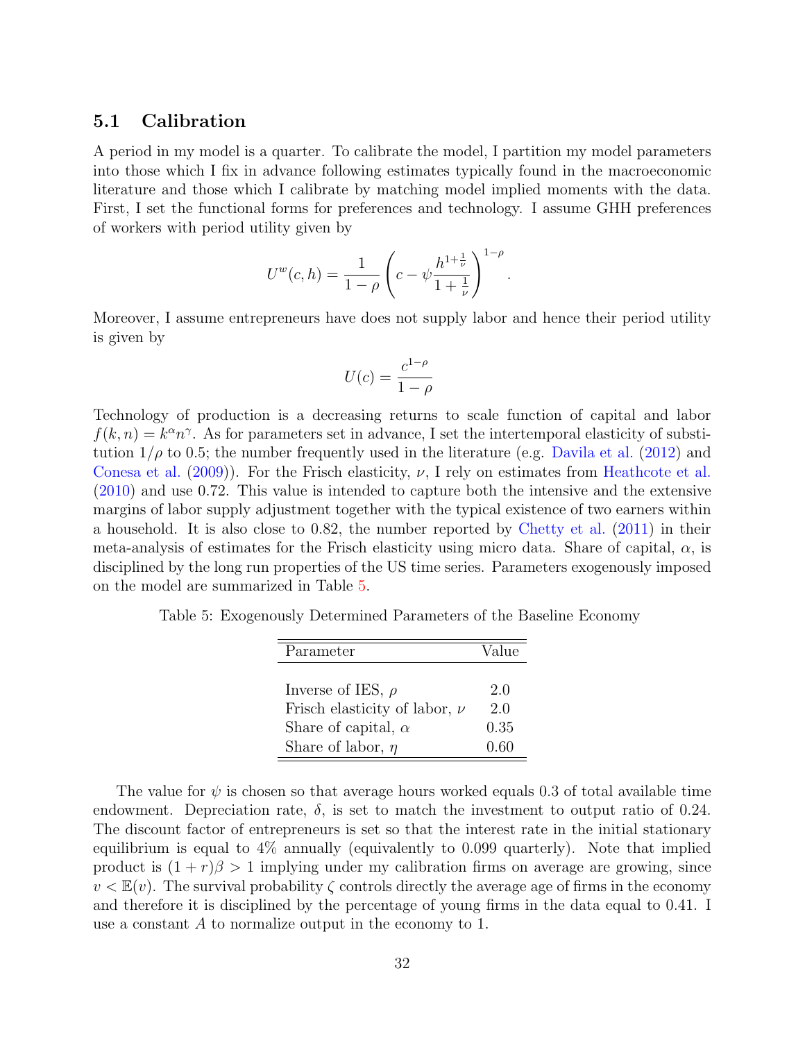### 5.1 Calibration

A period in my model is a quarter. To calibrate the model, I partition my model parameters into those which I fix in advance following estimates typically found in the macroeconomic literature and those which I calibrate by matching model implied moments with the data. First, I set the functional forms for preferences and technology. I assume GHH preferences of workers with period utility given by

$$U^w(c,h) = \frac{1}{1-\rho}\left(c - \psi\frac{h^{1+\frac{1}{\nu}}}{1+\frac{1}{\nu}}\right)^{1-\rho}.$$

Moreover, I assume entrepreneurs have does not supply labor and hence their period utility is given by

$$U(c) = \frac{c^{1-\rho}}{1-\rho}$$

Technology of production is a decreasing returns to scale function of capital and labor $f(k,n) = k^\alpha n^\gamma$. As for parameters set in advance, I set the intertemporal elasticity of substitution $1/\rho$ to 0.5; the number frequently used in the literature (e.g. Davila et al. (2012) and Conesa et al. (2009)). For the Frisch elasticity, $\nu$, I rely on estimates from Heathcote et al. (2010) and use 0.72. This value is intended to capture both the intensive and the extensive margins of labor supply adjustment together with the typical existence of two earners within a household. It is also close to 0.82, the number reported by Chetty et al. (2011) in their meta-analysis of estimates for the Frisch elasticity using micro data. Share of capital, $\alpha$, is disciplined by the long run properties of the US time series. Parameters exogenously imposed on the model are summarized in Table 5.

Table 5: Exogenously Determined Parameters of the Baseline Economy

| Parameter | Value |
|---|---|
| Inverse of IES, $\rho$ | 2.0 |
| Frisch elasticity of labor, $\nu$ | 2.0 |
| Share of capital, $\alpha$ | 0.35 |
| Share of labor, $\eta$ | 0.60 |

The value for $\psi$ is chosen so that average hours worked equals 0.3 of total available time endowment. Depreciation rate, $\delta$, is set to match the investment to output ratio of 0.24. The discount factor of entrepreneurs is set so that the interest rate in the initial stationary equilibrium is equal to 4% annually (equivalently to 0.099 quarterly). Note that implied product is $(1+r)\beta > 1$ implying under my calibration firms on average are growing, since $v < \mathbb{E}(v)$. The survival probability $\zeta$ controls directly the average age of firms in the economy and therefore it is disciplined by the percentage of young firms in the data equal to 0.41. I use a constant $A$ to normalize output in the economy to 1.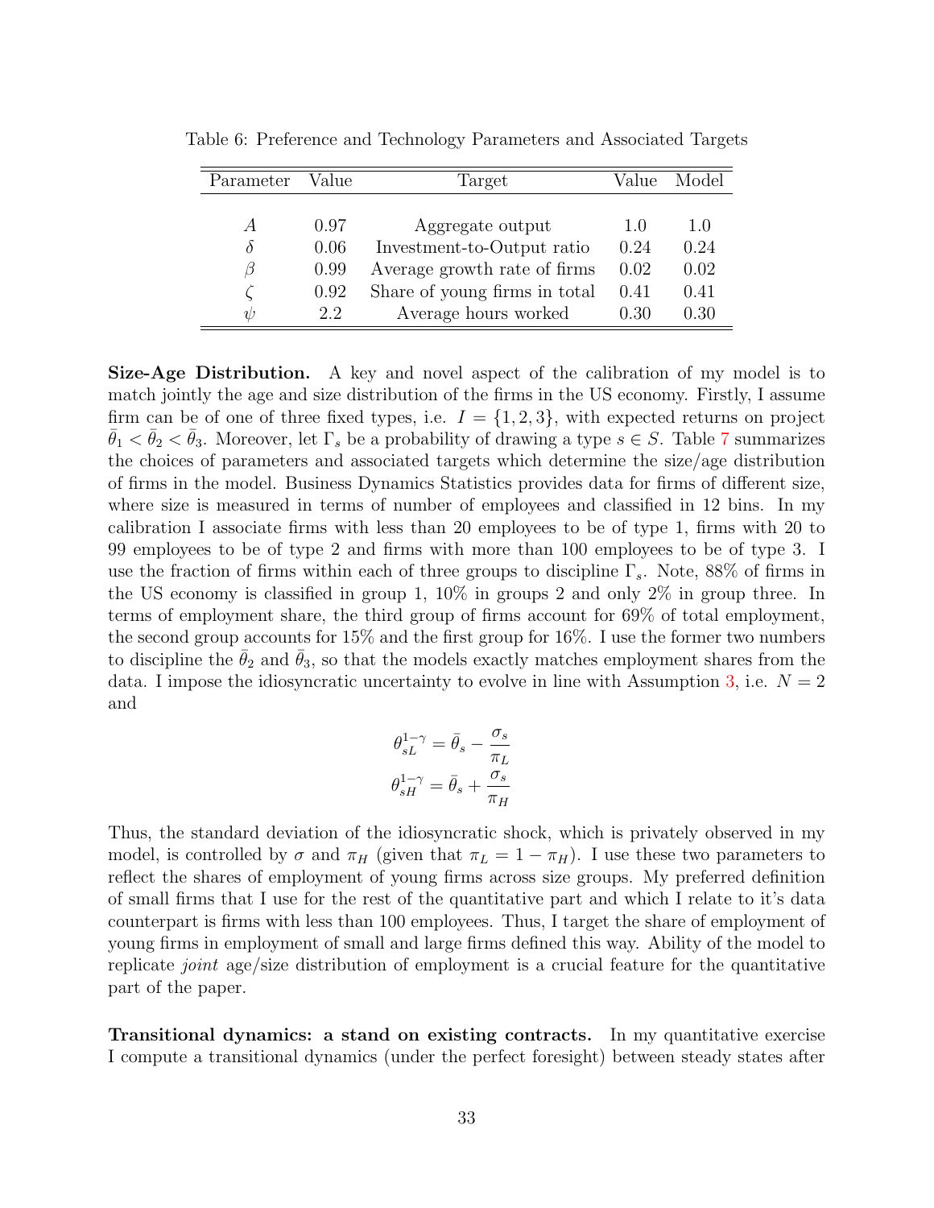Table 6: Preference and Technology Parameters and Associated Targets

| Parameter | Value | Target | Value | Model |
|---|---|---|---|---|
| $A$ | 0.97 | Aggregate output | 1.0 | 1.0 |
| $\delta$ | 0.06 | Investment-to-Output ratio | 0.24 | 0.24 |
| $\beta$ | 0.99 | Average growth rate of firms | 0.02 | 0.02 |
| $\zeta$ | 0.92 | Share of young firms in total | 0.41 | 0.41 |
| $\psi$ | 2.2 | Average hours worked | 0.30 | 0.30 |

**Size-Age Distribution.** A key and novel aspect of the calibration of my model is to match jointly the age and size distribution of the firms in the US economy. Firstly, I assume firm can be of one of three fixed types, i.e. $I = \{1, 2, 3\}$, with expected returns on project $\bar{\theta}_1 < \bar{\theta}_2 < \bar{\theta}_3$. Moreover, let $\Gamma_s$ be a probability of drawing a type $s \in S$. Table 7 summarizes the choices of parameters and associated targets which determine the size/age distribution of firms in the model. Business Dynamics Statistics provides data for firms of different size, where size is measured in terms of number of employees and classified in 12 bins. In my calibration I associate firms with less than 20 employees to be of type 1, firms with 20 to 99 employees to be of type 2 and firms with more than 100 employees to be of type 3. I use the fraction of firms within each of three groups to discipline $\Gamma_s$. Note, 88% of firms in the US economy is classified in group 1, 10% in groups 2 and only 2% in group three. In terms of employment share, the third group of firms account for 69% of total employment, the second group accounts for 15% and the first group for 16%. I use the former two numbers to discipline the $\bar{\theta}_2$ and $\bar{\theta}_3$, so that the models exactly matches employment shares from the data. I impose the idiosyncratic uncertainty to evolve in line with Assumption 3, i.e. $N = 2$ and

$$\theta_{sL}^{1-\gamma} = \bar{\theta}_s - \frac{\sigma_s}{\pi_L}$$
$$\theta_{sH}^{1-\gamma} = \bar{\theta}_s + \frac{\sigma_s}{\pi_H}$$

Thus, the standard deviation of the idiosyncratic shock, which is privately observed in my model, is controlled by $\sigma$ and $\pi_H$ (given that $\pi_L = 1 - \pi_H$). I use these two parameters to reflect the shares of employment of young firms across size groups. My preferred definition of small firms that I use for the rest of the quantitative part and which I relate to it's data counterpart is firms with less than 100 employees. Thus, I target the share of employment of young firms in employment of small and large firms defined this way. Ability of the model to replicate *joint* age/size distribution of employment is a crucial feature for the quantitative part of the paper.

**Transitional dynamics: a stand on existing contracts.** In my quantitative exercise I compute a transitional dynamics (under the perfect foresight) between steady states after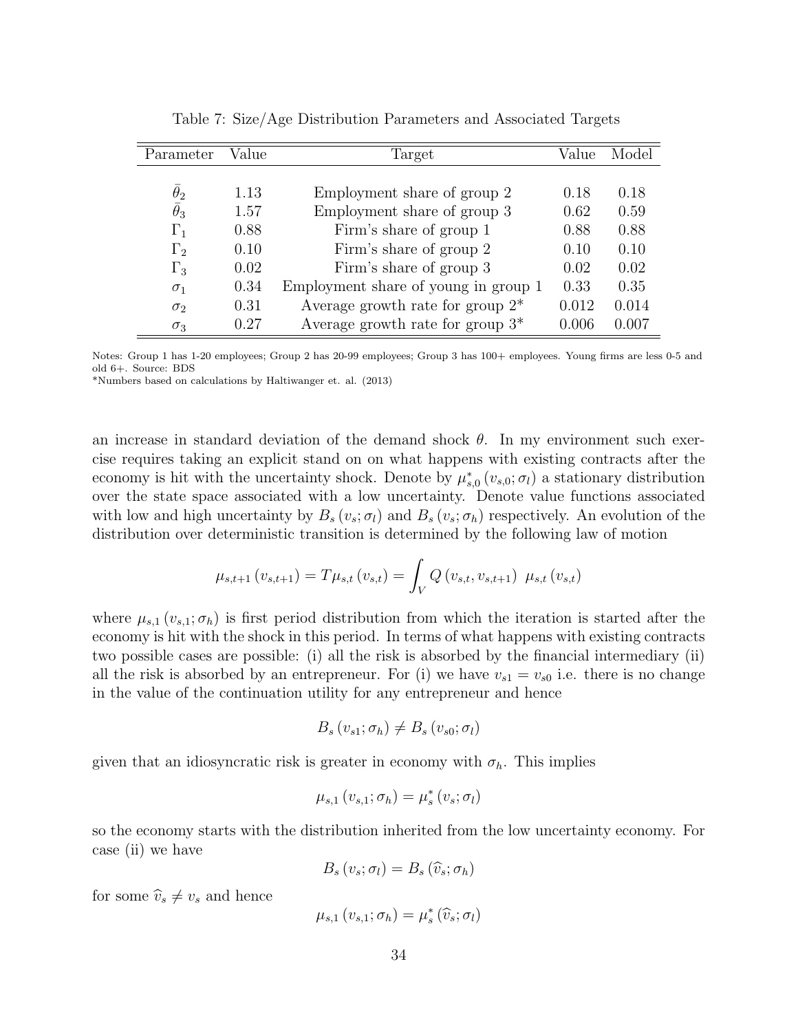Table 7: Size/Age Distribution Parameters and Associated Targets

| Parameter | Value | Target | Value | Model |
|---|---|---|---|---|
| $\bar{\theta}_2$ | 1.13 | Employment share of group 2 | 0.18 | 0.18 |
| $\bar{\theta}_3$ | 1.57 | Employment share of group 3 | 0.62 | 0.59 |
| $\Gamma_1$ | 0.88 | Firm's share of group 1 | 0.88 | 0.88 |
| $\Gamma_2$ | 0.10 | Firm's share of group 2 | 0.10 | 0.10 |
| $\Gamma_3$ | 0.02 | Firm's share of group 3 | 0.02 | 0.02 |
| $\sigma_1$ | 0.34 | Employment share of young in group 1 | 0.33 | 0.35 |
| $\sigma_2$ | 0.31 | Average growth rate for group 2* | 0.012 | 0.014 |
| $\sigma_3$ | 0.27 | Average growth rate for group 3* | 0.006 | 0.007 |

Notes: Group 1 has 1-20 employees; Group 2 has 20-99 employees; Group 3 has 100+ employees. Young firms are less 0-5 and old 6+. Source: BDS

*Numbers based on calculations by Haltiwanger et. al. (2013)

an increase in standard deviation of the demand shock $\theta$. In my environment such exercise requires taking an explicit stand on on what happens with existing contracts after the economy is hit with the uncertainty shock. Denote by $\mu^*_{s,0}(v_{s,0};\sigma_l)$ a stationary distribution over the state space associated with a low uncertainty. Denote value functions associated with low and high uncertainty by $B_s(v_s;\sigma_l)$ and $B_s(v_s;\sigma_h)$ respectively. An evolution of the distribution over deterministic transition is determined by the following law of motion

$$\mu_{s,t+1}(v_{s,t+1}) = T\mu_{s,t}(v_{s,t}) = \int_V Q(v_{s,t}, v_{s,t+1})\ \mu_{s,t}(v_{s,t})$$

where $\mu_{s,1}(v_{s,1};\sigma_h)$ is first period distribution from which the iteration is started after the economy is hit with the shock in this period. In terms of what happens with existing contracts two possible cases are possible: (i) all the risk is absorbed by the financial intermediary (ii) all the risk is absorbed by an entrepreneur. For (i) we have $v_{s1} = v_{s0}$ i.e. there is no change in the value of the continuation utility for any entrepreneur and hence

$$B_s(v_{s1};\sigma_h) \neq B_s(v_{s0};\sigma_l)$$

given that an idiosyncratic risk is greater in economy with $\sigma_h$. This implies

$$\mu_{s,1}(v_{s,1};\sigma_h) = \mu^*_s(v_s;\sigma_l)$$

so the economy starts with the distribution inherited from the low uncertainty economy. For case (ii) we have

$$B_s(v_s;\sigma_l) = B_s(\widehat{v}_s;\sigma_h)$$

for some $\widehat{v}_s \neq v_s$ and hence

$$\mu_{s,1}(v_{s,1};\sigma_h) = \mu^*_s(\widehat{v}_s;\sigma_l)$$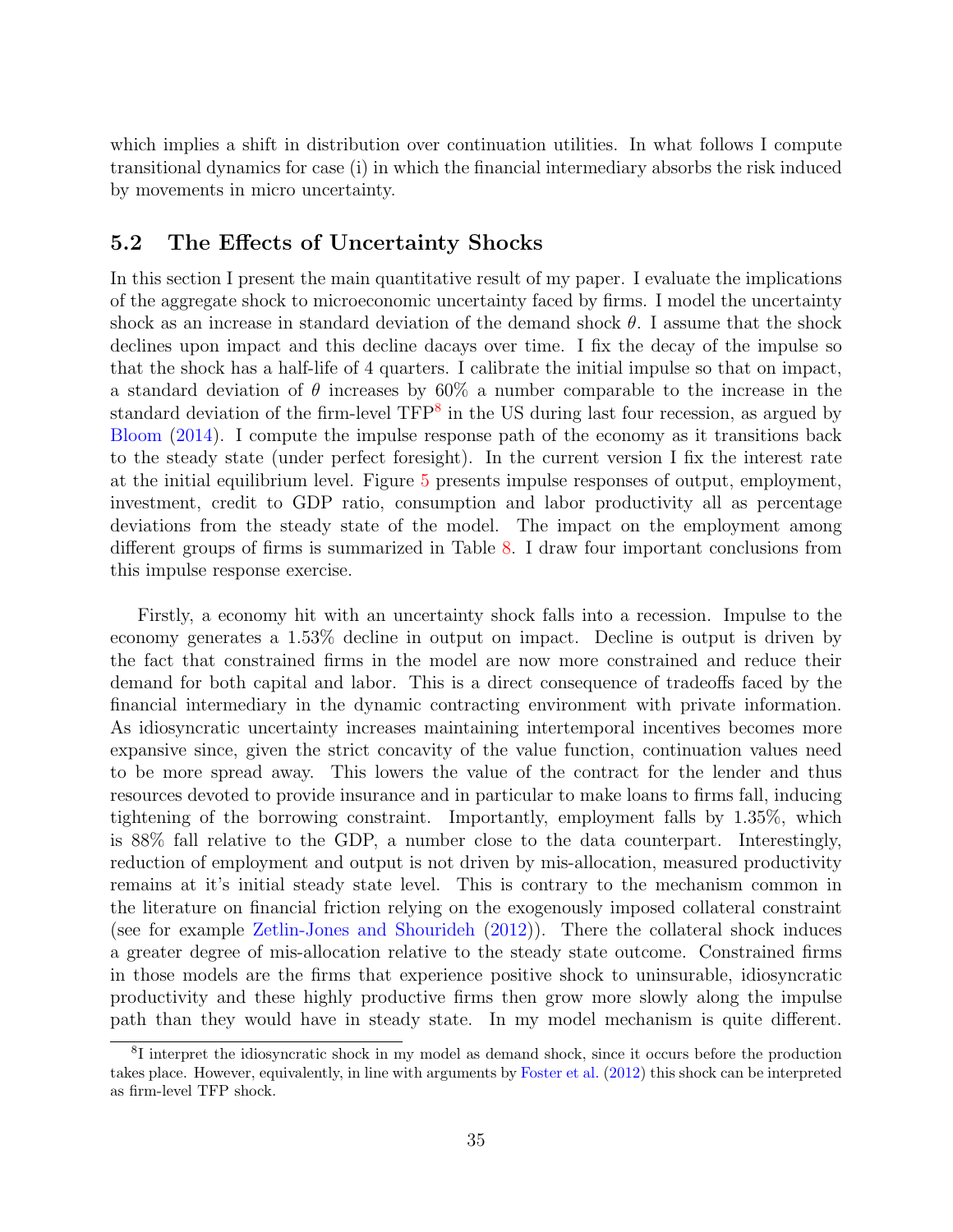which implies a shift in distribution over continuation utilities. In what follows I compute transitional dynamics for case (i) in which the financial intermediary absorbs the risk induced by movements in micro uncertainty.

## 5.2 The Effects of Uncertainty Shocks

In this section I present the main quantitative result of my paper. I evaluate the implications of the aggregate shock to microeconomic uncertainty faced by firms. I model the uncertainty shock as an increase in standard deviation of the demand shock $\theta$. I assume that the shock declines upon impact and this decline dacays over time. I fix the decay of the impulse so that the shock has a half-life of 4 quarters. I calibrate the initial impulse so that on impact, a standard deviation of $\theta$ increases by 60% a number comparable to the increase in the standard deviation of the firm-level TFP[8] in the US during last four recession, as argued by Bloom (2014). I compute the impulse response path of the economy as it transitions back to the steady state (under perfect foresight). In the current version I fix the interest rate at the initial equilibrium level. Figure 5 presents impulse responses of output, employment, investment, credit to GDP ratio, consumption and labor productivity all as percentage deviations from the steady state of the model. The impact on the employment among different groups of firms is summarized in Table 8. I draw four important conclusions from this impulse response exercise.

Firstly, a economy hit with an uncertainty shock falls into a recession. Impulse to the economy generates a 1.53% decline in output on impact. Decline is output is driven by the fact that constrained firms in the model are now more constrained and reduce their demand for both capital and labor. This is a direct consequence of tradeoffs faced by the financial intermediary in the dynamic contracting environment with private information. As idiosyncratic uncertainty increases maintaining intertemporal incentives becomes more expansive since, given the strict concavity of the value function, continuation values need to be more spread away. This lowers the value of the contract for the lender and thus resources devoted to provide insurance and in particular to make loans to firms fall, inducing tightening of the borrowing constraint. Importantly, employment falls by 1.35%, which is 88% fall relative to the GDP, a number close to the data counterpart. Interestingly, reduction of employment and output is not driven by mis-allocation, measured productivity remains at it's initial steady state level. This is contrary to the mechanism common in the literature on financial friction relying on the exogenously imposed collateral constraint (see for example Zetlin-Jones and Shourideh (2012)). There the collateral shock induces a greater degree of mis-allocation relative to the steady state outcome. Constrained firms in those models are the firms that experience positive shock to uninsurable, idiosyncratic productivity and these highly productive firms then grow more slowly along the impulse path than they would have in steady state. In my model mechanism is quite different.

[8] I interpret the idiosyncratic shock in my model as demand shock, since it occurs before the production takes place. However, equivalently, in line with arguments by Foster et al. (2012) this shock can be interpreted as firm-level TFP shock.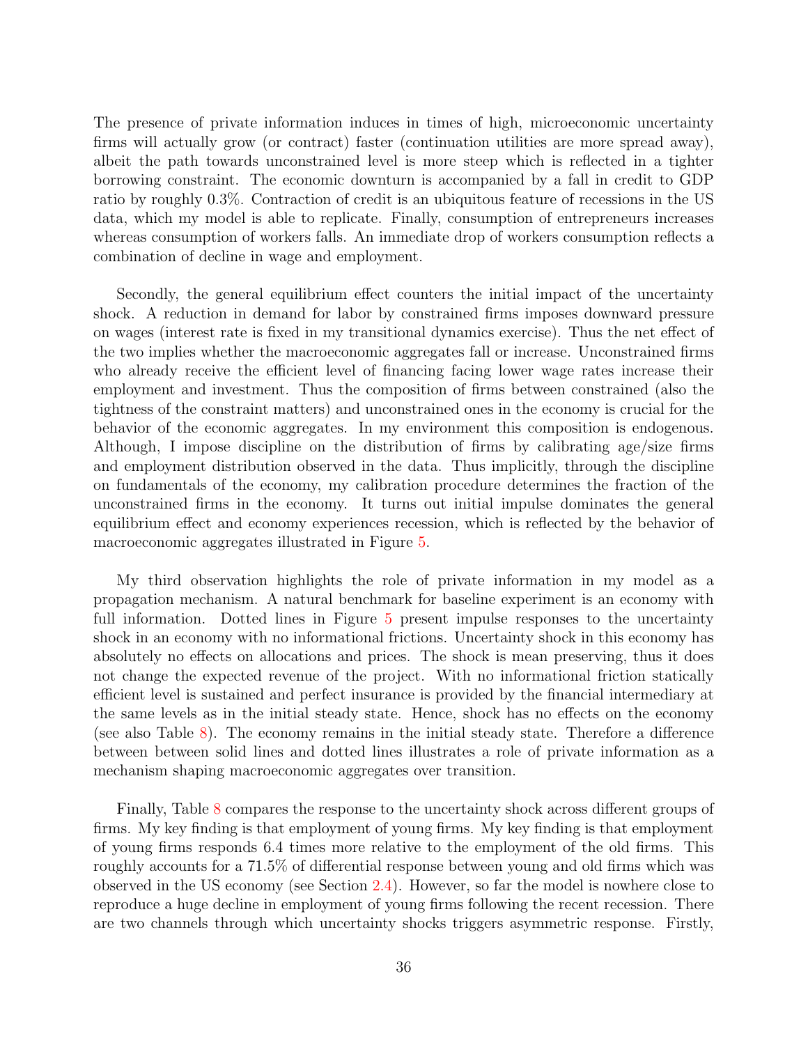The presence of private information induces in times of high, microeconomic uncertainty firms will actually grow (or contract) faster (continuation utilities are more spread away), albeit the path towards unconstrained level is more steep which is reflected in a tighter borrowing constraint. The economic downturn is accompanied by a fall in credit to GDP ratio by roughly 0.3%. Contraction of credit is an ubiquitous feature of recessions in the US data, which my model is able to replicate. Finally, consumption of entrepreneurs increases whereas consumption of workers falls. An immediate drop of workers consumption reflects a combination of decline in wage and employment.

Secondly, the general equilibrium effect counters the initial impact of the uncertainty shock. A reduction in demand for labor by constrained firms imposes downward pressure on wages (interest rate is fixed in my transitional dynamics exercise). Thus the net effect of the two implies whether the macroeconomic aggregates fall or increase. Unconstrained firms who already receive the efficient level of financing facing lower wage rates increase their employment and investment. Thus the composition of firms between constrained (also the tightness of the constraint matters) and unconstrained ones in the economy is crucial for the behavior of the economic aggregates. In my environment this composition is endogenous. Although, I impose discipline on the distribution of firms by calibrating age/size firms and employment distribution observed in the data. Thus implicitly, through the discipline on fundamentals of the economy, my calibration procedure determines the fraction of the unconstrained firms in the economy. It turns out initial impulse dominates the general equilibrium effect and economy experiences recession, which is reflected by the behavior of macroeconomic aggregates illustrated in Figure 5.

My third observation highlights the role of private information in my model as a propagation mechanism. A natural benchmark for baseline experiment is an economy with full information. Dotted lines in Figure 5 present impulse responses to the uncertainty shock in an economy with no informational frictions. Uncertainty shock in this economy has absolutely no effects on allocations and prices. The shock is mean preserving, thus it does not change the expected revenue of the project. With no informational friction statically efficient level is sustained and perfect insurance is provided by the financial intermediary at the same levels as in the initial steady state. Hence, shock has no effects on the economy (see also Table 8). The economy remains in the initial steady state. Therefore a difference between between solid lines and dotted lines illustrates a role of private information as a mechanism shaping macroeconomic aggregates over transition.

Finally, Table 8 compares the response to the uncertainty shock across different groups of firms. My key finding is that employment of young firms. My key finding is that employment of young firms responds 6.4 times more relative to the employment of the old firms. This roughly accounts for a 71.5% of differential response between young and old firms which was observed in the US economy (see Section 2.4). However, so far the model is nowhere close to reproduce a huge decline in employment of young firms following the recent recession. There are two channels through which uncertainty shocks triggers asymmetric response. Firstly,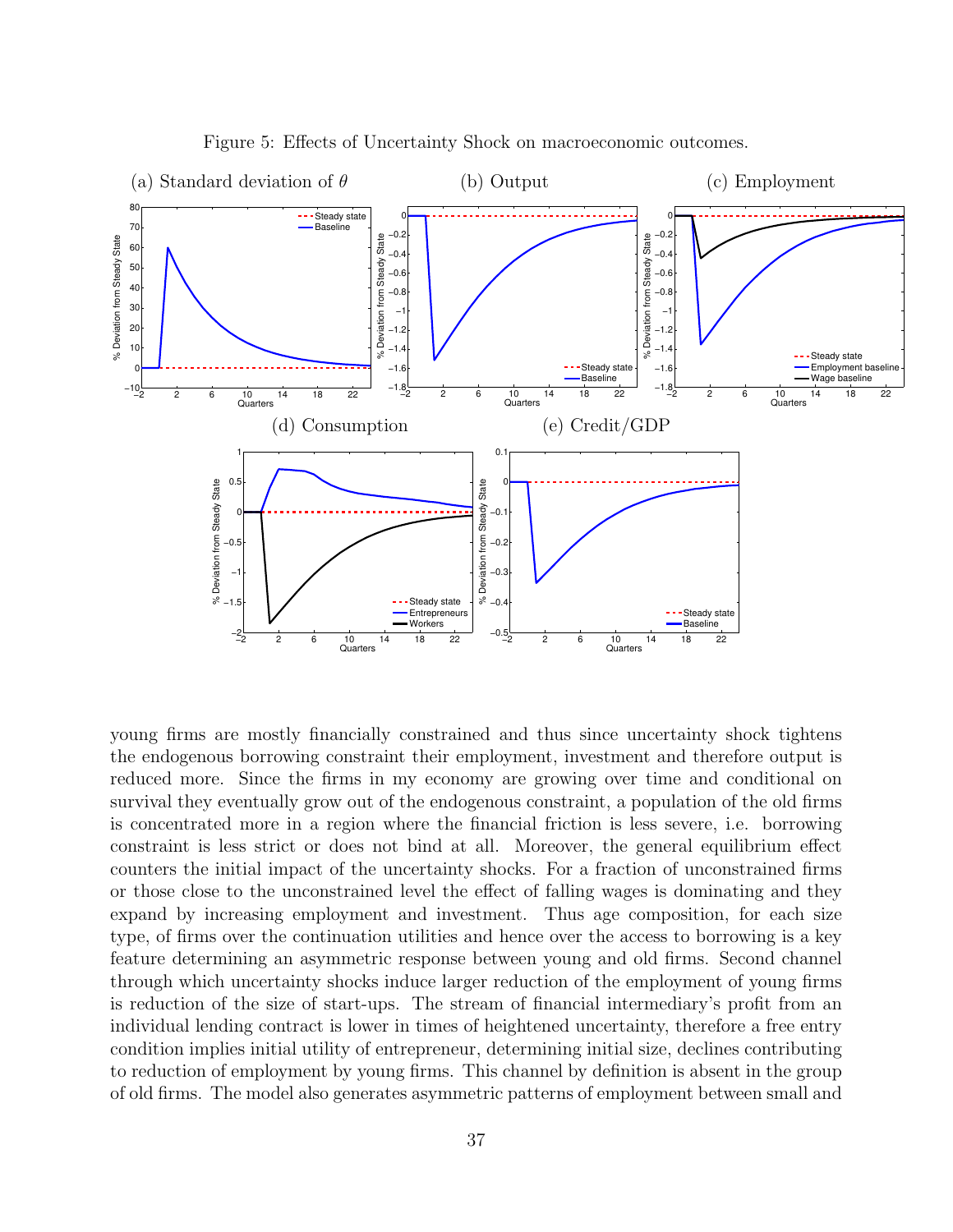Figure 5: Effects of Uncertainty Shock on macroeconomic outcomes.

(a) Standard deviation of $\theta$ (b) Output (c) Employment

(d) Consumption (e) Credit/GDP

young firms are mostly financially constrained and thus since uncertainty shock tightens the endogenous borrowing constraint their employment, investment and therefore output is reduced more. Since the firms in my economy are growing over time and conditional on survival they eventually grow out of the endogenous constraint, a population of the old firms is concentrated more in a region where the financial friction is less severe, i.e. borrowing constraint is less strict or does not bind at all. Moreover, the general equilibrium effect counters the initial impact of the uncertainty shocks. For a fraction of unconstrained firms or those close to the unconstrained level the effect of falling wages is dominating and they expand by increasing employment and investment. Thus age composition, for each size type, of firms over the continuation utilities and hence over the access to borrowing is a key feature determining an asymmetric response between young and old firms. Second channel through which uncertainty shocks induce larger reduction of the employment of young firms is reduction of the size of start-ups. The stream of financial intermediary's profit from an individual lending contract is lower in times of heightened uncertainty, therefore a free entry condition implies initial utility of entrepreneur, determining initial size, declines contributing to reduction of employment by young firms. This channel by definition is absent in the group of old firms. The model also generates asymmetric patterns of employment between small and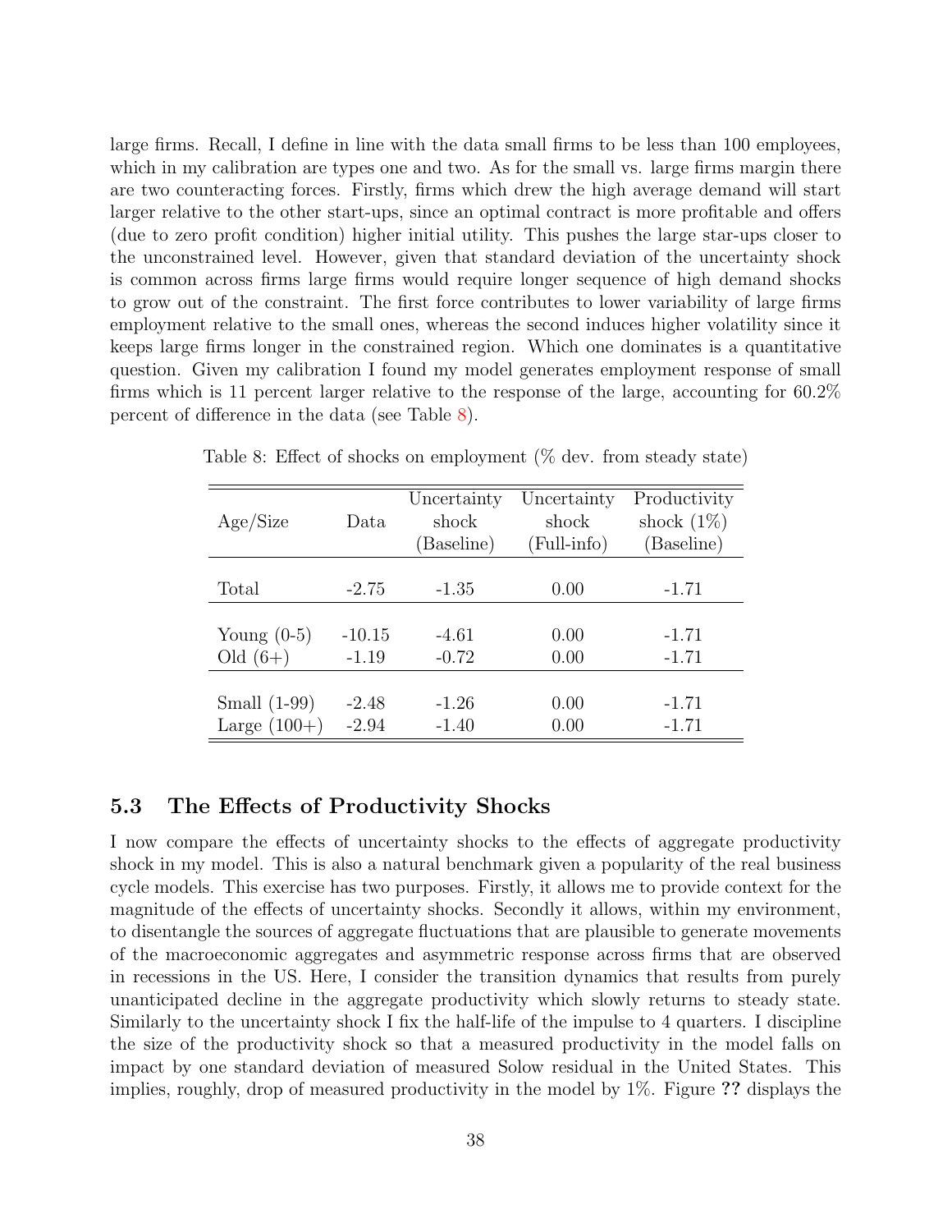large firms. Recall, I define in line with the data small firms to be less than 100 employees, which in my calibration are types one and two. As for the small vs. large firms margin there are two counteracting forces. Firstly, firms which drew the high average demand will start larger relative to the other start-ups, since an optimal contract is more profitable and offers (due to zero profit condition) higher initial utility. This pushes the large star-ups closer to the unconstrained level. However, given that standard deviation of the uncertainty shock is common across firms large firms would require longer sequence of high demand shocks to grow out of the constraint. The first force contributes to lower variability of large firms employment relative to the small ones, whereas the second induces higher volatility since it keeps large firms longer in the constrained region. Which one dominates is a quantitative question. Given my calibration I found my model generates employment response of small firms which is 11 percent larger relative to the response of the large, accounting for 60.2% percent of difference in the data (see Table 8).

Table 8: Effect of shocks on employment (% dev. from steady state)

| Age/Size | Data | Uncertainty shock (Baseline) | Uncertainty shock (Full-info) | Productivity shock (1%) (Baseline) |
|---|---|---|---|---|
| Total | -2.75 | -1.35 | 0.00 | -1.71 |
| Young (0-5) | -10.15 | -4.61 | 0.00 | -1.71 |
| Old (6+) | -1.19 | -0.72 | 0.00 | -1.71 |
| Small (1-99) | -2.48 | -1.26 | 0.00 | -1.71 |
| Large (100+) | -2.94 | -1.40 | 0.00 | -1.71 |

### 5.3 The Effects of Productivity Shocks

I now compare the effects of uncertainty shocks to the effects of aggregate productivity shock in my model. This is also a natural benchmark given a popularity of the real business cycle models. This exercise has two purposes. Firstly, it allows me to provide context for the magnitude of the effects of uncertainty shocks. Secondly it allows, within my environment, to disentangle the sources of aggregate fluctuations that are plausible to generate movements of the macroeconomic aggregates and asymmetric response across firms that are observed in recessions in the US. Here, I consider the transition dynamics that results from purely unanticipated decline in the aggregate productivity which slowly returns to steady state. Similarly to the uncertainty shock I fix the half-life of the impulse to 4 quarters. I discipline the size of the productivity shock so that a measured productivity in the model falls on impact by one standard deviation of measured Solow residual in the United States. This implies, roughly, drop of measured productivity in the model by 1%. Figure **??** displays the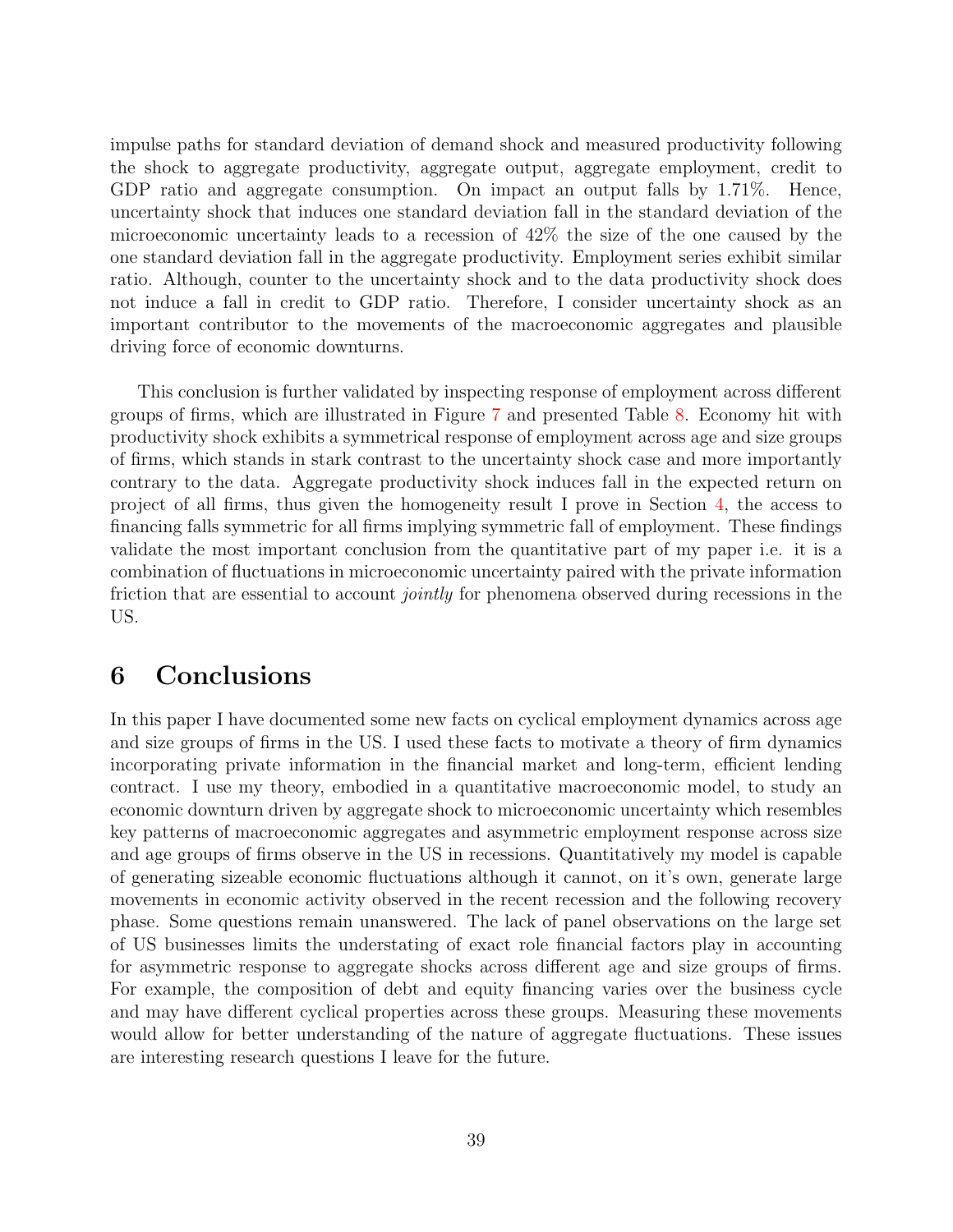impulse paths for standard deviation of demand shock and measured productivity following the shock to aggregate productivity, aggregate output, aggregate employment, credit to GDP ratio and aggregate consumption. On impact an output falls by 1.71%. Hence, uncertainty shock that induces one standard deviation fall in the standard deviation of the microeconomic uncertainty leads to a recession of 42% the size of the one caused by the one standard deviation fall in the aggregate productivity. Employment series exhibit similar ratio. Although, counter to the uncertainty shock and to the data productivity shock does not induce a fall in credit to GDP ratio. Therefore, I consider uncertainty shock as an important contributor to the movements of the macroeconomic aggregates and plausible driving force of economic downturns.

This conclusion is further validated by inspecting response of employment across different groups of firms, which are illustrated in Figure 7 and presented Table 8. Economy hit with productivity shock exhibits a symmetrical response of employment across age and size groups of firms, which stands in stark contrast to the uncertainty shock case and more importantly contrary to the data. Aggregate productivity shock induces fall in the expected return on project of all firms, thus given the homogeneity result I prove in Section 4, the access to financing falls symmetric for all firms implying symmetric fall of employment. These findings validate the most important conclusion from the quantitative part of my paper i.e. it is a combination of fluctuations in microeconomic uncertainty paired with the private information friction that are essential to account *jointly* for phenomena observed during recessions in the US.

# 6 Conclusions

In this paper I have documented some new facts on cyclical employment dynamics across age and size groups of firms in the US. I used these facts to motivate a theory of firm dynamics incorporating private information in the financial market and long-term, efficient lending contract. I use my theory, embodied in a quantitative macroeconomic model, to study an economic downturn driven by aggregate shock to microeconomic uncertainty which resembles key patterns of macroeconomic aggregates and asymmetric employment response across size and age groups of firms observe in the US in recessions. Quantitatively my model is capable of generating sizeable economic fluctuations although it cannot, on it's own, generate large movements in economic activity observed in the recent recession and the following recovery phase. Some questions remain unanswered. The lack of panel observations on the large set of US businesses limits the understating of exact role financial factors play in accounting for asymmetric response to aggregate shocks across different age and size groups of firms. For example, the composition of debt and equity financing varies over the business cycle and may have different cyclical properties across these groups. Measuring these movements would allow for better understanding of the nature of aggregate fluctuations. These issues are interesting research questions I leave for the future.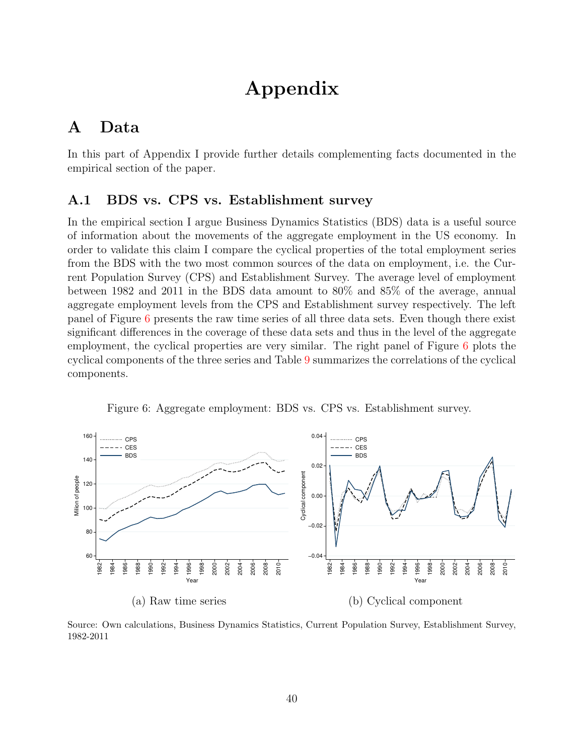# Appendix

## A Data

In this part of Appendix I provide further details complementing facts documented in the empirical section of the paper.

### A.1 BDS vs. CPS vs. Establishment survey

In the empirical section I argue Business Dynamics Statistics (BDS) data is a useful source of information about the movements of the aggregate employment in the US economy. In order to validate this claim I compare the cyclical properties of the total employment series from the BDS with the two most common sources of the data on employment, i.e. the Current Population Survey (CPS) and Establishment Survey. The average level of employment between 1982 and 2011 in the BDS data amount to 80% and 85% of the average, annual aggregate employment levels from the CPS and Establishment survey respectively. The left panel of Figure 6 presents the raw time series of all three data sets. Even though there exist significant differences in the coverage of these data sets and thus in the level of the aggregate employment, the cyclical properties are very similar. The right panel of Figure 6 plots the cyclical components of the three series and Table 9 summarizes the correlations of the cyclical components.

Figure 6: Aggregate employment: BDS vs. CPS vs. Establishment survey.

(a) Raw time series

(b) Cyclical component

Source: Own calculations, Business Dynamics Statistics, Current Population Survey, Establishment Survey, 1982-2011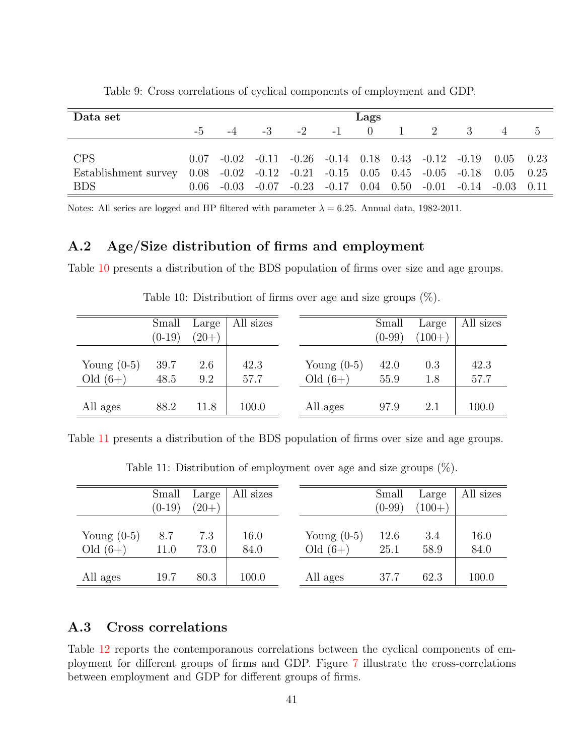Table 9: Cross correlations of cyclical components of employment and GDP.

| Data set | Lags | | | | | | | | | | |
|---|---|---|---|---|---|---|---|---|---|---|---|
| | -5 | -4 | -3 | -2 | -1 | 0 | 1 | 2 | 3 | 4 | 5 |
| CPS | 0.07 | -0.02 | -0.11 | -0.26 | -0.14 | 0.18 | 0.43 | -0.12 | -0.19 | 0.05 | 0.23 |
| Establishment survey | 0.08 | -0.02 | -0.12 | -0.21 | -0.15 | 0.05 | 0.45 | -0.05 | -0.18 | 0.05 | 0.25 |
| BDS | 0.06 | -0.03 | -0.07 | -0.23 | -0.17 | 0.04 | 0.50 | -0.01 | -0.14 | -0.03 | 0.11 |

Notes: All series are logged and HP filtered with parameter $\lambda = 6.25$. Annual data, 1982-2011.

## A.2 Age/Size distribution of firms and employment

Table 10 presents a distribution of the BDS population of firms over size and age groups.

Table 10: Distribution of firms over age and size groups (%).

| | Small (0-19) | Large (20+) | All sizes |
|---|---|---|---|
| Young (0-5) | 39.7 | 2.6 | 42.3 |
| Old (6+) | 48.5 | 9.2 | 57.7 |
| All ages | 88.2 | 11.8 | 100.0 |

| | Small (0-99) | Large (100+) | All sizes |
|---|---|---|---|
| Young (0-5) | 42.0 | 0.3 | 42.3 |
| Old (6+) | 55.9 | 1.8 | 57.7 |
| All ages | 97.9 | 2.1 | 100.0 |

Table 11 presents a distribution of the BDS population of firms over size and age groups.

Table 11: Distribution of employment over age and size groups (%).

| | Small (0-19) | Large (20+) | All sizes |
|---|---|---|---|
| Young (0-5) | 8.7 | 7.3 | 16.0 |
| Old (6+) | 11.0 | 73.0 | 84.0 |
| All ages | 19.7 | 80.3 | 100.0 |

| | Small (0-99) | Large (100+) | All sizes |
|---|---|---|---|
| Young (0-5) | 12.6 | 3.4 | 16.0 |
| Old (6+) | 25.1 | 58.9 | 84.0 |
| All ages | 37.7 | 62.3 | 100.0 |

## A.3 Cross correlations

Table 12 reports the contemporanous correlations between the cyclical components of employment for different groups of firms and GDP. Figure 7 illustrate the cross-correlations between employment and GDP for different groups of firms.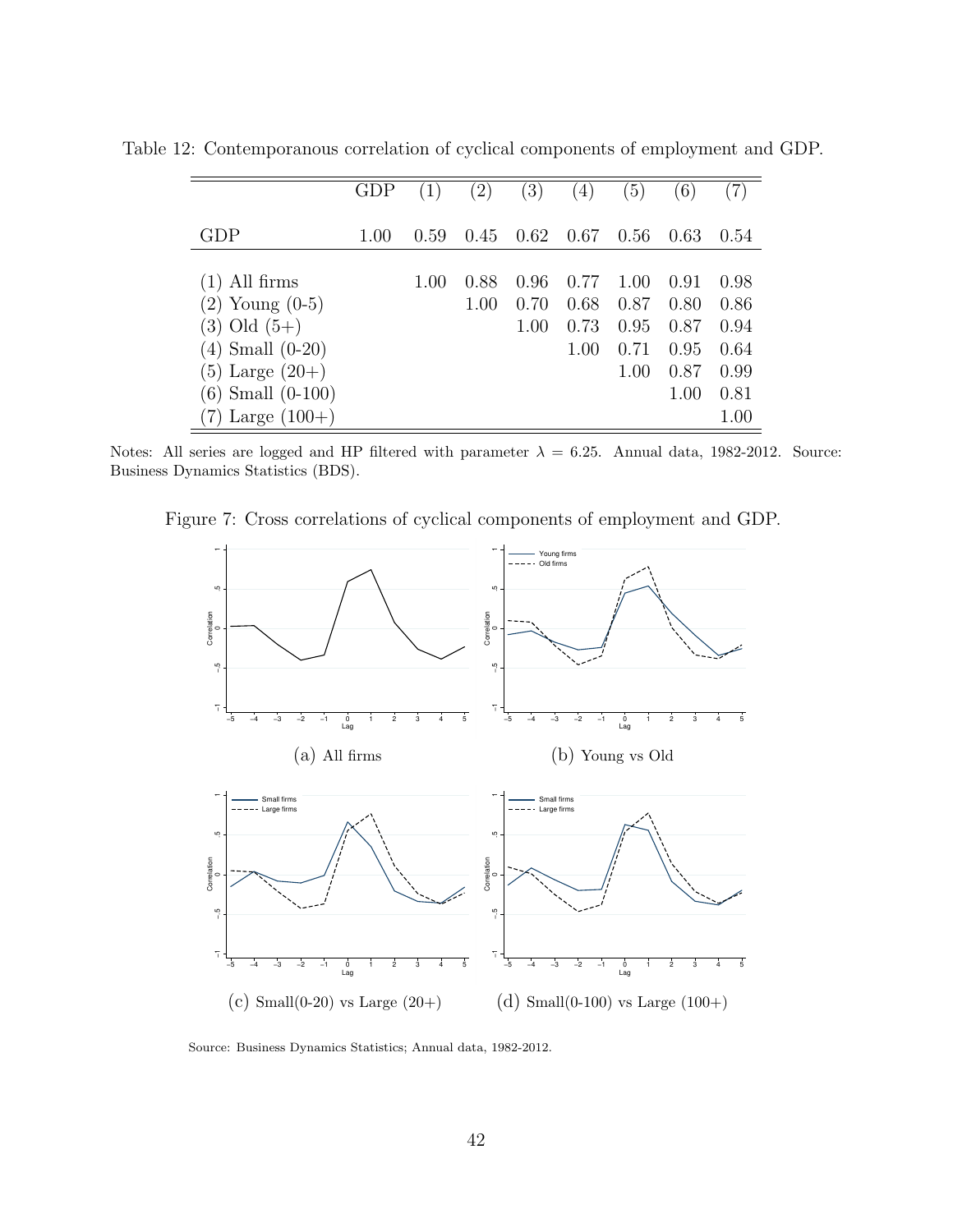Table 12: Contemporanous correlation of cyclical components of employment and GDP.

| | GDP | (1) | (2) | (3) | (4) | (5) | (6) | (7) |
|---|---|---|---|---|---|---|---|---|
| GDP | 1.00 | 0.59 | 0.45 | 0.62 | 0.67 | 0.56 | 0.63 | 0.54 |
| (1) All firms | | 1.00 | 0.88 | 0.96 | 0.77 | 1.00 | 0.91 | 0.98 |
| (2) Young (0-5) | | | 1.00 | 0.70 | 0.68 | 0.87 | 0.80 | 0.86 |
| (3) Old (5+) | | | | 1.00 | 0.73 | 0.95 | 0.87 | 0.94 |
| (4) Small (0-20) | | | | | 1.00 | 0.71 | 0.95 | 0.64 |
| (5) Large (20+) | | | | | | 1.00 | 0.87 | 0.99 |
| (6) Small (0-100) | | | | | | | 1.00 | 0.81 |
| (7) Large (100+) | | | | | | | | 1.00 |

Notes: All series are logged and HP filtered with parameter $\lambda = 6.25$. Annual data, 1982-2012. Source: Business Dynamics Statistics (BDS).

Figure 7: Cross correlations of cyclical components of employment and GDP.

(a) All firms

(b) Young vs Old

(c) Small(0-20) vs Large (20+)

(d) Small(0-100) vs Large (100+)

Source: Business Dynamics Statistics; Annual data, 1982-2012.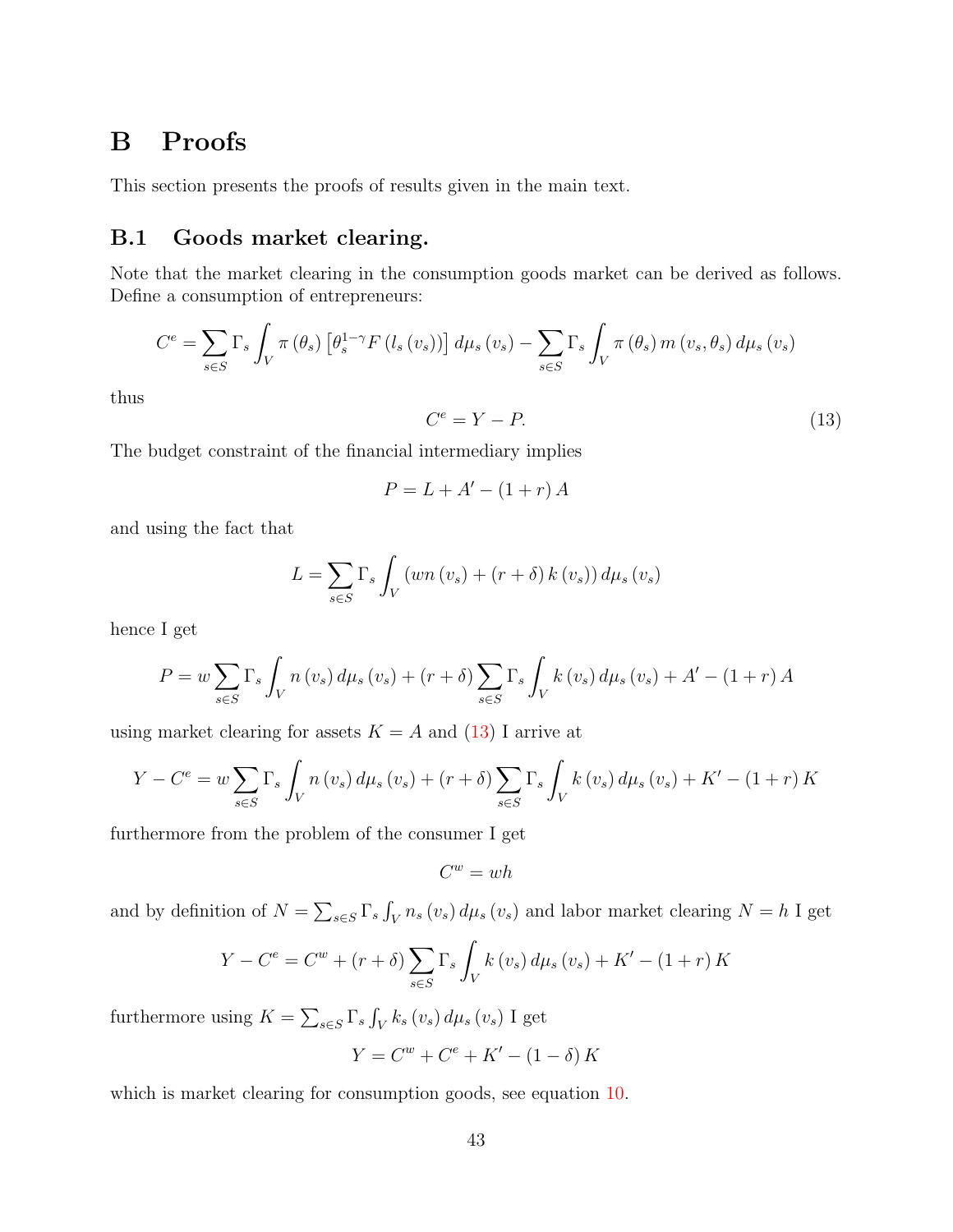# B Proofs

This section presents the proofs of results given in the main text.

## B.1 Goods market clearing.

Note that the market clearing in the consumption goods market can be derived as follows. Define a consumption of entrepreneurs:

$$C^e = \sum_{s \in S} \Gamma_s \int_V \pi(\theta_s) \left[\theta_s^{1-\gamma} F(l_s(v_s))\right] d\mu_s(v_s) - \sum_{s \in S} \Gamma_s \int_V \pi(\theta_s) m(v_s, \theta_s) d\mu_s(v_s)$$

thus

$$C^e = Y - P. \tag{13}$$

The budget constraint of the financial intermediary implies

$$P = L + A' - (1+r) A$$

and using the fact that

$$L = \sum_{s \in S} \Gamma_s \int_V (wn(v_s) + (r+\delta) k(v_s)) d\mu_s(v_s)$$

hence I get

$$P = w \sum_{s \in S} \Gamma_s \int_V n(v_s) d\mu_s(v_s) + (r+\delta) \sum_{s \in S} \Gamma_s \int_V k(v_s) d\mu_s(v_s) + A' - (1+r) A$$

using market clearing for assets $K = A$ and (13) I arrive at

$$Y - C^e = w \sum_{s \in S} \Gamma_s \int_V n(v_s) d\mu_s(v_s) + (r+\delta) \sum_{s \in S} \Gamma_s \int_V k(v_s) d\mu_s(v_s) + K' - (1+r) K$$

furthermore from the problem of the consumer I get

$$C^w = wh$$

and by definition of $N = \sum_{s \in S} \Gamma_s \int_V n_s(v_s) d\mu_s(v_s)$ and labor market clearing $N = h$ I get

$$Y - C^e = C^w + (r+\delta) \sum_{s \in S} \Gamma_s \int_V k(v_s) d\mu_s(v_s) + K' - (1+r) K$$

furthermore using $K = \sum_{s \in S} \Gamma_s \int_V k_s(v_s) d\mu_s(v_s)$ I get

$$Y = C^w + C^e + K' - (1-\delta) K$$

which is market clearing for consumption goods, see equation 10.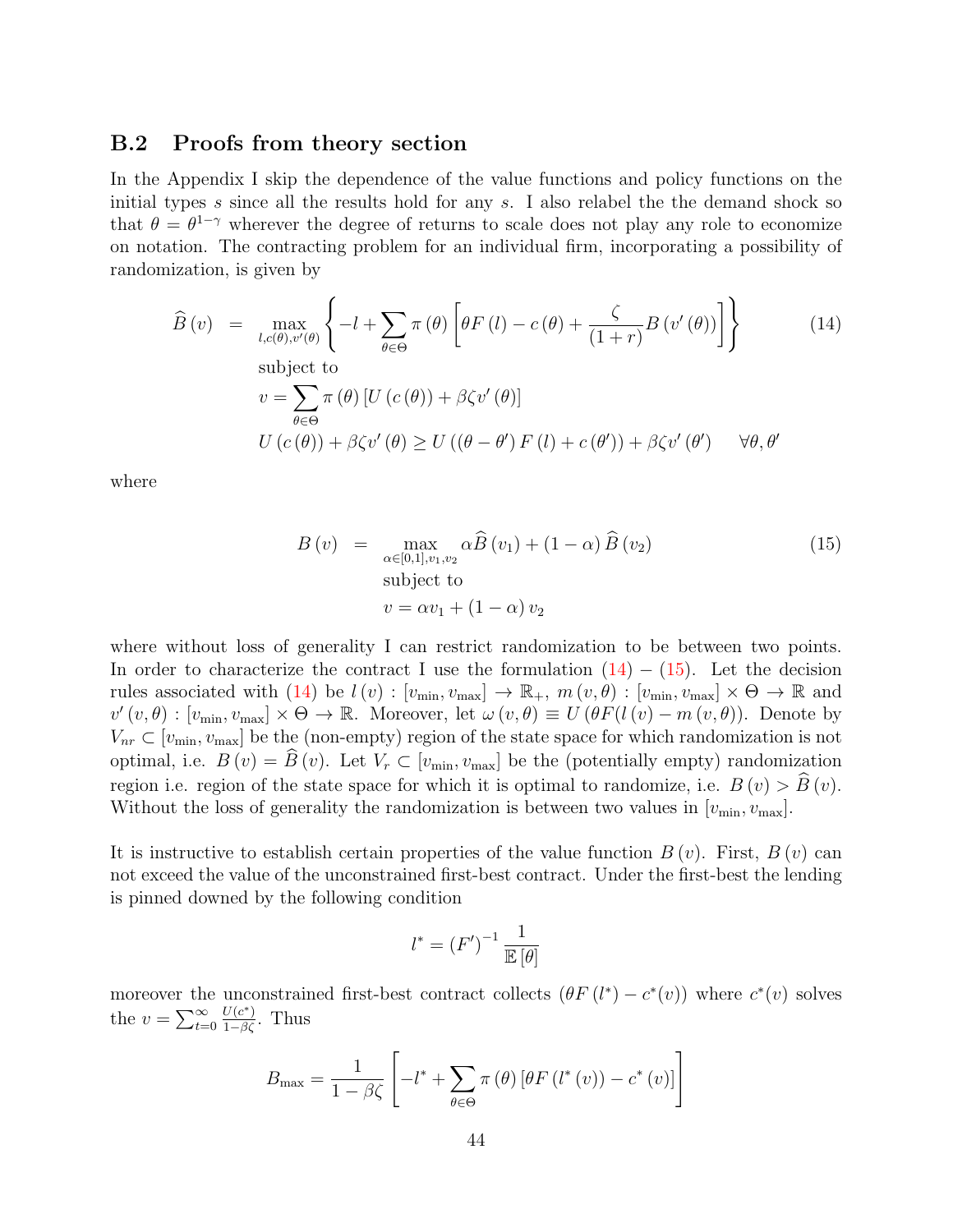## B.2 Proofs from theory section

In the Appendix I skip the dependence of the value functions and policy functions on the initial types $s$ since all the results hold for any $s$. I also relabel the the demand shock so that $\theta = \theta^{1-\gamma}$ wherever the degree of returns to scale does not play any role to economize on notation. The contracting problem for an individual firm, incorporating a possibility of randomization, is given by

$$
\begin{aligned}
\widehat{B}(v) \quad &= \quad \max_{l, c(\theta), v'(\theta)} \left\{ -l + \sum_{\theta \in \Theta} \pi(\theta) \left[ \theta F(l) - c(\theta) + \frac{\zeta}{(1+r)} B(v'(\theta)) \right] \right\} \qquad (14) \\
&\text{subject to} \\
&v = \sum_{\theta \in \Theta} \pi(\theta) \left[ U(c(\theta)) + \beta \zeta v'(\theta) \right] \\
&U(c(\theta)) + \beta \zeta v'(\theta) \geq U((\theta - \theta') F(l) + c(\theta')) + \beta \zeta v'(\theta') \quad \forall \theta, \theta'
\end{aligned}
$$

where

$$
\begin{aligned}
B(v) \quad &= \quad \max_{\alpha \in [0,1], v_1, v_2} \alpha \widehat{B}(v_1) + (1-\alpha) \widehat{B}(v_2) \qquad (15) \\
&\text{subject to} \\
&v = \alpha v_1 + (1-\alpha) v_2
\end{aligned}
$$

where without loss of generality I can restrict randomization to be between two points. In order to characterize the contract I use the formulation (14) – (15). Let the decision rules associated with (14) be $l(v) : [v_{\min}, v_{\max}] \to \mathbb{R}_+$, $m(v, \theta) : [v_{\min}, v_{\max}] \times \Theta \to \mathbb{R}$ and $v'(v, \theta) : [v_{\min}, v_{\max}] \times \Theta \to \mathbb{R}$. Moreover, let $\omega(v, \theta) \equiv U(\theta F(l(v) - m(v, \theta))$. Denote by $V_{nr} \subset [v_{\min}, v_{\max}]$ be the (non-empty) region of the state space for which randomization is not optimal, i.e. $B(v) = \widehat{B}(v)$. Let $V_r \subset [v_{\min}, v_{\max}]$ be the (potentially empty) randomization region i.e. region of the state space for which it is optimal to randomize, i.e. $B(v) > \widehat{B}(v)$. Without the loss of generality the randomization is between two values in $[v_{\min}, v_{\max}]$.

It is instructive to establish certain properties of the value function $B(v)$. First, $B(v)$ can not exceed the value of the unconstrained first-best contract. Under the first-best the lending is pinned downed by the following condition

$$
l^* = (F')^{-1} \frac{1}{\mathbb{E}[\theta]}
$$

moreover the unconstrained first-best contract collects $(\theta F(l^*) - c^*(v))$ where $c^*(v)$ solves the $v = \sum_{t=0}^{\infty} \frac{U(c^*)}{1-\beta\zeta}$. Thus

$$
B_{\max} = \frac{1}{1-\beta\zeta} \left[ -l^* + \sum_{\theta \in \Theta} \pi(\theta) \left[ \theta F(l^*(v)) - c^*(v) \right] \right]
$$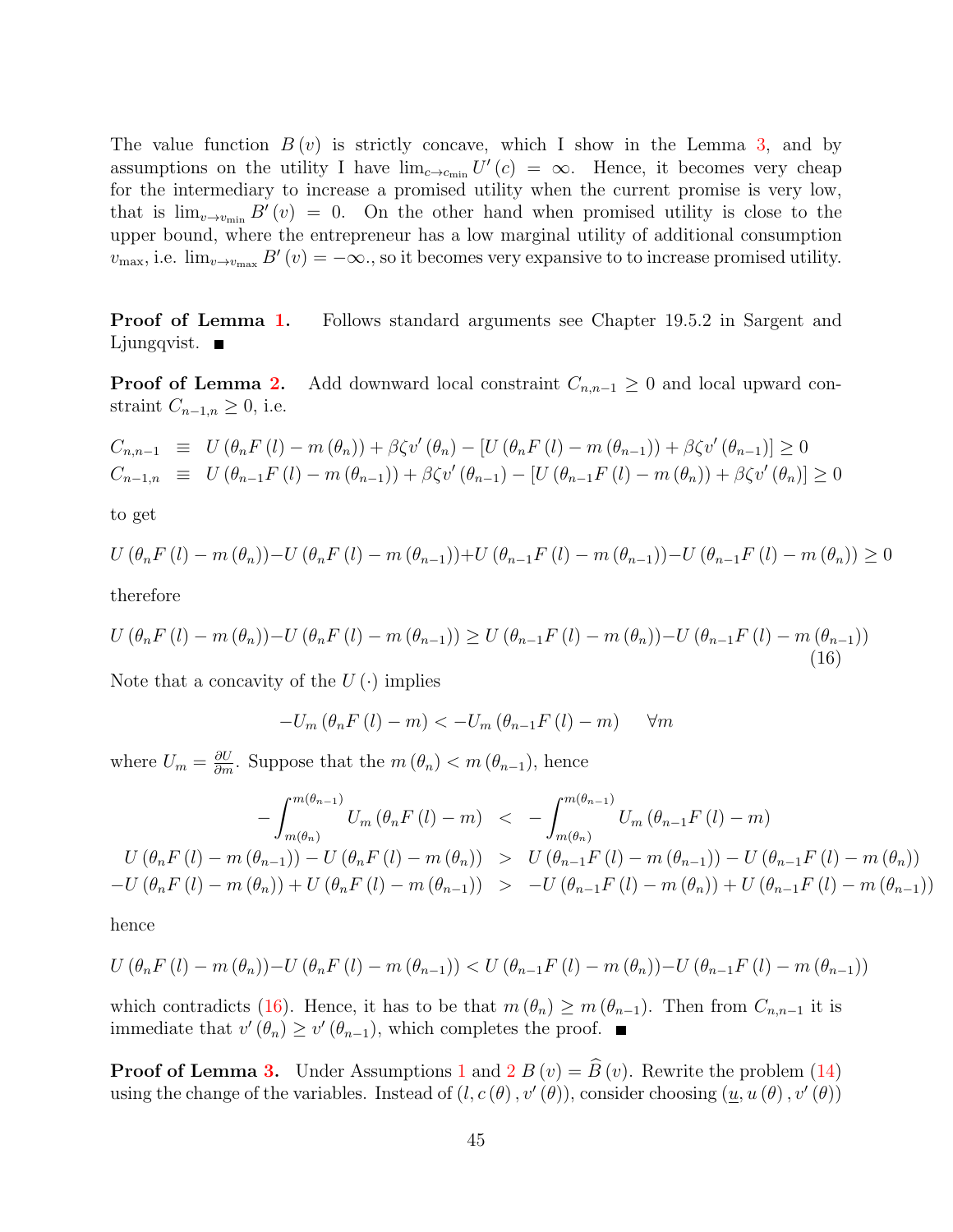The value function $B(v)$ is strictly concave, which I show in the Lemma 3, and by assumptions on the utility I have $\lim_{c \to c_{\min}} U'(c) = \infty$. Hence, it becomes very cheap for the intermediary to increase a promised utility when the current promise is very low, that is $\lim_{v \to v_{\min}} B'(v) = 0$. On the other hand when promised utility is close to the upper bound, where the entrepreneur has a low marginal utility of additional consumption $v_{\max}$, i.e. $\lim_{v \to v_{\max}} B'(v) = -\infty$., so it becomes very expansive to to increase promised utility.

**Proof of Lemma 1.** Follows standard arguments see Chapter 19.5.2 in Sargent and Ljungqvist. ■

**Proof of Lemma 2.** Add downward local constraint $C_{n,n-1} \geq 0$ and local upward constraint $C_{n-1,n} \geq 0$, i.e.

$$
\begin{aligned}
C_{n,n-1} &\equiv U(\theta_n F(l) - m(\theta_n)) + \beta\zeta v'(\theta_n) - [U(\theta_n F(l) - m(\theta_{n-1})) + \beta\zeta v'(\theta_{n-1})] \geq 0 \\
C_{n-1,n} &\equiv U(\theta_{n-1} F(l) - m(\theta_{n-1})) + \beta\zeta v'(\theta_{n-1}) - [U(\theta_{n-1} F(l) - m(\theta_n)) + \beta\zeta v'(\theta_n)] \geq 0
\end{aligned}
$$

to get

$$
U(\theta_n F(l) - m(\theta_n)) - U(\theta_n F(l) - m(\theta_{n-1})) + U(\theta_{n-1} F(l) - m(\theta_{n-1})) - U(\theta_{n-1} F(l) - m(\theta_n)) \geq 0
$$

therefore

$$
U(\theta_n F(l) - m(\theta_n)) - U(\theta_n F(l) - m(\theta_{n-1})) \geq U(\theta_{n-1} F(l) - m(\theta_n)) - U(\theta_{n-1} F(l) - m(\theta_{n-1})) \tag{16}
$$

Note that a concavity of the $U(\cdot)$ implies

$$
-U_m(\theta_n F(l) - m) < -U_m(\theta_{n-1} F(l) - m) \quad \forall m
$$

where $U_m = \frac{\partial U}{\partial m}$. Suppose that the $m(\theta_n) < m(\theta_{n-1})$, hence

$$
\begin{aligned}
-\int_{m(\theta_n)}^{m(\theta_{n-1})} U_m(\theta_n F(l) - m) &< -\int_{m(\theta_n)}^{m(\theta_{n-1})} U_m(\theta_{n-1} F(l) - m) \\
U(\theta_n F(l) - m(\theta_{n-1})) - U(\theta_n F(l) - m(\theta_n)) &> U(\theta_{n-1} F(l) - m(\theta_{n-1})) - U(\theta_{n-1} F(l) - m(\theta_n)) \\
-U(\theta_n F(l) - m(\theta_n)) + U(\theta_n F(l) - m(\theta_{n-1})) &> -U(\theta_{n-1} F(l) - m(\theta_n)) + U(\theta_{n-1} F(l) - m(\theta_{n-1}))
\end{aligned}
$$

hence

$$
U(\theta_n F(l) - m(\theta_n)) - U(\theta_n F(l) - m(\theta_{n-1})) < U(\theta_{n-1} F(l) - m(\theta_n)) - U(\theta_{n-1} F(l) - m(\theta_{n-1}))
$$

which contradicts (16). Hence, it has to be that $m(\theta_n) \geq m(\theta_{n-1})$. Then from $C_{n,n-1}$ it is immediate that $v'(\theta_n) \geq v'(\theta_{n-1})$, which completes the proof. ■

**Proof of Lemma 3.** Under Assumptions 1 and 2 $B(v) = \widehat{B}(v)$. Rewrite the problem (14) using the change of the variables. Instead of $(l, c(\theta), v'(\theta))$, consider choosing $(\underline{u}, u(\theta), v'(\theta))$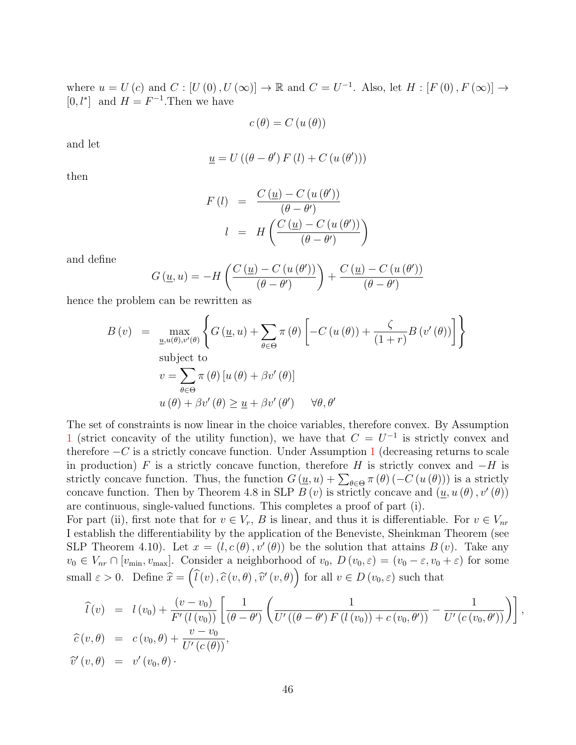where $u = U(c)$ and $C : [U(0), U(\infty)] \to \mathbb{R}$ and $C = U^{-1}$. Also, let $H : [F(0), F(\infty)] \to [0, l^*]$ and $H = F^{-1}$.Then we have

$$c(\theta) = C(u(\theta))$$

and let

$$\underline{u} = U((\theta - \theta') F(l) + C(u(\theta')))$$

then

$$\begin{aligned}
F(l) &= \frac{C(\underline{u}) - C(u(\theta'))}{(\theta - \theta')} \\
l &= H\left(\frac{C(\underline{u}) - C(u(\theta'))}{(\theta - \theta')}\right)
\end{aligned}$$

and define

$$G(\underline{u}, u) = -H\left(\frac{C(\underline{u}) - C(u(\theta'))}{(\theta - \theta')}\right) + \frac{C(\underline{u}) - C(u(\theta'))}{(\theta - \theta')}$$

hence the problem can be rewritten as

$$\begin{aligned}
B(v) &= \max_{\underline{u}, u(\theta), v'(\theta)} \left\{ G(\underline{u}, u) + \sum_{\theta \in \Theta} \pi(\theta) \left[ -C(u(\theta)) + \frac{\zeta}{(1+r)} B(v'(\theta)) \right] \right\} \\
&\quad \text{subject to} \\
&\quad v = \sum_{\theta \in \Theta} \pi(\theta) \left[ u(\theta) + \beta v'(\theta) \right] \\
&\quad u(\theta) + \beta v'(\theta) \geq \underline{u} + \beta v'(\theta') \qquad \forall \theta, \theta'
\end{aligned}$$

The set of constraints is now linear in the choice variables, therefore convex. By Assumption 1 (strict concavity of the utility function), we have that $C = U^{-1}$ is strictly convex and therefore $-C$ is a strictly concave function. Under Assumption 1 (decreasing returns to scale in production) $F$ is a strictly concave function, therefore $H$ is strictly convex and $-H$ is strictly concave function. Thus, the function $G(\underline{u}, u) + \sum_{\theta \in \Theta} \pi(\theta)(-C(u(\theta)))$ is a strictly concave function. Then by Theorem 4.8 in SLP $B(v)$ is strictly concave and $(\underline{u}, u(\theta), v'(\theta))$ are continuous, single-valued functions. This completes a proof of part (i).

For part (ii), first note that for $v \in V_r$, $B$ is linear, and thus it is differentiable. For $v \in V_{nr}$ I establish the differentiability by the application of the Beneviste, Sheinkman Theorem (see SLP Theorem 4.10). Let $x = (l, c(\theta), v'(\theta))$ be the solution that attains $B(v)$. Take any $v_0 \in V_{nr} \cap [v_{\min}, v_{\max}]$. Consider a neighborhood of $v_0$, $D(v_0, \varepsilon) = (v_0 - \varepsilon, v_0 + \varepsilon)$ for some small $\varepsilon > 0$. Define $\widehat{x} = \left(\widehat{l}(v), \widehat{c}(v, \theta), \widehat{v}'(v, \theta)\right)$ for all $v \in D(v_0, \varepsilon)$ such that

$$\begin{aligned}
\widehat{l}(v) &= l(v_0) + \frac{(v - v_0)}{F'(l(v_0))} \left[ \frac{1}{(\theta - \theta')} \left( \frac{1}{U'((\theta - \theta') F(l(v_0)) + c(v_0, \theta'))} - \frac{1}{U'(c(v_0, \theta'))} \right) \right], \\
\widehat{c}(v, \theta) &= c(v_0, \theta) + \frac{v - v_0}{U'(c(\theta))}, \\
\widehat{v}'(v, \theta) &= v'(v_0, \theta) \cdot
\end{aligned}$$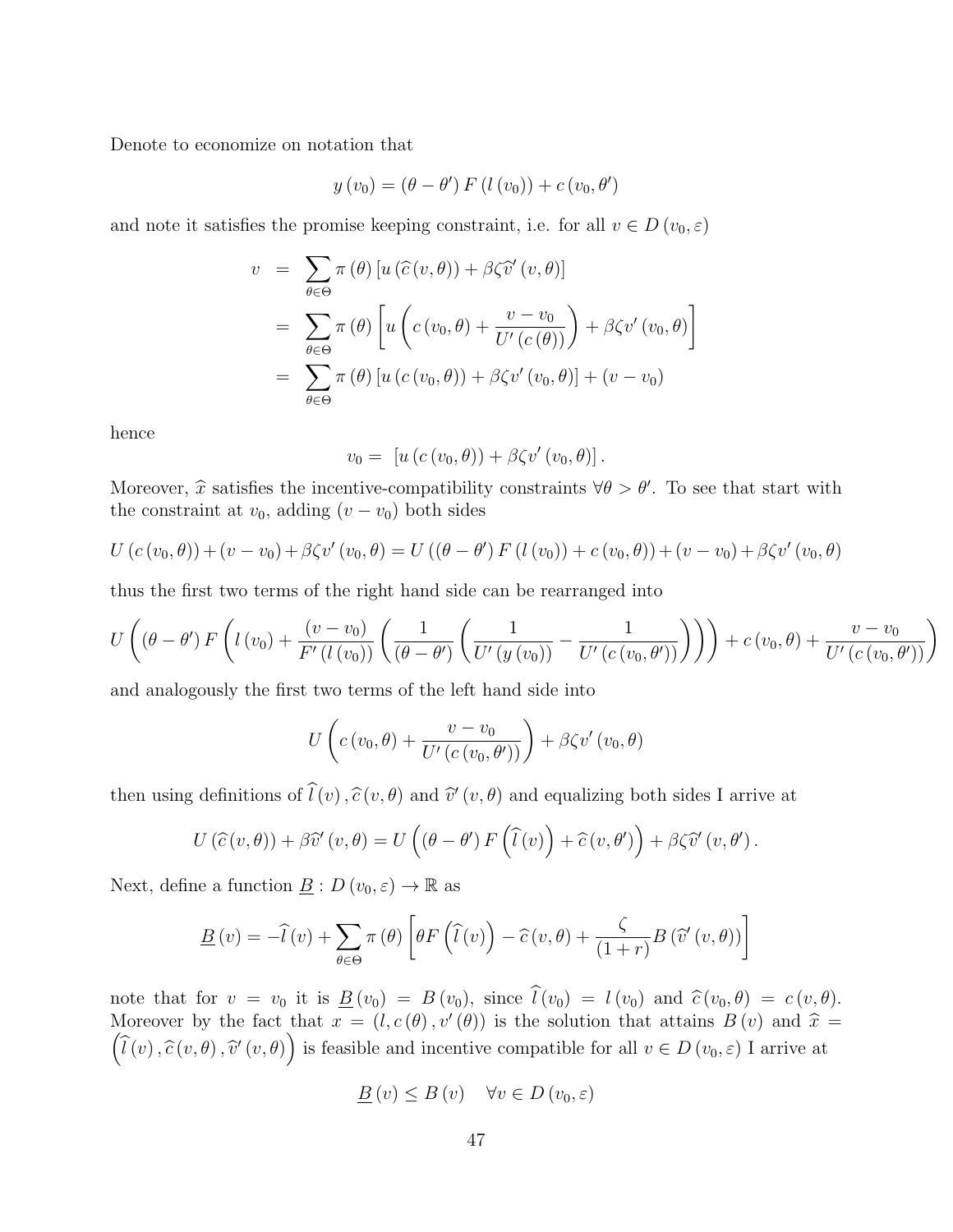Denote to economize on notation that

$$y(v_0) = (\theta - \theta') F(l(v_0)) + c(v_0, \theta')$$

and note it satisfies the promise keeping constraint, i.e. for all $v \in D(v_0, \varepsilon)$

$$\begin{aligned}
v &= \sum_{\theta \in \Theta} \pi(\theta) \left[ u(\widehat{c}(v, \theta)) + \beta \zeta \widehat{v}'(v, \theta) \right] \\
&= \sum_{\theta \in \Theta} \pi(\theta) \left[ u\left( c(v_0, \theta) + \frac{v - v_0}{U'(c(\theta))} \right) + \beta \zeta v'(v_0, \theta) \right] \\
&= \sum_{\theta \in \Theta} \pi(\theta) \left[ u(c(v_0, \theta)) + \beta \zeta v'(v_0, \theta) \right] + (v - v_0)
\end{aligned}$$

hence

$$v_0 = \left[ u(c(v_0, \theta)) + \beta \zeta v'(v_0, \theta) \right].$$

Moreover, $\widehat{x}$ satisfies the incentive-compatibility constraints $\forall \theta > \theta'$. To see that start with the constraint at $v_0$, adding $(v - v_0)$ both sides

$$U(c(v_0, \theta)) + (v - v_0) + \beta \zeta v'(v_0, \theta) = U((\theta - \theta') F(l(v_0)) + c(v_0, \theta)) + (v - v_0) + \beta \zeta v'(v_0, \theta)$$

thus the first two terms of the right hand side can be rearranged into

$$U\left( (\theta - \theta') F\left( l(v_0) + \frac{(v - v_0)}{F'(l(v_0))} \left( \frac{1}{(\theta - \theta')} \left( \frac{1}{U'(y(v_0))} - \frac{1}{U'(c(v_0, \theta'))} \right) \right) \right) + c(v_0, \theta) + \frac{v - v_0}{U'(c(v_0, \theta'))} \right)$$

and analogously the first two terms of the left hand side into

$$U\left( c(v_0, \theta) + \frac{v - v_0}{U'(c(v_0, \theta'))} \right) + \beta \zeta v'(v_0, \theta)$$

then using definitions of $\widehat{l}(v), \widehat{c}(v, \theta)$ and $\widehat{v}'(v, \theta)$ and equalizing both sides I arrive at

$$U(\widehat{c}(v, \theta)) + \beta \widehat{v}'(v, \theta) = U\left( (\theta - \theta') F\left( \widehat{l}(v) \right) + \widehat{c}(v, \theta') \right) + \beta \zeta \widehat{v}'(v, \theta').$$

Next, define a function $\underline{B} : D(v_0, \varepsilon) \to \mathbb{R}$ as

$$\underline{B}(v) = -\widehat{l}(v) + \sum_{\theta \in \Theta} \pi(\theta) \left[ \theta F\left( \widehat{l}(v) \right) - \widehat{c}(v, \theta) + \frac{\zeta}{(1 + r)} B(\widehat{v}'(v, \theta)) \right]$$

note that for $v = v_0$ it is $\underline{B}(v_0) = B(v_0)$, since $\widehat{l}(v_0) = l(v_0)$ and $\widehat{c}(v_0, \theta) = c(v, \theta)$. Moreover by the fact that $x = (l, c(\theta), v'(\theta))$ is the solution that attains $B(v)$ and $\widehat{x} = \left( \widehat{l}(v), \widehat{c}(v, \theta), \widehat{v}'(v, \theta) \right)$ is feasible and incentive compatible for all $v \in D(v_0, \varepsilon)$ I arrive at

$$\underline{B}(v) \leq B(v) \quad \forall v \in D(v_0, \varepsilon)$$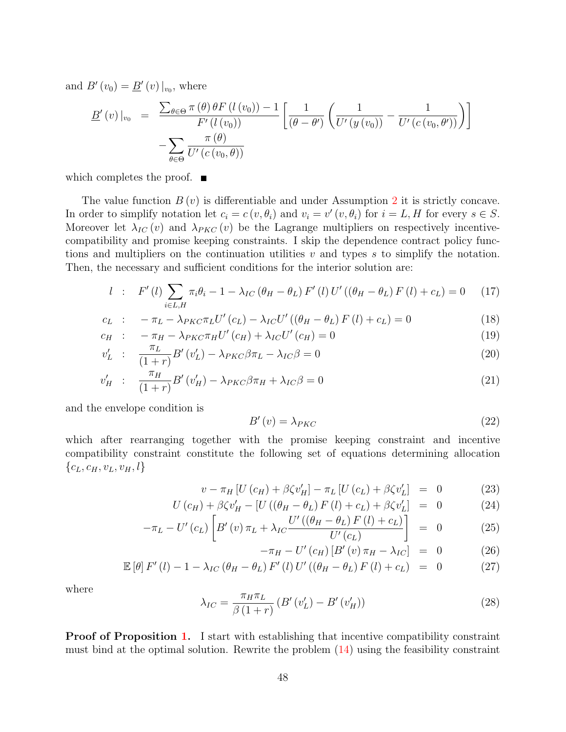and $B'(v_0) = \underline{B}'(v)|_{v_0}$, where

$$
\begin{aligned}
\underline{B}'(v)|_{v_0} &= \frac{\sum_{\theta \in \Theta} \pi(\theta)\theta F(l(v_0)) - 1}{F'(l(v_0))}\left[\frac{1}{(\theta - \theta')}\left(\frac{1}{U'(y(v_0))} - \frac{1}{U'(c(v_0, \theta'))}\right)\right] \\
&\quad - \sum_{\theta \in \Theta} \frac{\pi(\theta)}{U'(c(v_0, \theta))}
\end{aligned}
$$

which completes the proof. ■

The value function $B(v)$ is differentiable and under Assumption 2 it is strictly concave. In order to simplify notation let $c_i = c(v, \theta_i)$ and $v_i = v'(v, \theta_i)$ for $i = L, H$ for every $s \in S$. Moreover let $\lambda_{IC}(v)$ and $\lambda_{PKC}(v)$ be the Lagrange multipliers on respectively incentive-compatibility and promise keeping constraints. I skip the dependence contract policy functions and multipliers on the continuation utilities $v$ and types $s$ to simplify the notation. Then, the necessary and sufficient conditions for the interior solution are:

$$
l \quad : \quad F'(l)\sum_{i \in L,H} \pi_i \theta_i - 1 - \lambda_{IC}(\theta_H - \theta_L) F'(l) U'((\theta_H - \theta_L) F(l) + c_L) = 0 \tag{17}
$$

$$
c_L \quad : \quad -\pi_L - \lambda_{PKC}\pi_L U'(c_L) - \lambda_{IC} U'((\theta_H - \theta_L) F(l) + c_L) = 0 \tag{18}
$$

$$
c_H \quad : \quad -\pi_H - \lambda_{PKC}\pi_H U'(c_H) + \lambda_{IC} U'(c_H) = 0 \tag{19}
$$

$$
v'_L \quad : \quad \frac{\pi_L}{(1+r)} B'(v'_L) - \lambda_{PKC}\beta\pi_L - \lambda_{IC}\beta = 0 \tag{20}
$$

$$
v'_H \quad : \quad \frac{\pi_H}{(1+r)} B'(v'_H) - \lambda_{PKC}\beta\pi_H + \lambda_{IC}\beta = 0 \tag{21}
$$

and the envelope condition is

$$
B'(v) = \lambda_{PKC} \tag{22}
$$

which after rearranging together with the promise keeping constraint and incentive compatibility constraint constitute the following set of equations determining allocation $\{c_L, c_H, v_L, v_H, l\}$

$$
v - \pi_H [U(c_H) + \beta\zeta v'_H] - \pi_L [U(c_L) + \beta\zeta v'_L] = 0 \tag{23}
$$

$$
U(c_H) + \beta\zeta v'_H - [U((\theta_H - \theta_L) F(l) + c_L) + \beta\zeta v'_L] = 0 \tag{24}
$$

$$
-\pi_L - U'(c_L)\left[B'(v)\pi_L + \lambda_{IC}\frac{U'((\theta_H - \theta_L) F(l) + c_L)}{U'(c_L)}\right] = 0 \tag{25}
$$

$$
-\pi_H - U'(c_H)[B'(v)\pi_H - \lambda_{IC}] = 0 \tag{26}
$$

$$
\mathbb{E}[\theta] F'(l) - 1 - \lambda_{IC}(\theta_H - \theta_L) F'(l) U'((\theta_H - \theta_L) F(l) + c_L) = 0 \tag{27}
$$

where

$$
\lambda_{IC} = \frac{\pi_H \pi_L}{\beta(1+r)}(B'(v'_L) - B'(v'_H)) \tag{28}
$$

**Proof of Proposition 1.** I start with establishing that incentive compatibility constraint must bind at the optimal solution. Rewrite the problem (14) using the feasibility constraint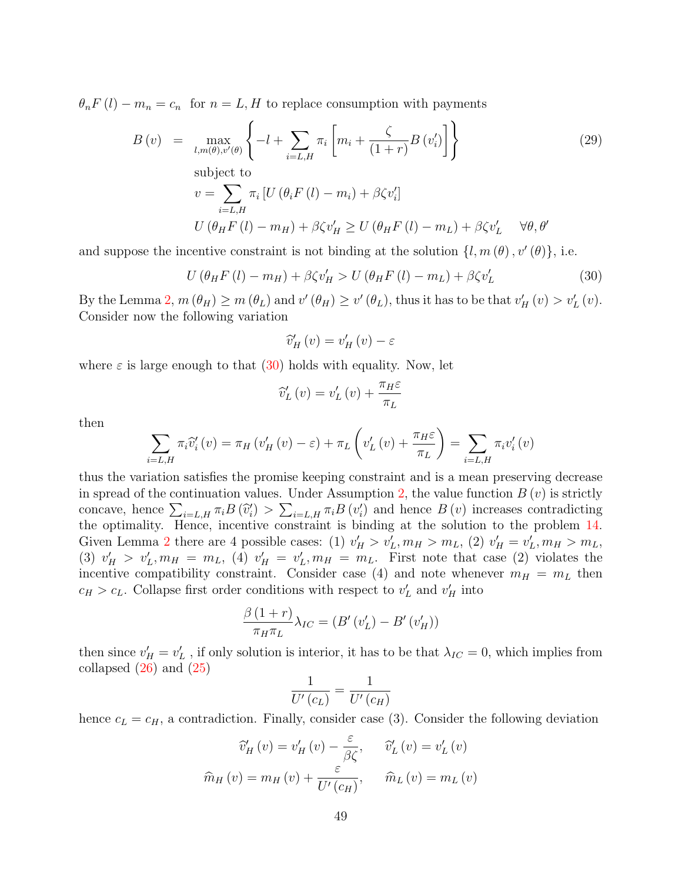$\theta_n F(l) - m_n = c_n$ for $n = L, H$ to replace consumption with payments

$$
\begin{aligned}
B(v) \quad &= \quad \max_{l,m(\theta),v'(\theta)} \left\{ -l + \sum_{i=L,H} \pi_i \left[ m_i + \frac{\zeta}{(1+r)} B(v_i') \right] \right\} \qquad (29) \\
&\text{subject to} \\
&v = \sum_{i=L,H} \pi_i \left[ U(\theta_i F(l) - m_i) + \beta \zeta v_i' \right] \\
&U(\theta_H F(l) - m_H) + \beta \zeta v_H' \geq U(\theta_H F(l) - m_L) + \beta \zeta v_L' \quad \forall \theta, \theta'
\end{aligned}
$$

and suppose the incentive constraint is not binding at the solution $\{l, m(\theta), v'(\theta)\}$, i.e.

$$
U(\theta_H F(l) - m_H) + \beta \zeta v_H' > U(\theta_H F(l) - m_L) + \beta \zeta v_L' \qquad (30)
$$

By the Lemma 2, $m(\theta_H) \geq m(\theta_L)$ and $v'(\theta_H) \geq v'(\theta_L)$, thus it has to be that $v_H'(v) > v_L'(v)$. Consider now the following variation

$$
\widehat{v}_H'(v) = v_H'(v) - \varepsilon
$$

where $\varepsilon$ is large enough to that (30) holds with equality. Now, let

$$
\widehat{v}_L'(v) = v_L'(v) + \frac{\pi_H \varepsilon}{\pi_L}
$$

then

$$
\sum_{i=L,H} \pi_i \widehat{v}_i'(v) = \pi_H (v_H'(v) - \varepsilon) + \pi_L \left( v_L'(v) + \frac{\pi_H \varepsilon}{\pi_L} \right) = \sum_{i=L,H} \pi_i v_i'(v)
$$

thus the variation satisfies the promise keeping constraint and is a mean preserving decrease in spread of the continuation values. Under Assumption 2, the value function $B(v)$ is strictly concave, hence $\sum_{i=L,H} \pi_i B(\widehat{v}_i') > \sum_{i=L,H} \pi_i B(v_i')$ and hence $B(v)$ increases contradicting the optimality. Hence, incentive constraint is binding at the solution to the problem 14. Given Lemma 2 there are 4 possible cases: (1) $v_H' > v_L', m_H > m_L$, (2) $v_H' = v_L', m_H > m_L$, (3) $v_H' > v_L', m_H = m_L$, (4) $v_H' = v_L', m_H = m_L$. First note that case (2) violates the incentive compatibility constraint. Consider case (4) and note whenever $m_H = m_L$ then $c_H > c_L$. Collapse first order conditions with respect to $v_L'$ and $v_H'$ into

$$
\frac{\beta(1+r)}{\pi_H \pi_L} \lambda_{IC} = (B'(v_L') - B'(v_H'))
$$

then since $v_H' = v_L'$ , if only solution is interior, it has to be that $\lambda_{IC} = 0$, which implies from collapsed (26) and (25)

$$
\frac{1}{U'(c_L)} = \frac{1}{U'(c_H)}
$$

hence $c_L = c_H$, a contradiction. Finally, consider case (3). Consider the following deviation

$$
\widehat{v}_H'(v) = v_H'(v) - \frac{\varepsilon}{\beta \zeta}, \qquad \widehat{v}_L'(v) = v_L'(v)
$$

$$
\widehat{m}_H(v) = m_H(v) + \frac{\varepsilon}{U'(c_H)}, \qquad \widehat{m}_L(v) = m_L(v)
$$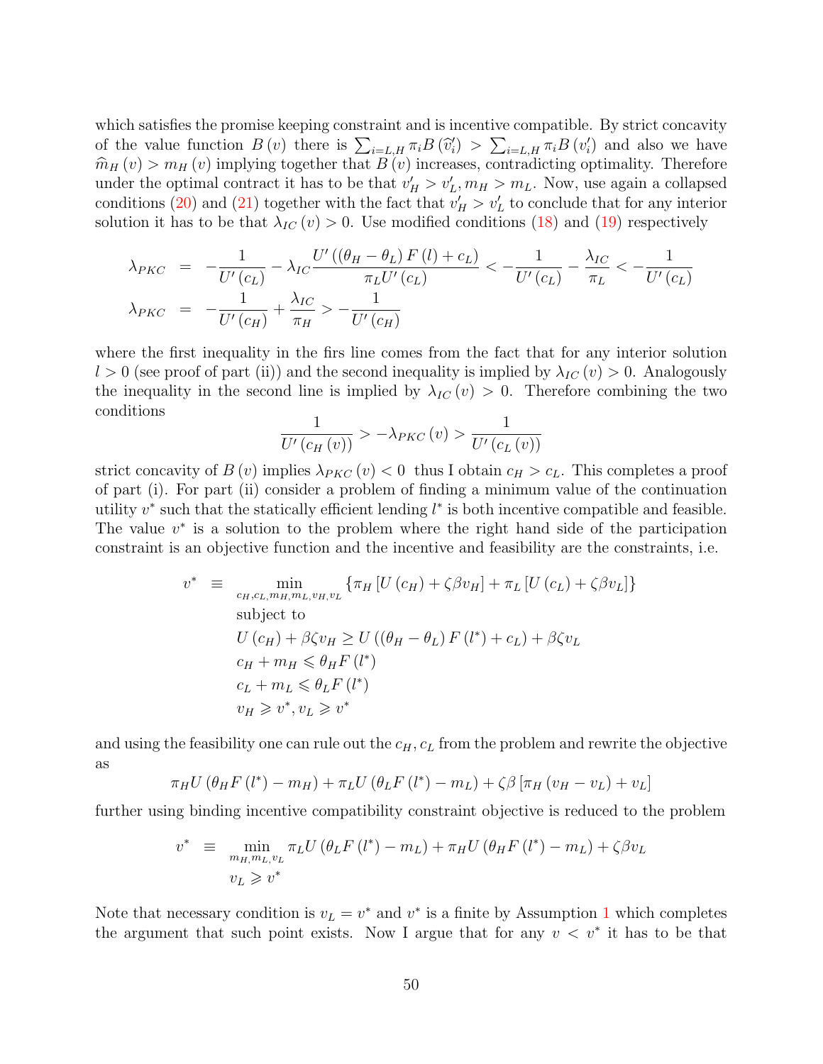which satisfies the promise keeping constraint and is incentive compatible. By strict concavity of the value function $B(v)$ there is $\sum_{i=L,H} \pi_i B(\widehat{v}_i') > \sum_{i=L,H} \pi_i B(v_i')$ and also we have $\widehat{m}_H(v) > m_H(v)$ implying together that $B(v)$ increases, contradicting optimality. Therefore under the optimal contract it has to be that $v_H' > v_L', m_H > m_L$. Now, use again a collapsed conditions (20) and (21) together with the fact that $v_H' > v_L'$ to conclude that for any interior solution it has to be that $\lambda_{IC}(v) > 0$. Use modified conditions (18) and (19) respectively

$$
\begin{aligned}
\lambda_{PKC} &= -\frac{1}{U'(c_L)} - \lambda_{IC}\frac{U'((\theta_H - \theta_L)F(l) + c_L)}{\pi_L U'(c_L)} < -\frac{1}{U'(c_L)} - \frac{\lambda_{IC}}{\pi_L} < -\frac{1}{U'(c_L)} \\
\lambda_{PKC} &= -\frac{1}{U'(c_H)} + \frac{\lambda_{IC}}{\pi_H} > -\frac{1}{U'(c_H)}
\end{aligned}
$$

where the first inequality in the firs line comes from the fact that for any interior solution $l > 0$ (see proof of part (ii)) and the second inequality is implied by $\lambda_{IC}(v) > 0$. Analogously the inequality in the second line is implied by $\lambda_{IC}(v) > 0$. Therefore combining the two conditions

$$
\frac{1}{U'(c_H(v))} > -\lambda_{PKC}(v) > \frac{1}{U'(c_L(v))}
$$

strict concavity of $B(v)$ implies $\lambda_{PKC}(v) < 0$ thus I obtain $c_H > c_L$. This completes a proof of part (i). For part (ii) consider a problem of finding a minimum value of the continuation utility $v^*$ such that the statically efficient lending $l^*$ is both incentive compatible and feasible. The value $v^*$ is a solution to the problem where the right hand side of the participation constraint is an objective function and the incentive and feasibility are the constraints, i.e.

$$
\begin{aligned}
v^* \equiv \; & \min_{c_H, c_L, m_H, m_L, v_H, v_L} \left\{\pi_H \left[U(c_H) + \zeta\beta v_H\right] + \pi_L \left[U(c_L) + \zeta\beta v_L\right]\right\} \\
& \text{subject to} \\
& U(c_H) + \beta\zeta v_H \geq U((\theta_H - \theta_L)F(l^*) + c_L) + \beta\zeta v_L \\
& c_H + m_H \leqslant \theta_H F(l^*) \\
& c_L + m_L \leqslant \theta_L F(l^*) \\
& v_H \geqslant v^*, v_L \geqslant v^*
\end{aligned}
$$

and using the feasibility one can rule out the $c_H, c_L$ from the problem and rewrite the objective as

$$
\pi_H U(\theta_H F(l^*) - m_H) + \pi_L U(\theta_L F(l^*) - m_L) + \zeta\beta\left[\pi_H(v_H - v_L) + v_L\right]
$$

further using binding incentive compatibility constraint objective is reduced to the problem

$$
\begin{aligned}
v^* \equiv \; & \min_{m_H, m_L, v_L} \pi_L U(\theta_L F(l^*) - m_L) + \pi_H U(\theta_H F(l^*) - m_L) + \zeta\beta v_L \\
& v_L \geqslant v^*
\end{aligned}
$$

Note that necessary condition is $v_L = v^*$ and $v^*$ is a finite by Assumption 1 which completes the argument that such point exists. Now I argue that for any $v < v^*$ it has to be that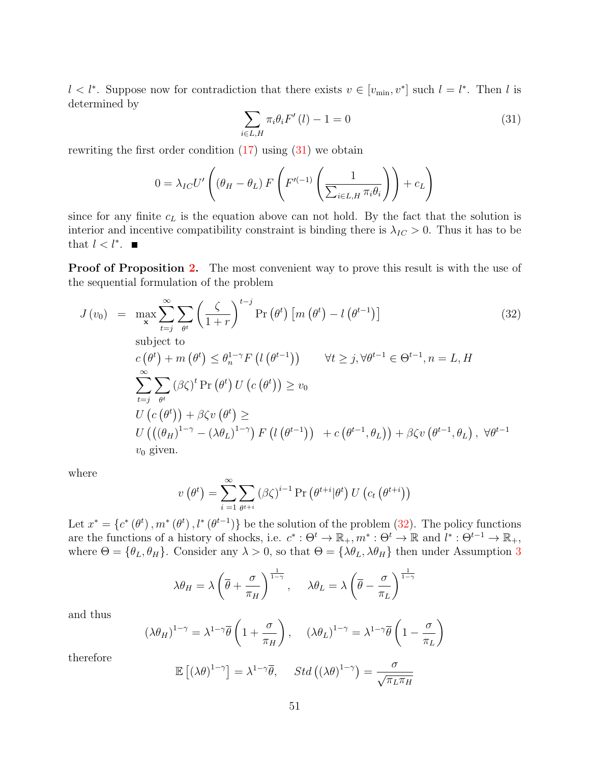$l < l^*$. Suppose now for contradiction that there exists $v \in [v_{\min}, v^*]$ such $l = l^*$. Then $l$ is determined by

$$\sum_{i \in L,H} \pi_i \theta_i F'(l) - 1 = 0 \tag{31}$$

rewriting the first order condition (17) using (31) we obtain

$$0 = \lambda_{IC} U'\left( (\theta_H - \theta_L) F\left( F'^{(-1)}\left( \frac{1}{\sum_{i \in L,H} \pi_i \theta_i} \right) \right) + c_L \right)$$

since for any finite $c_L$ is the equation above can not hold. By the fact that the solution is interior and incentive compatibility constraint is binding there is $\lambda_{IC} > 0$. Thus it has to be that $l < l^*$. ■

**Proof of Proposition 2.** The most convenient way to prove this result is with the use of the sequential formulation of the problem

$$
\begin{aligned}
J(v_0) \;=\; & \max_{\mathbf{x}} \sum_{t=j}^{\infty} \sum_{\theta^t} \left( \frac{\zeta}{1+r} \right)^{t-j} \Pr\left(\theta^t\right) \left[ m\left(\theta^t\right) - l\left(\theta^{t-1}\right) \right] \qquad (32) \\
& \text{subject to} \\
& c\left(\theta^t\right) + m\left(\theta^t\right) \le \theta_n^{1-\gamma} F\left( l\left(\theta^{t-1}\right) \right) \qquad \forall t \ge j, \forall \theta^{t-1} \in \Theta^{t-1}, n = L, H \\
& \sum_{t=j}^{\infty} \sum_{\theta^t} (\beta\zeta)^t \Pr\left(\theta^t\right) U\left( c\left(\theta^t\right) \right) \ge v_0 \\
& U\left( c\left(\theta^t\right) \right) + \beta\zeta v\left(\theta^t\right) \ge \\
& U\left( \left( (\theta_H)^{1-\gamma} - (\lambda\theta_L)^{1-\gamma} \right) F\left( l\left(\theta^{t-1}\right) \right) \;\; + c\left(\theta^{t-1}, \theta_L\right) \right) + \beta\zeta v\left(\theta^{t-1}, \theta_L\right), \;\; \forall \theta^{t-1} \\
& v_0 \text{ given.}
\end{aligned}
$$

where

$$v\left(\theta^t\right) = \sum_{i\,=1}^{\infty} \sum_{\theta^{t+i}} (\beta\zeta)^{i-1} \Pr\left(\theta^{t+i} | \theta^t\right) U\left( c_t\left(\theta^{t+i}\right) \right)$$

Let $x^* = \{c^*\left(\theta^t\right), m^*\left(\theta^t\right), l^*\left(\theta^{t-1}\right)\}$ be the solution of the problem (32). The policy functions are the functions of a history of shocks, i.e. $c^* : \Theta^t \to \mathbb{R}_+, m^* : \Theta^t \to \mathbb{R}$ and $l^* : \Theta^{t-1} \to \mathbb{R}_+$, where $\Theta = \{\theta_L, \theta_H\}$. Consider any $\lambda > 0$, so that $\Theta = \{\lambda\theta_L, \lambda\theta_H\}$ then under Assumption 3

$$\lambda\theta_H = \lambda \left( \overline{\theta} + \frac{\sigma}{\pi_H} \right)^{\frac{1}{1-\gamma}}, \qquad \lambda\theta_L = \lambda \left( \overline{\theta} - \frac{\sigma}{\pi_L} \right)^{\frac{1}{1-\gamma}}$$

and thus

$$(\lambda\theta_H)^{1-\gamma} = \lambda^{1-\gamma} \overline{\theta} \left( 1 + \frac{\sigma}{\pi_H} \right), \qquad (\lambda\theta_L)^{1-\gamma} = \lambda^{1-\gamma} \overline{\theta} \left( 1 - \frac{\sigma}{\pi_L} \right)$$

therefore

$$\mathbb{E}\left[ (\lambda\theta)^{1-\gamma} \right] = \lambda^{1-\gamma} \overline{\theta}, \qquad Std\left( (\lambda\theta)^{1-\gamma} \right) = \frac{\sigma}{\sqrt{\pi_L \pi_H}}$$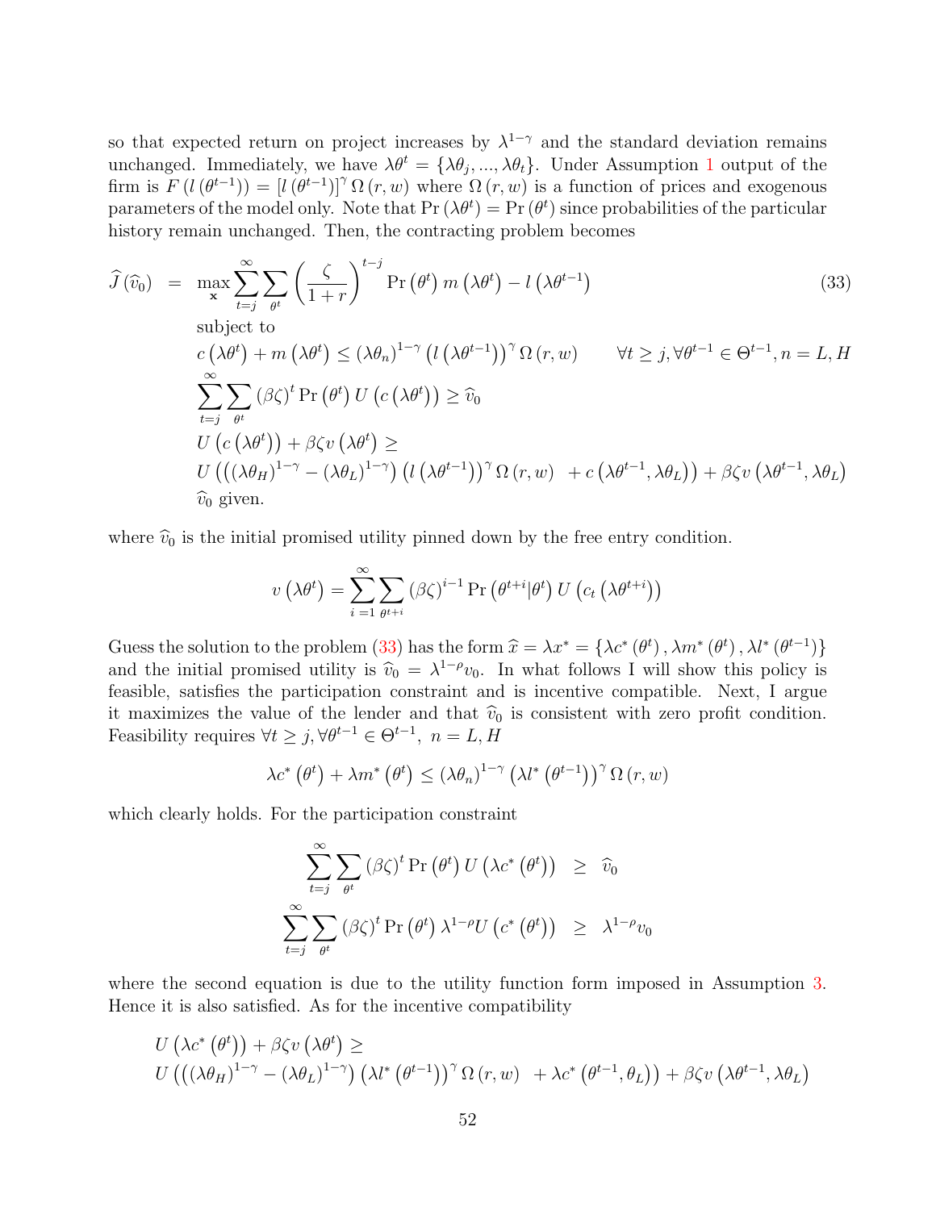so that expected return on project increases by $\lambda^{1-\gamma}$ and the standard deviation remains unchanged. Immediately, we have $\lambda\theta^t = \{\lambda\theta_j, ..., \lambda\theta_t\}$. Under Assumption 1 output of the firm is $F\left(l\left(\theta^{t-1}\right)\right) = \left[l\left(\theta^{t-1}\right)\right]^{\gamma}\Omega\left(r,w\right)$ where $\Omega\left(r,w\right)$ is a function of prices and exogenous parameters of the model only. Note that $\Pr\left(\lambda\theta^t\right) = \Pr\left(\theta^t\right)$ since probabilities of the particular history remain unchanged. Then, the contracting problem becomes

$$
\begin{aligned}
\widehat{J}\left(\widehat{v}_0\right) &= \max_{\mathbf{x}} \sum_{t=j}^{\infty}\sum_{\theta^t}\left(\frac{\zeta}{1+r}\right)^{t-j}\Pr\left(\theta^t\right)m\left(\lambda\theta^t\right) - l\left(\lambda\theta^{t-1}\right) \qquad (33)\\
&\text{subject to}\\
&c\left(\lambda\theta^t\right) + m\left(\lambda\theta^t\right) \leq \left(\lambda\theta_n\right)^{1-\gamma}\left(l\left(\lambda\theta^{t-1}\right)\right)^{\gamma}\Omega\left(r,w\right) \qquad \forall t\geq j, \forall\theta^{t-1}\in\Theta^{t-1}, n=L,H\\
&\sum_{t=j}^{\infty}\sum_{\theta^t}\left(\beta\zeta\right)^t\Pr\left(\theta^t\right)U\left(c\left(\lambda\theta^t\right)\right) \geq \widehat{v}_0\\
&U\left(c\left(\lambda\theta^t\right)\right) + \beta\zeta v\left(\lambda\theta^t\right) \geq\\
&U\left(\left(\left(\lambda\theta_H\right)^{1-\gamma} - \left(\lambda\theta_L\right)^{1-\gamma}\right)\left(l\left(\lambda\theta^{t-1}\right)\right)^{\gamma}\Omega\left(r,w\right) \; + c\left(\lambda\theta^{t-1},\lambda\theta_L\right)\right) + \beta\zeta v\left(\lambda\theta^{t-1},\lambda\theta_L\right)\\
&\widehat{v}_0 \text{ given.}
\end{aligned}
$$

where $\widehat{v}_0$ is the initial promised utility pinned down by the free entry condition.

$$
v\left(\lambda\theta^t\right) = \sum_{i=1}^{\infty}\sum_{\theta^{t+i}}\left(\beta\zeta\right)^{i-1}\Pr\left(\theta^{t+i}|\theta^t\right)U\left(c_t\left(\lambda\theta^{t+i}\right)\right)
$$

Guess the solution to the problem (33) has the form $\widehat{x} = \lambda x^* = \{\lambda c^*\left(\theta^t\right), \lambda m^*\left(\theta^t\right), \lambda l^*\left(\theta^{t-1}\right)\}$ and the initial promised utility is $\widehat{v}_0 = \lambda^{1-\rho}v_0$. In what follows I will show this policy is feasible, satisfies the participation constraint and is incentive compatible. Next, I argue it maximizes the value of the lender and that $\widehat{v}_0$ is consistent with zero profit condition. Feasibility requires $\forall t \geq j, \forall\theta^{t-1}\in\Theta^{t-1},\; n = L, H$

$$
\lambda c^*\left(\theta^t\right) + \lambda m^*\left(\theta^t\right) \leq \left(\lambda\theta_n\right)^{1-\gamma}\left(\lambda l^*\left(\theta^{t-1}\right)\right)^{\gamma}\Omega\left(r,w\right)
$$

which clearly holds. For the participation constraint

$$
\begin{aligned}
\sum_{t=j}^{\infty}\sum_{\theta^t}\left(\beta\zeta\right)^t\Pr\left(\theta^t\right)U\left(\lambda c^*\left(\theta^t\right)\right) &\geq \widehat{v}_0\\
\sum_{t=j}^{\infty}\sum_{\theta^t}\left(\beta\zeta\right)^t\Pr\left(\theta^t\right)\lambda^{1-\rho}U\left(c^*\left(\theta^t\right)\right) &\geq \lambda^{1-\rho}v_0
\end{aligned}
$$

where the second equation is due to the utility function form imposed in Assumption 3. Hence it is also satisfied. As for the incentive compatibility

$$
\begin{aligned}
&U\left(\lambda c^*\left(\theta^t\right)\right) + \beta\zeta v\left(\lambda\theta^t\right) \geq\\
&U\left(\left(\left(\lambda\theta_H\right)^{1-\gamma} - \left(\lambda\theta_L\right)^{1-\gamma}\right)\left(\lambda l^*\left(\theta^{t-1}\right)\right)^{\gamma}\Omega\left(r,w\right) \; + \lambda c^*\left(\theta^{t-1},\theta_L\right)\right) + \beta\zeta v\left(\lambda\theta^{t-1},\lambda\theta_L\right)
\end{aligned}
$$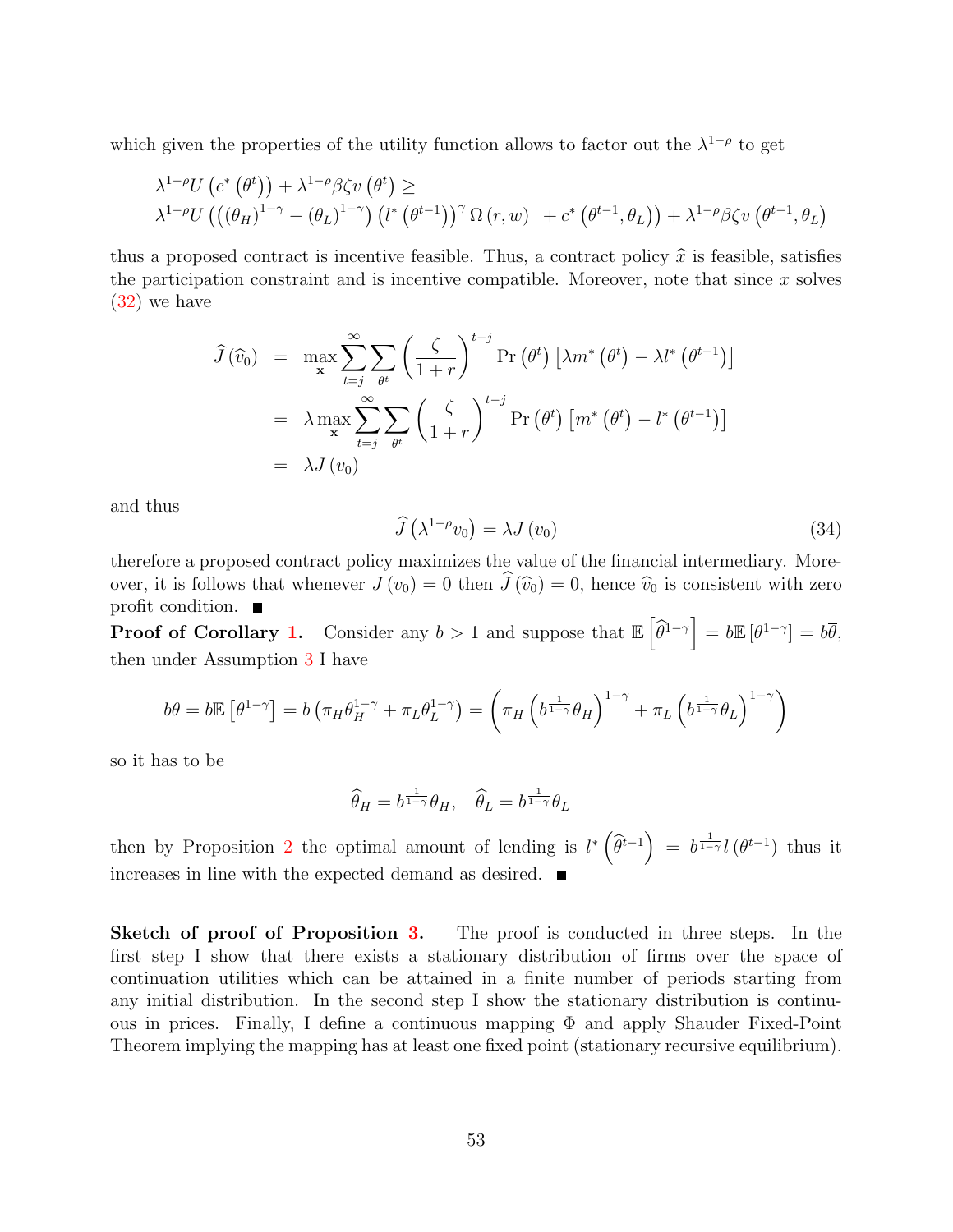which given the properties of the utility function allows to factor out the $\lambda^{1-\rho}$ to get

$$
\begin{aligned}
&\lambda^{1-\rho} U\left(c^*\left(\theta^t\right)\right) + \lambda^{1-\rho}\beta\zeta v\left(\theta^t\right) \geq \\
&\lambda^{1-\rho} U\left(\left((\theta_H)^{1-\gamma} - (\theta_L)^{1-\gamma}\right)\left(l^*\left(\theta^{t-1}\right)\right)^{\gamma}\Omega\left(r,w\right) \;\; + c^*\left(\theta^{t-1},\theta_L\right)\right) + \lambda^{1-\rho}\beta\zeta v\left(\theta^{t-1},\theta_L\right)
\end{aligned}
$$

thus a proposed contract is incentive feasible. Thus, a contract policy $\widehat{x}$ is feasible, satisfies the participation constraint and is incentive compatible. Moreover, note that since $x$ solves (32) we have

$$
\begin{aligned}
\widehat{J}\left(\widehat{v}_0\right) &= \max_{\mathbf{x}} \sum_{t=j}^{\infty}\sum_{\theta^t}\left(\frac{\zeta}{1+r}\right)^{t-j}\Pr\left(\theta^t\right)\left[\lambda m^*\left(\theta^t\right) - \lambda l^*\left(\theta^{t-1}\right)\right] \\
&= \lambda \max_{\mathbf{x}} \sum_{t=j}^{\infty}\sum_{\theta^t}\left(\frac{\zeta}{1+r}\right)^{t-j}\Pr\left(\theta^t\right)\left[m^*\left(\theta^t\right) - l^*\left(\theta^{t-1}\right)\right] \\
&= \lambda J\left(v_0\right)
\end{aligned}
$$

and thus

$$
\widehat{J}\left(\lambda^{1-\rho} v_0\right) = \lambda J\left(v_0\right) \tag{34}
$$

therefore a proposed contract policy maximizes the value of the financial intermediary. Moreover, it is follows that whenever $J\left(v_0\right) = 0$ then $\widehat{J}\left(\widehat{v}_0\right) = 0$, hence $\widehat{v}_0$ is consistent with zero profit condition. ■

**Proof of Corollary 1.** Consider any $b > 1$ and suppose that $\mathbb{E}\left[\widehat{\theta}^{1-\gamma}\right] = b\mathbb{E}\left[\theta^{1-\gamma}\right] = b\overline{\theta}$, then under Assumption 3 I have

$$
b\overline{\theta} = b\mathbb{E}\left[\theta^{1-\gamma}\right] = b\left(\pi_H\theta_H^{1-\gamma} + \pi_L\theta_L^{1-\gamma}\right) = \left(\pi_H\left(b^{\frac{1}{1-\gamma}}\theta_H\right)^{1-\gamma} + \pi_L\left(b^{\frac{1}{1-\gamma}}\theta_L\right)^{1-\gamma}\right)
$$

so it has to be

$$
\widehat{\theta}_H = b^{\frac{1}{1-\gamma}}\theta_H, \quad \widehat{\theta}_L = b^{\frac{1}{1-\gamma}}\theta_L
$$

then by Proposition 2 the optimal amount of lending is $l^*\left(\widehat{\theta}^{t-1}\right) = b^{\frac{1}{1-\gamma}} l\left(\theta^{t-1}\right)$ thus it increases in line with the expected demand as desired. ■

**Sketch of proof of Proposition 3.** The proof is conducted in three steps. In the first step I show that there exists a stationary distribution of firms over the space of continuation utilities which can be attained in a finite number of periods starting from any initial distribution. In the second step I show the stationary distribution is continuous in prices. Finally, I define a continuous mapping $\Phi$ and apply Shauder Fixed-Point Theorem implying the mapping has at least one fixed point (stationary recursive equilibrium).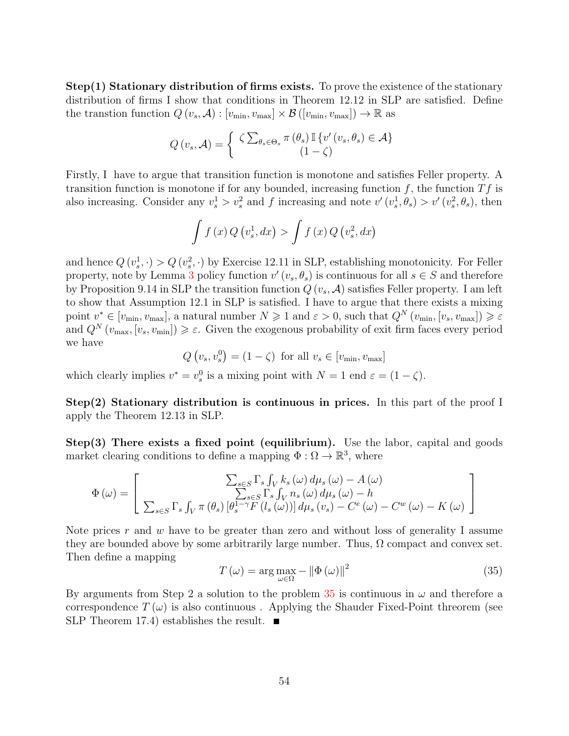**Step(1) Stationary distribution of firms exists.** To prove the existence of the stationary distribution of firms I show that conditions in Theorem 12.12 in SLP are satisfied. Define the transtion function $Q(v_s, \mathcal{A}) : [v_{\min}, v_{\max}] \times \mathcal{B}([v_{\min}, v_{\max}]) \to \mathbb{R}$ as

$$Q(v_s, \mathcal{A}) = \left\{ \begin{array}{c} \zeta \sum_{\theta_s \in \Theta_s} \pi(\theta_s) \mathbb{I}\{v'(v_s, \theta_s) \in \mathcal{A}\} \\ (1-\zeta) \end{array} \right.$$

Firstly, I have to argue that transition function is monotone and satisfies Feller property. A transition function is monotone if for any bounded, increasing function $f$, the function $Tf$ is also increasing. Consider any $v_s^1 > v_s^2$ and $f$ increasing and note $v'(v_s^1, \theta_s) > v'(v_s^2, \theta_s)$, then

$$\int f(x) Q(v_s^1, dx) > \int f(x) Q(v_s^2, dx)$$

and hence $Q(v_s^1, \cdot) > Q(v_s^2, \cdot)$ by Exercise 12.11 in SLP, establishing monotonicity. For Feller property, note by Lemma 3 policy function $v'(v_s, \theta_s)$ is continuous for all $s \in S$ and therefore by Proposition 9.14 in SLP the transition function $Q(v_s, \mathcal{A})$ satisfies Feller property. I am left to show that Assumption 12.1 in SLP is satisfied. I have to argue that there exists a mixing point $v^* \in [v_{\min}, v_{\max}]$, a natural number $N \geqslant 1$ and $\varepsilon > 0$, such that $Q^N(v_{\min}, [v_s, v_{\max}]) \geqslant \varepsilon$ and $Q^N(v_{\max}, [v_s, v_{\min}]) \geqslant \varepsilon$. Given the exogenous probability of exit firm faces every period we have

$$Q(v_s, v_s^0) = (1-\zeta) \text{ for all } v_s \in [v_{\min}, v_{\max}]$$

which clearly implies $v^* = v_s^0$ is a mixing point with $N = 1$ end $\varepsilon = (1-\zeta)$.

**Step(2) Stationary distribution is continuous in prices.** In this part of the proof I apply the Theorem 12.13 in SLP.

**Step(3) There exists a fixed point (equilibrium).** Use the labor, capital and goods market clearing conditions to define a mapping $\Phi : \Omega \to \mathbb{R}^3$, where

$$\Phi(\omega) = \left[ \begin{array}{c} \sum_{s\in S} \Gamma_s \int_V k_s(\omega) \, d\mu_s(\omega) - A(\omega) \\ \sum_{s\in S} \Gamma_s \int_V n_s(\omega) \, d\mu_s(\omega) - h \\ \sum_{s\in S} \Gamma_s \int_V \pi(\theta_s) \left[\theta_s^{1-\gamma} F(l_s(\omega))\right] d\mu_s(v_s) - C^e(\omega) - C^w(\omega) - K(\omega) \end{array} \right]$$

Note prices $r$ and $w$ have to be greater than zero and without loss of generality I assume they are bounded above by some arbitrarily large number. Thus, $\Omega$ compact and convex set. Then define a mapping

$$T(\omega) = \arg\max_{\omega\in\Omega} - \|\Phi(\omega)\|^2 \tag{35}$$

By arguments from Step 2 a solution to the problem 35 is continuous in $\omega$ and therefore a correspondence $T(\omega)$ is also continuous . Applying the Shauder Fixed-Point threorem (see SLP Theorem 17.4) establishes the result. ■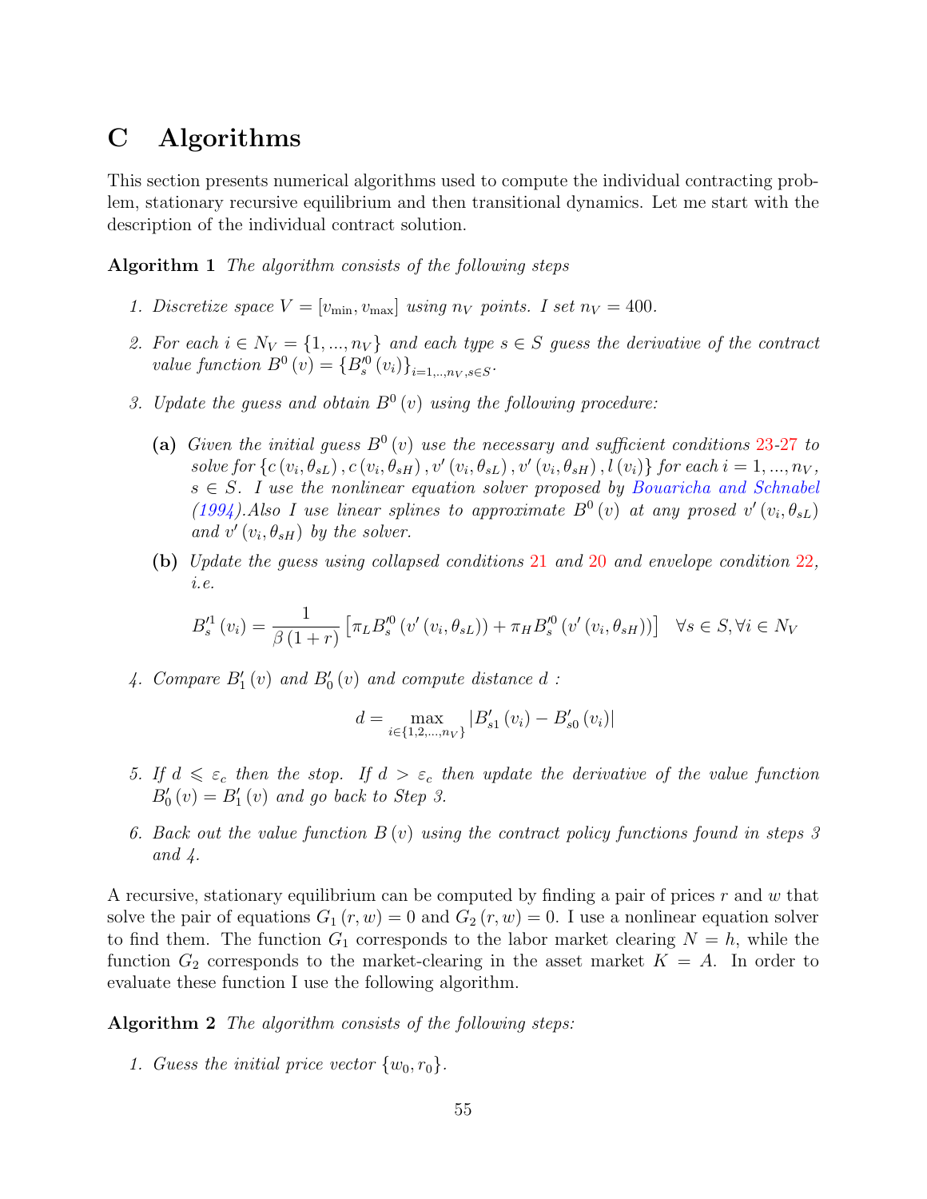# C Algorithms

This section presents numerical algorithms used to compute the individual contracting problem, stationary recursive equilibrium and then transitional dynamics. Let me start with the description of the individual contract solution.

**Algorithm 1** *The algorithm consists of the following steps*

1. *Discretize space $V = [v_{\min}, v_{\max}]$ using $n_V$ points. I set $n_V = 400$.*
2. *For each $i \in N_V = \{1, ..., n_V\}$ and each type $s \in S$ guess the derivative of the contract value function $B^0(v) = \{B_s'^0(v_i)\}_{i=1,..,n_V, s\in S}$.*
3. *Update the guess and obtain $B^0(v)$ using the following procedure:*

   **(a)** *Given the initial guess $B^0(v)$ use the necessary and sufficient conditions 23-27 to solve for $\{c(v_i, \theta_{sL}), c(v_i, \theta_{sH}), v'(v_i, \theta_{sL}), v'(v_i, \theta_{sH}), l(v_i)\}$ for each $i = 1, ..., n_V$, $s \in S$. I use the nonlinear equation solver proposed by Bouaricha and Schnabel (1994).Also I use linear splines to approximate $B^0(v)$ at any prosed $v'(v_i, \theta_{sL})$ and $v'(v_i, \theta_{sH})$ by the solver.*

   **(b)** *Update the guess using collapsed conditions 21 and 20 and envelope condition 22, i.e.*

$$B_s'^1(v_i) = \frac{1}{\beta(1+r)}\left[\pi_L B_s'^0(v'(v_i, \theta_{sL})) + \pi_H B_s'^0(v'(v_i, \theta_{sH}))\right] \quad \forall s \in S, \forall i \in N_V$$

4. *Compare $B_1'(v)$ and $B_0'(v)$ and compute distance $d$ :*

$$d = \max_{i\in\{1,2,...,n_V\}} |B_{s1}'(v_i) - B_{s0}'(v_i)|$$

5. *If $d \leqslant \varepsilon_c$ then the stop. If $d > \varepsilon_c$ then update the derivative of the value function $B_0'(v) = B_1'(v)$ and go back to Step 3.*
6. *Back out the value function $B(v)$ using the contract policy functions found in steps 3 and 4.*

A recursive, stationary equilibrium can be computed by finding a pair of prices $r$ and $w$ that solve the pair of equations $G_1(r, w) = 0$ and $G_2(r, w) = 0$. I use a nonlinear equation solver to find them. The function $G_1$ corresponds to the labor market clearing $N = h$, while the function $G_2$ corresponds to the market-clearing in the asset market $K = A$. In order to evaluate these function I use the following algorithm.

**Algorithm 2** *The algorithm consists of the following steps:*

1. *Guess the initial price vector $\{w_0, r_0\}$.*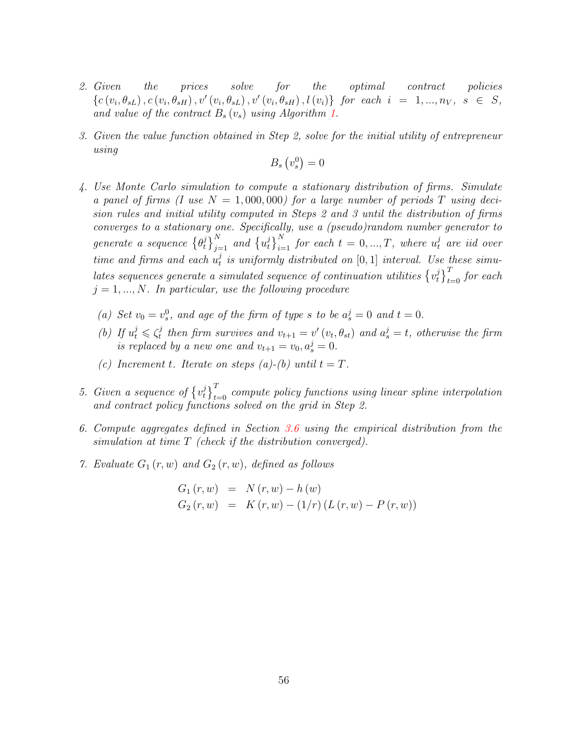2. *Given the prices solve for the optimal contract policies* $\{c(v_i, \theta_{sL}), c(v_i, \theta_{sH}), v'(v_i, \theta_{sL}), v'(v_i, \theta_{sH}), l(v_i)\}$ *for each* $i = 1, ..., n_V$, $s \in S$, *and value of the contract* $B_s(v_s)$ *using Algorithm 1.*

3. *Given the value function obtained in Step 2, solve for the initial utility of entrepreneur using*

$$B_s(v_s^0) = 0$$

4. *Use Monte Carlo simulation to compute a stationary distribution of firms. Simulate a panel of firms (I use* $N = 1,000,000$*) for a large number of periods* $T$ *using decision rules and initial utility computed in Steps 2 and 3 until the distribution of firms converges to a stationary one. Specifically, use a (pseudo)random number generator to generate a sequence* $\{\theta_t^j\}_{j=1}^N$ *and* $\{u_t^j\}_{i=1}^N$ *for each* $t = 0, ..., T$*, where* $u_t^j$ *are iid over time and firms and each* $u_t^j$ *is uniformly distributed on* $[0, 1]$ *interval. Use these simulates sequences generate a simulated sequence of continuation utilities* $\{v_t^j\}_{t=0}^T$ *for each* $j = 1, ..., N$*. In particular, use the following procedure*

   (a) *Set* $v_0 = v_s^0$*, and age of the firm of type* $s$ *to be* $a_s^j = 0$ *and* $t = 0$*.*

   (b) *If* $u_t^j \leqslant \zeta_t^j$ *then firm survives and* $v_{t+1} = v'(v_t, \theta_{st})$ *and* $a_s^j = t$*, otherwise the firm is replaced by a new one and* $v_{t+1} = v_0, a_s^j = 0$*.*

   (c) *Increment* $t$*. Iterate on steps (a)-(b) until* $t = T$*.*

5. *Given a sequence of* $\{v_t^j\}_{t=0}^T$ *compute policy functions using linear spline interpolation and contract policy functions solved on the grid in Step 2.*

6. *Compute aggregates defined in Section 3.6 using the empirical distribution from the simulation at time* $T$ *(check if the distribution converged).*

7. *Evaluate* $G_1(r, w)$ *and* $G_2(r, w)$*, defined as follows*

$$\begin{aligned} G_1(r, w) &= N(r, w) - h(w) \\ G_2(r, w) &= K(r, w) - (1/r)(L(r, w) - P(r, w)) \end{aligned}$$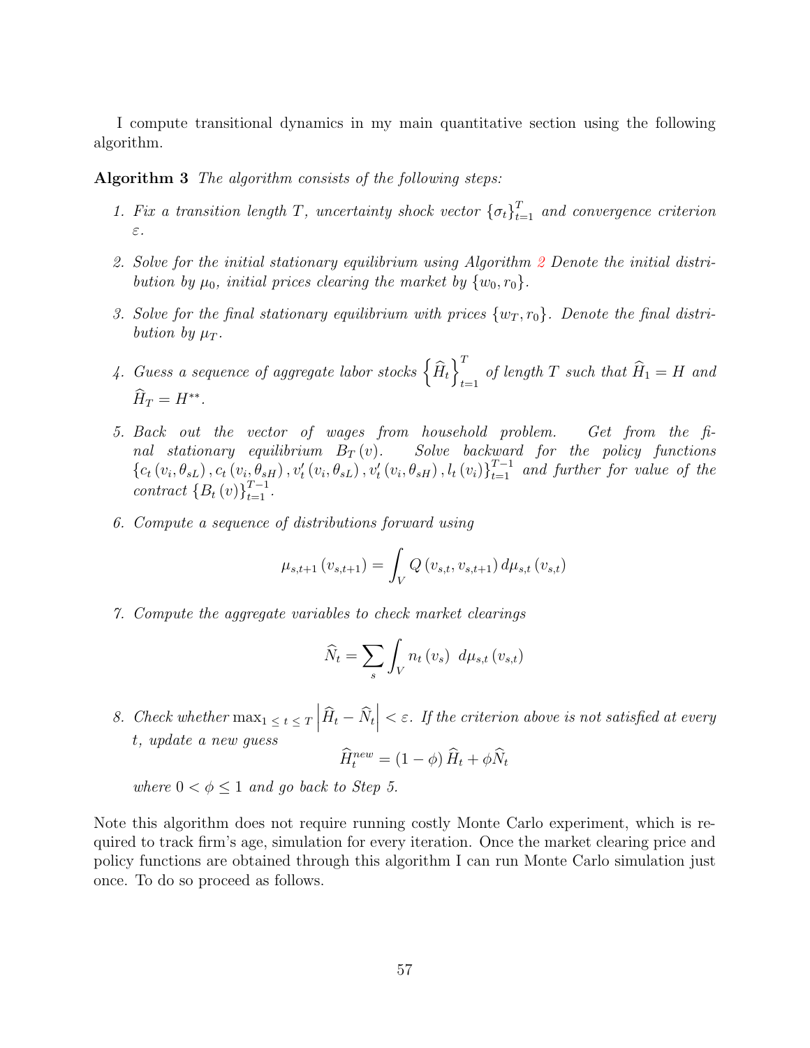I compute transitional dynamics in my main quantitative section using the following algorithm.

**Algorithm 3** *The algorithm consists of the following steps:*

1. *Fix a transition length $T$, uncertainty shock vector $\{\sigma_t\}_{t=1}^{T}$ and convergence criterion $\varepsilon$.*
2. *Solve for the initial stationary equilibrium using Algorithm 2 Denote the initial distribution by $\mu_0$, initial prices clearing the market by $\{w_0, r_0\}$.*
3. *Solve for the final stationary equilibrium with prices $\{w_T, r_0\}$. Denote the final distribution by $\mu_T$.*
4. *Guess a sequence of aggregate labor stocks $\left\{\widehat{H}_t\right\}_{t=1}^{T}$ of length $T$ such that $\widehat{H}_1 = H$ and $\widehat{H}_T = H^{**}$.*
5. *Back out the vector of wages from household problem. Get from the final stationary equilibrium $B_T(v)$. Solve backward for the policy functions $\{c_t(v_i, \theta_{sL}), c_t(v_i, \theta_{sH}), v'_t(v_i, \theta_{sL}), v'_t(v_i, \theta_{sH}), l_t(v_i)\}_{t=1}^{T-1}$ and further for value of the contract $\{B_t(v)\}_{t=1}^{T-1}$.*
6. *Compute a sequence of distributions forward using*
$$\mu_{s,t+1}(v_{s,t+1}) = \int_V Q(v_{s,t}, v_{s,t+1})\, d\mu_{s,t}(v_{s,t})$$
7. *Compute the aggregate variables to check market clearings*
$$\widehat{N}_t = \sum_s \int_V n_t(v_s)\ \ d\mu_{s,t}(v_{s,t})$$
8. *Check whether $\max_{1 \leq t \leq T} \left|\widehat{H}_t - \widehat{N}_t\right| < \varepsilon$. If the criterion above is not satisfied at every $t$, update a new guess*
$$\widehat{H}_t^{new} = (1-\phi)\,\widehat{H}_t + \phi \widehat{N}_t$$
*where $0 < \phi \leq 1$ and go back to Step 5.*

Note this algorithm does not require running costly Monte Carlo experiment, which is required to track firm's age, simulation for every iteration. Once the market clearing price and policy functions are obtained through this algorithm I can run Monte Carlo simulation just once. To do so proceed as follows.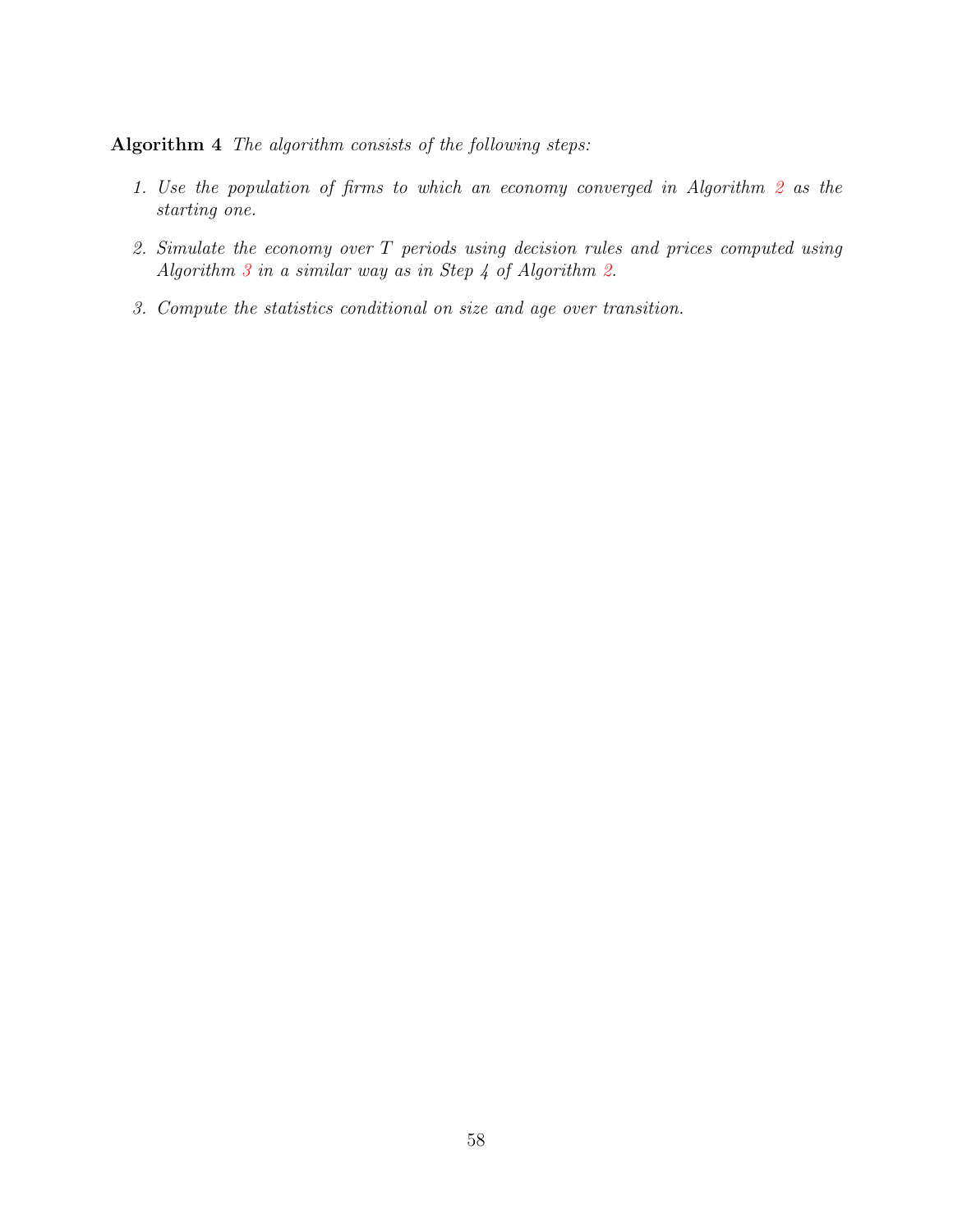**Algorithm 4** *The algorithm consists of the following steps:*

1. *Use the population of firms to which an economy converged in Algorithm 2 as the starting one.*

2. *Simulate the economy over $T$ periods using decision rules and prices computed using Algorithm 3 in a similar way as in Step 4 of Algorithm 2.*

3. *Compute the statistics conditional on size and age over transition.*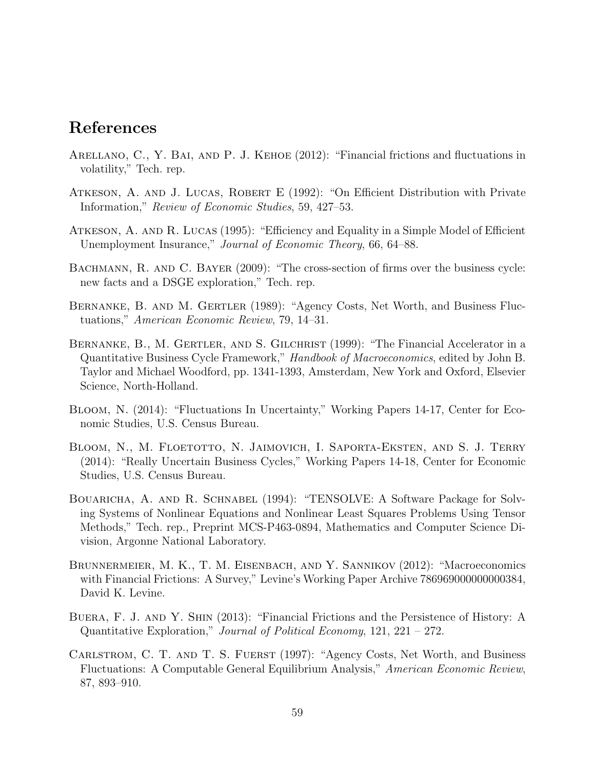# References

Arellano, C., Y. Bai, and P. J. Kehoe (2012): "Financial frictions and fluctuations in volatility," Tech. rep.

Atkeson, A. and J. Lucas, Robert E (1992): "On Efficient Distribution with Private Information," *Review of Economic Studies*, 59, 427–53.

Atkeson, A. and R. Lucas (1995): "Efficiency and Equality in a Simple Model of Efficient Unemployment Insurance," *Journal of Economic Theory*, 66, 64–88.

Bachmann, R. and C. Bayer (2009): "The cross-section of firms over the business cycle: new facts and a DSGE exploration," Tech. rep.

Bernanke, B. and M. Gertler (1989): "Agency Costs, Net Worth, and Business Fluctuations," *American Economic Review*, 79, 14–31.

Bernanke, B., M. Gertler, and S. Gilchrist (1999): "The Financial Accelerator in a Quantitative Business Cycle Framework," *Handbook of Macroeconomics*, edited by John B. Taylor and Michael Woodford, pp. 1341-1393, Amsterdam, New York and Oxford, Elsevier Science, North-Holland.

Bloom, N. (2014): "Fluctuations In Uncertainty," Working Papers 14-17, Center for Economic Studies, U.S. Census Bureau.

Bloom, N., M. Floetotto, N. Jaimovich, I. Saporta-Eksten, and S. J. Terry (2014): "Really Uncertain Business Cycles," Working Papers 14-18, Center for Economic Studies, U.S. Census Bureau.

Bouaricha, A. and R. Schnabel (1994): "TENSOLVE: A Software Package for Solving Systems of Nonlinear Equations and Nonlinear Least Squares Problems Using Tensor Methods," Tech. rep., Preprint MCS-P463-0894, Mathematics and Computer Science Division, Argonne National Laboratory.

Brunnermeier, M. K., T. M. Eisenbach, and Y. Sannikov (2012): "Macroeconomics with Financial Frictions: A Survey," Levine's Working Paper Archive 786969000000000384, David K. Levine.

Buera, F. J. and Y. Shin (2013): "Financial Frictions and the Persistence of History: A Quantitative Exploration," *Journal of Political Economy*, 121, 221 – 272.

Carlstrom, C. T. and T. S. Fuerst (1997): "Agency Costs, Net Worth, and Business Fluctuations: A Computable General Equilibrium Analysis," *American Economic Review*, 87, 893–910.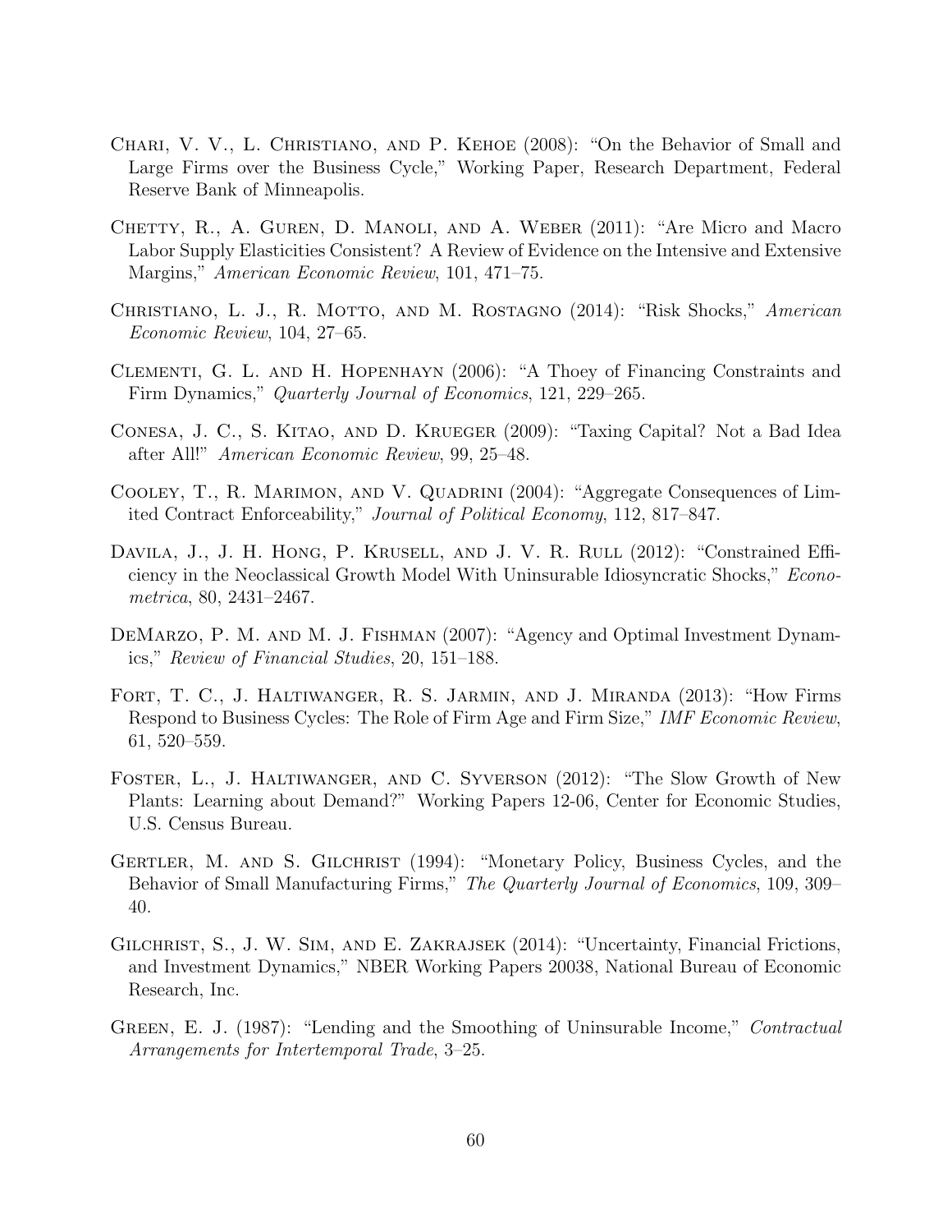Chari, V. V., L. Christiano, and P. Kehoe (2008): "On the Behavior of Small and Large Firms over the Business Cycle," Working Paper, Research Department, Federal Reserve Bank of Minneapolis.

Chetty, R., A. Guren, D. Manoli, and A. Weber (2011): "Are Micro and Macro Labor Supply Elasticities Consistent? A Review of Evidence on the Intensive and Extensive Margins," *American Economic Review*, 101, 471–75.

Christiano, L. J., R. Motto, and M. Rostagno (2014): "Risk Shocks," *American Economic Review*, 104, 27–65.

Clementi, G. L. and H. Hopenhayn (2006): "A Thoey of Financing Constraints and Firm Dynamics," *Quarterly Journal of Economics*, 121, 229–265.

Conesa, J. C., S. Kitao, and D. Krueger (2009): "Taxing Capital? Not a Bad Idea after All!" *American Economic Review*, 99, 25–48.

Cooley, T., R. Marimon, and V. Quadrini (2004): "Aggregate Consequences of Limited Contract Enforceability," *Journal of Political Economy*, 112, 817–847.

Davila, J., J. H. Hong, P. Krusell, and J. V. R. Rull (2012): "Constrained Efficiency in the Neoclassical Growth Model With Uninsurable Idiosyncratic Shocks," *Econometrica*, 80, 2431–2467.

DeMarzo, P. M. and M. J. Fishman (2007): "Agency and Optimal Investment Dynamics," *Review of Financial Studies*, 20, 151–188.

Fort, T. C., J. Haltiwanger, R. S. Jarmin, and J. Miranda (2013): "How Firms Respond to Business Cycles: The Role of Firm Age and Firm Size," *IMF Economic Review*, 61, 520–559.

Foster, L., J. Haltiwanger, and C. Syverson (2012): "The Slow Growth of New Plants: Learning about Demand?" Working Papers 12-06, Center for Economic Studies, U.S. Census Bureau.

Gertler, M. and S. Gilchrist (1994): "Monetary Policy, Business Cycles, and the Behavior of Small Manufacturing Firms," *The Quarterly Journal of Economics*, 109, 309–40.

Gilchrist, S., J. W. Sim, and E. Zakrajsek (2014): "Uncertainty, Financial Frictions, and Investment Dynamics," NBER Working Papers 20038, National Bureau of Economic Research, Inc.

Green, E. J. (1987): "Lending and the Smoothing of Uninsurable Income," *Contractual Arrangements for Intertemporal Trade*, 3–25.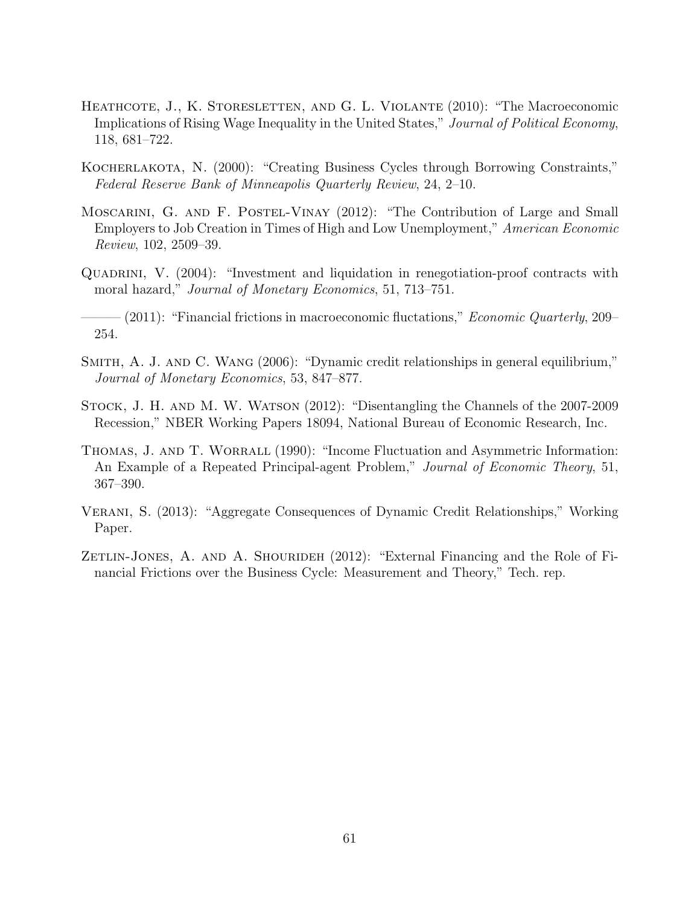Heathcote, J., K. Storesletten, and G. L. Violante (2010): "The Macroeconomic Implications of Rising Wage Inequality in the United States," *Journal of Political Economy*, 118, 681–722.

Kocherlakota, N. (2000): "Creating Business Cycles through Borrowing Constraints," *Federal Reserve Bank of Minneapolis Quarterly Review*, 24, 2–10.

Moscarini, G. and F. Postel-Vinay (2012): "The Contribution of Large and Small Employers to Job Creation in Times of High and Low Unemployment," *American Economic Review*, 102, 2509–39.

Quadrini, V. (2004): "Investment and liquidation in renegotiation-proof contracts with moral hazard," *Journal of Monetary Economics*, 51, 713–751.

——— (2011): "Financial frictions in macroeconomic fluctations," *Economic Quarterly*, 209–254.

Smith, A. J. and C. Wang (2006): "Dynamic credit relationships in general equilibrium," *Journal of Monetary Economics*, 53, 847–877.

Stock, J. H. and M. W. Watson (2012): "Disentangling the Channels of the 2007-2009 Recession," NBER Working Papers 18094, National Bureau of Economic Research, Inc.

Thomas, J. and T. Worrall (1990): "Income Fluctuation and Asymmetric Information: An Example of a Repeated Principal-agent Problem," *Journal of Economic Theory*, 51, 367–390.

Verani, S. (2013): "Aggregate Consequences of Dynamic Credit Relationships," Working Paper.

Zetlin-Jones, A. and A. Shourideh (2012): "External Financing and the Role of Financial Frictions over the Business Cycle: Measurement and Theory," Tech. rep.